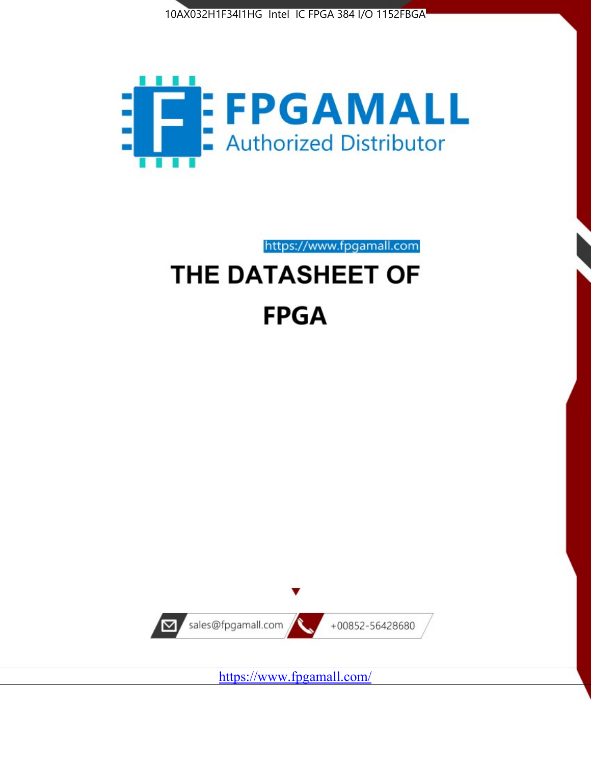10AX032H1F34I1HG Intel IC FPGA 384 I/O 1152FBGA

FPGAMALL

Authorized Distributor

https://www.fpgamall.com

# THE DATASHEET OF

# FPGA

sales@fpgamall.com

+00852-56428680

https://www.fpgamall.com/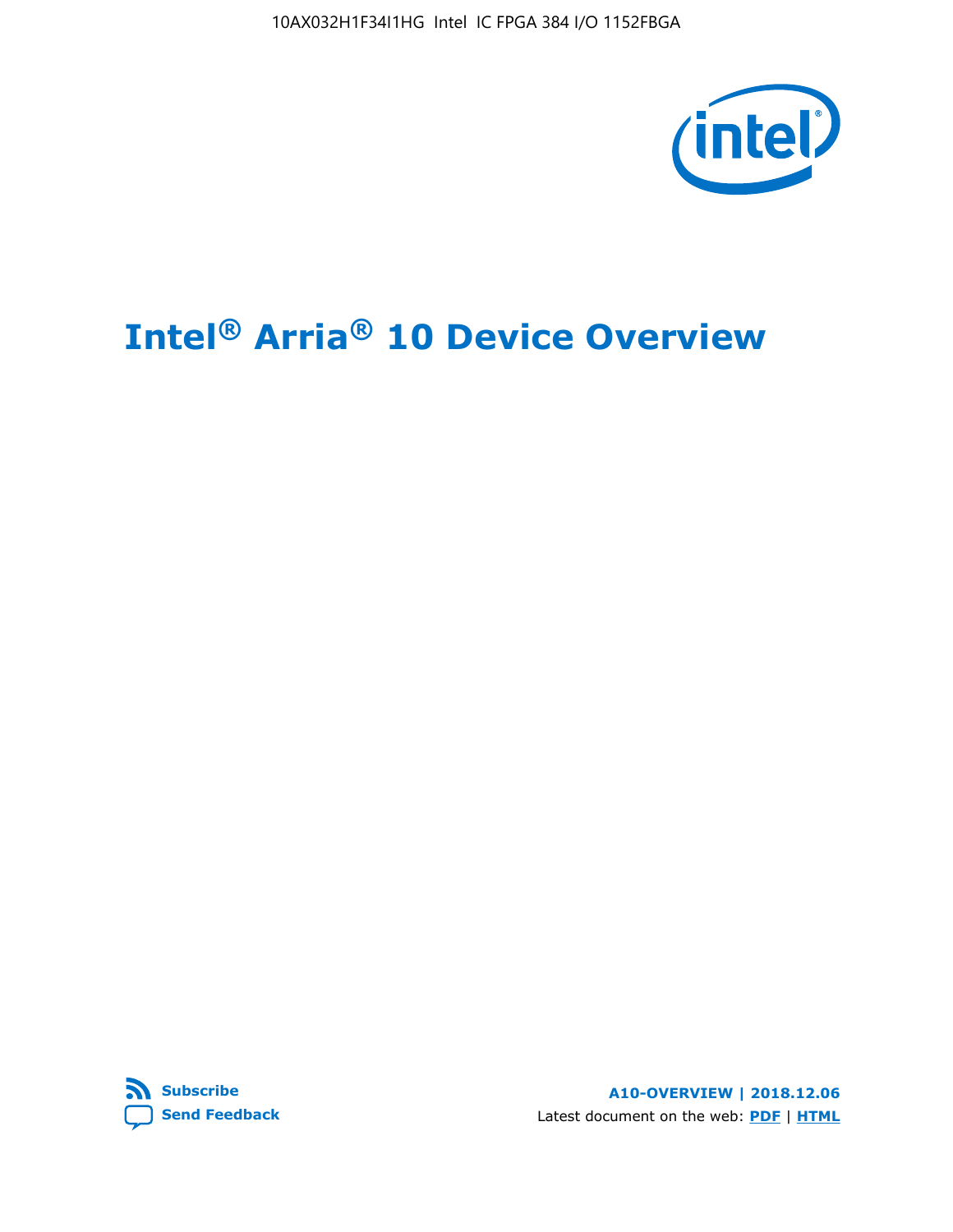# Intel® Arria® 10 Device Overview

A10-OVERVIEW | 2018.12.06

Latest document on the web: **PDF** | **HTML**

**Subscribe**

**Send Feedback**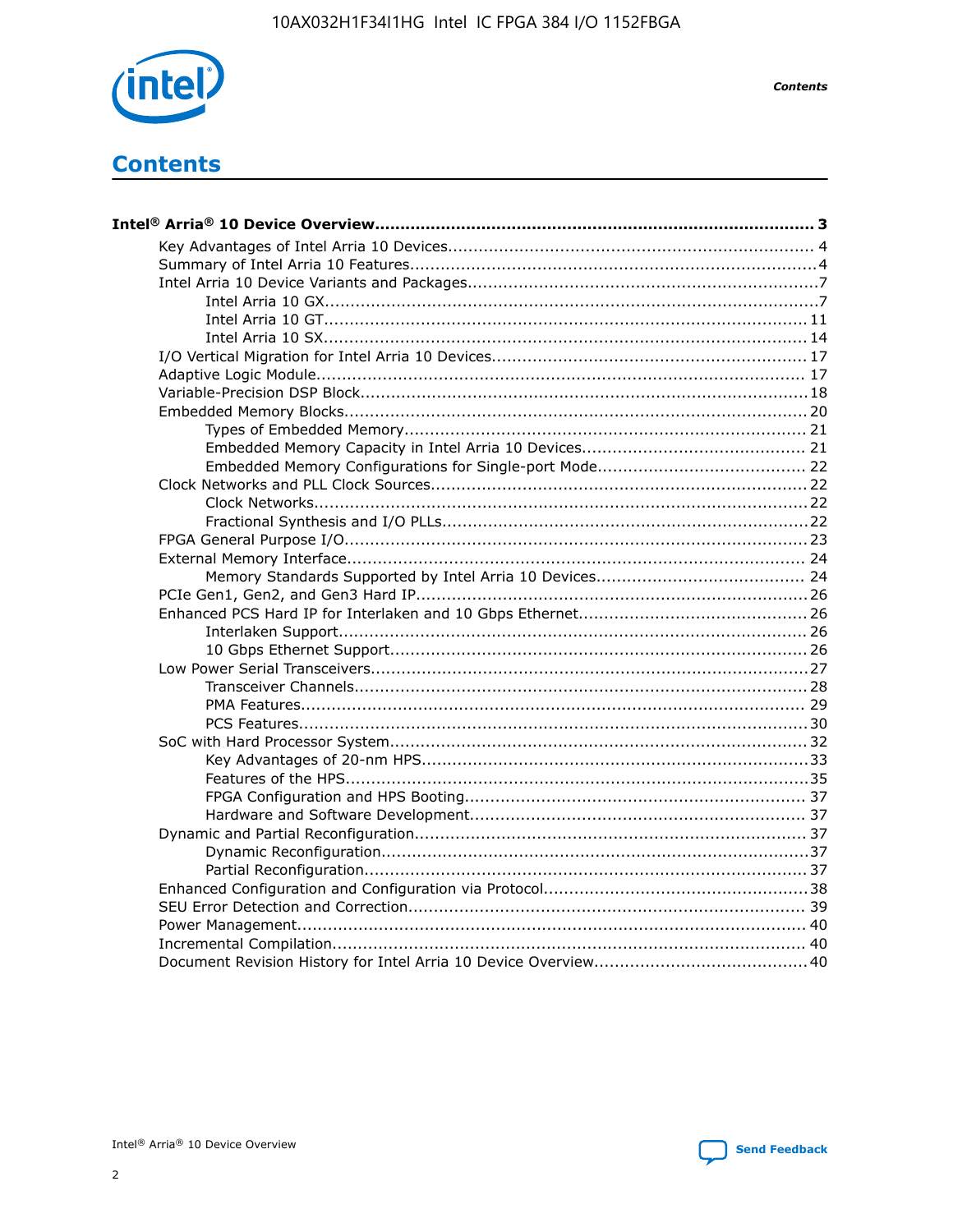# Contents

**Intel® Arria® 10 Device Overview....................................................................................... 3**

- Key Advantages of Intel Arria 10 Devices........................................................................ 4
- Summary of Intel Arria 10 Features................................................................................4
- Intel Arria 10 Device Variants and Packages.....................................................................7
    - Intel Arria 10 GX.................................................................................................7
    - Intel Arria 10 GT............................................................................................... 11
    - Intel Arria 10 SX............................................................................................... 14
- I/O Vertical Migration for Intel Arria 10 Devices.............................................................. 17
- Adaptive Logic Module................................................................................................ 17
- Variable-Precision DSP Block.........................................................................................18
- Embedded Memory Blocks........................................................................................... 20
    - Types of Embedded Memory............................................................................... 21
    - Embedded Memory Capacity in Intel Arria 10 Devices............................................ 21
    - Embedded Memory Configurations for Single-port Mode......................................... 22
- Clock Networks and PLL Clock Sources.......................................................................... 22
    - Clock Networks.................................................................................................22
    - Fractional Synthesis and I/O PLLs........................................................................22
- FPGA General Purpose I/O...........................................................................................23
- External Memory Interface.......................................................................................... 24
    - Memory Standards Supported by Intel Arria 10 Devices......................................... 24
- PCIe Gen1, Gen2, and Gen3 Hard IP.............................................................................26
- Enhanced PCS Hard IP for Interlaken and 10 Gbps Ethernet.............................................26
    - Interlaken Support............................................................................................ 26
    - 10 Gbps Ethernet Support.................................................................................. 26
- Low Power Serial Transceivers......................................................................................27
    - Transceiver Channels.........................................................................................28
    - PMA Features................................................................................................... 29
    - PCS Features....................................................................................................30
- SoC with Hard Processor System..................................................................................32
    - Key Advantages of 20-nm HPS............................................................................33
    - Features of the HPS...........................................................................................35
    - FPGA Configuration and HPS Booting................................................................... 37
    - Hardware and Software Development.................................................................. 37
- Dynamic and Partial Reconfiguration.............................................................................37
    - Dynamic Reconfiguration....................................................................................37
    - Partial Reconfiguration.......................................................................................37
- Enhanced Configuration and Configuration via Protocol....................................................38
- SEU Error Detection and Correction.............................................................................. 39
- Power Management................................................................................................... 40
- Incremental Compilation............................................................................................. 40
- Document Revision History for Intel Arria 10 Device Overview..........................................40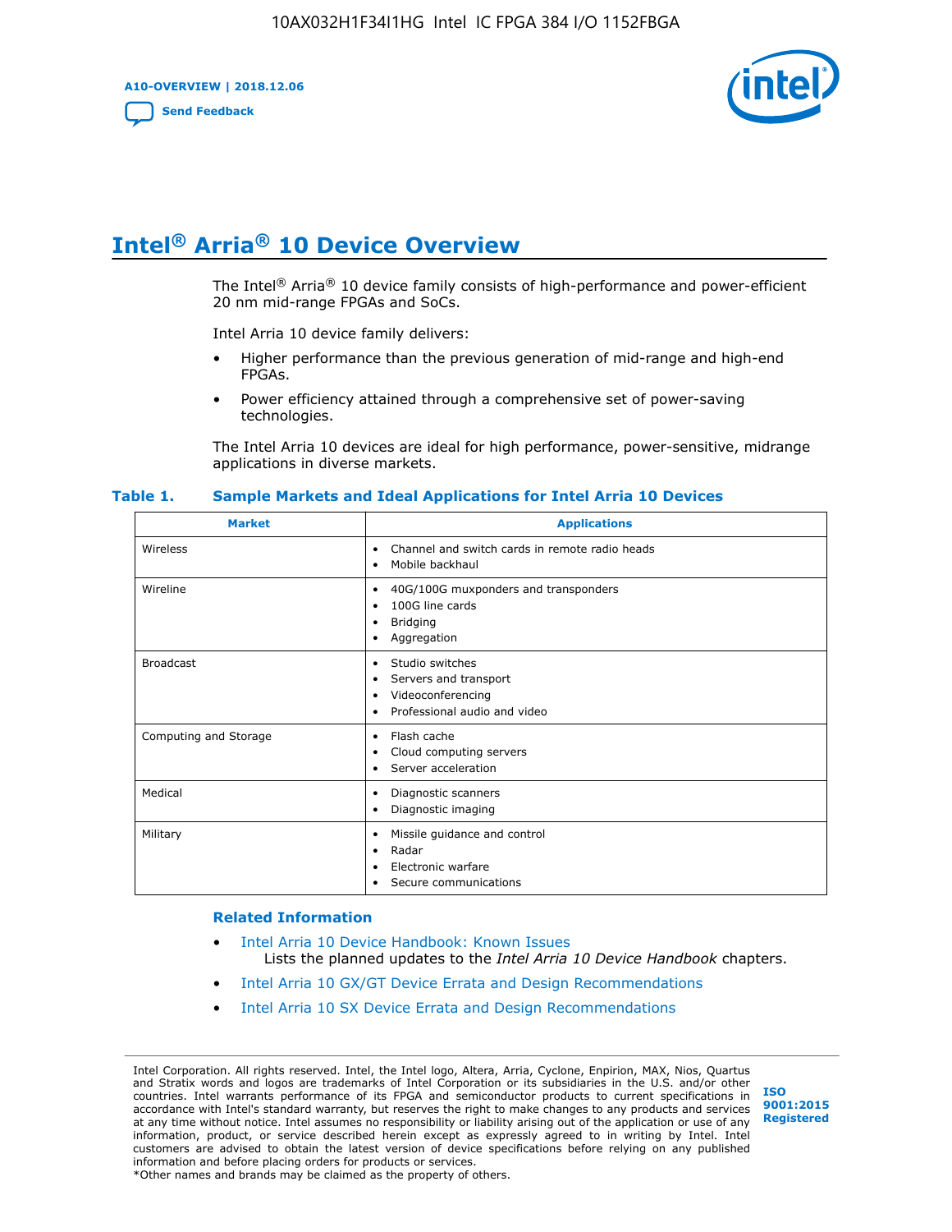# Intel® Arria® 10 Device Overview

The Intel® Arria® 10 device family consists of high-performance and power-efficient 20 nm mid-range FPGAs and SoCs.

Intel Arria 10 device family delivers:

- Higher performance than the previous generation of mid-range and high-end FPGAs.
- Power efficiency attained through a comprehensive set of power-saving technologies.

The Intel Arria 10 devices are ideal for high performance, power-sensitive, midrange applications in diverse markets.

**Table 1. Sample Markets and Ideal Applications for Intel Arria 10 Devices**

| Market | Applications |
|---|---|
| Wireless | • Channel and switch cards in remote radio heads<br>• Mobile backhaul |
| Wireline | • 40G/100G muxponders and transponders<br>• 100G line cards<br>• Bridging<br>• Aggregation |
| Broadcast | • Studio switches<br>• Servers and transport<br>• Videoconferencing<br>• Professional audio and video |
| Computing and Storage | • Flash cache<br>• Cloud computing servers<br>• Server acceleration |
| Medical | • Diagnostic scanners<br>• Diagnostic imaging |
| Military | • Missile guidance and control<br>• Radar<br>• Electronic warfare<br>• Secure communications |

### Related Information

- Intel Arria 10 Device Handbook: Known Issues
  Lists the planned updates to the *Intel Arria 10 Device Handbook* chapters.
- Intel Arria 10 GX/GT Device Errata and Design Recommendations
- Intel Arria 10 SX Device Errata and Design Recommendations

Intel Corporation. All rights reserved. Intel, the Intel logo, Altera, Arria, Cyclone, Enpirion, MAX, Nios, Quartus and Stratix words and logos are trademarks of Intel Corporation or its subsidiaries in the U.S. and/or other countries. Intel warrants performance of its FPGA and semiconductor products to current specifications in accordance with Intel's standard warranty, but reserves the right to make changes to any products and services at any time without notice. Intel assumes no responsibility or liability arising out of the application or use of any information, product, or service described herein except as expressly agreed to in writing by Intel. Intel customers are advised to obtain the latest version of device specifications before relying on any published information and before placing orders for products or services.
*Other names and brands may be claimed as the property of others.

ISO 9001:2015 Registered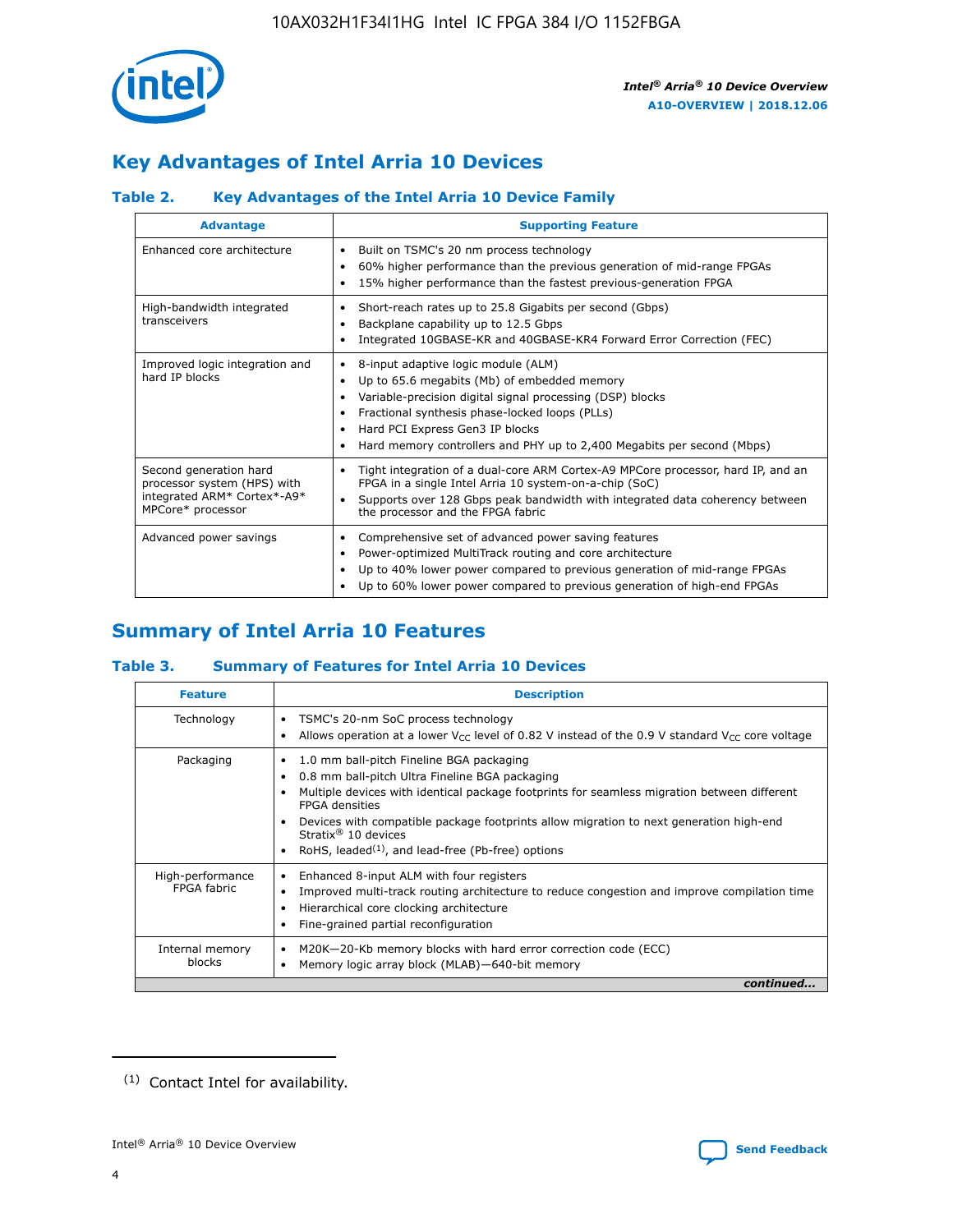## Key Advantages of Intel Arria 10 Devices

### Table 2. Key Advantages of the Intel Arria 10 Device Family

| Advantage | Supporting Feature |
|---|---|
| Enhanced core architecture | • Built on TSMC's 20 nm process technology<br>• 60% higher performance than the previous generation of mid-range FPGAs<br>• 15% higher performance than the fastest previous-generation FPGA |
| High-bandwidth integrated transceivers | • Short-reach rates up to 25.8 Gigabits per second (Gbps)<br>• Backplane capability up to 12.5 Gbps<br>• Integrated 10GBASE-KR and 40GBASE-KR4 Forward Error Correction (FEC) |
| Improved logic integration and hard IP blocks | • 8-input adaptive logic module (ALM)<br>• Up to 65.6 megabits (Mb) of embedded memory<br>• Variable-precision digital signal processing (DSP) blocks<br>• Fractional synthesis phase-locked loops (PLLs)<br>• Hard PCI Express Gen3 IP blocks<br>• Hard memory controllers and PHY up to 2,400 Megabits per second (Mbps) |
| Second generation hard processor system (HPS) with integrated ARM* Cortex*-A9* MPCore* processor | • Tight integration of a dual-core ARM Cortex-A9 MPCore processor, hard IP, and an FPGA in a single Intel Arria 10 system-on-a-chip (SoC)<br>• Supports over 128 Gbps peak bandwidth with integrated data coherency between the processor and the FPGA fabric |
| Advanced power savings | • Comprehensive set of advanced power saving features<br>• Power-optimized MultiTrack routing and core architecture<br>• Up to 40% lower power compared to previous generation of mid-range FPGAs<br>• Up to 60% lower power compared to previous generation of high-end FPGAs |

## Summary of Intel Arria 10 Features

### Table 3. Summary of Features for Intel Arria 10 Devices

| Feature | Description |
|---|---|
| Technology | • TSMC's 20-nm SoC process technology<br>• Allows operation at a lower $V_{CC}$ level of 0.82 V instead of the 0.9 V standard $V_{CC}$ core voltage |
| Packaging | • 1.0 mm ball-pitch Fineline BGA packaging<br>• 0.8 mm ball-pitch Ultra Fineline BGA packaging<br>• Multiple devices with identical package footprints for seamless migration between different FPGA densities<br>• Devices with compatible package footprints allow migration to next generation high-end Stratix® 10 devices<br>• RoHS, leaded[(1)], and lead-free (Pb-free) options |
| High-performance FPGA fabric | • Enhanced 8-input ALM with four registers<br>• Improved multi-track routing architecture to reduce congestion and improve compilation time<br>• Hierarchical core clocking architecture<br>• Fine-grained partial reconfiguration |
| Internal memory blocks | • M20K—20-Kb memory blocks with hard error correction code (ECC)<br>• Memory logic array block (MLAB)—640-bit memory |

*continued...*

(1) Contact Intel for availability.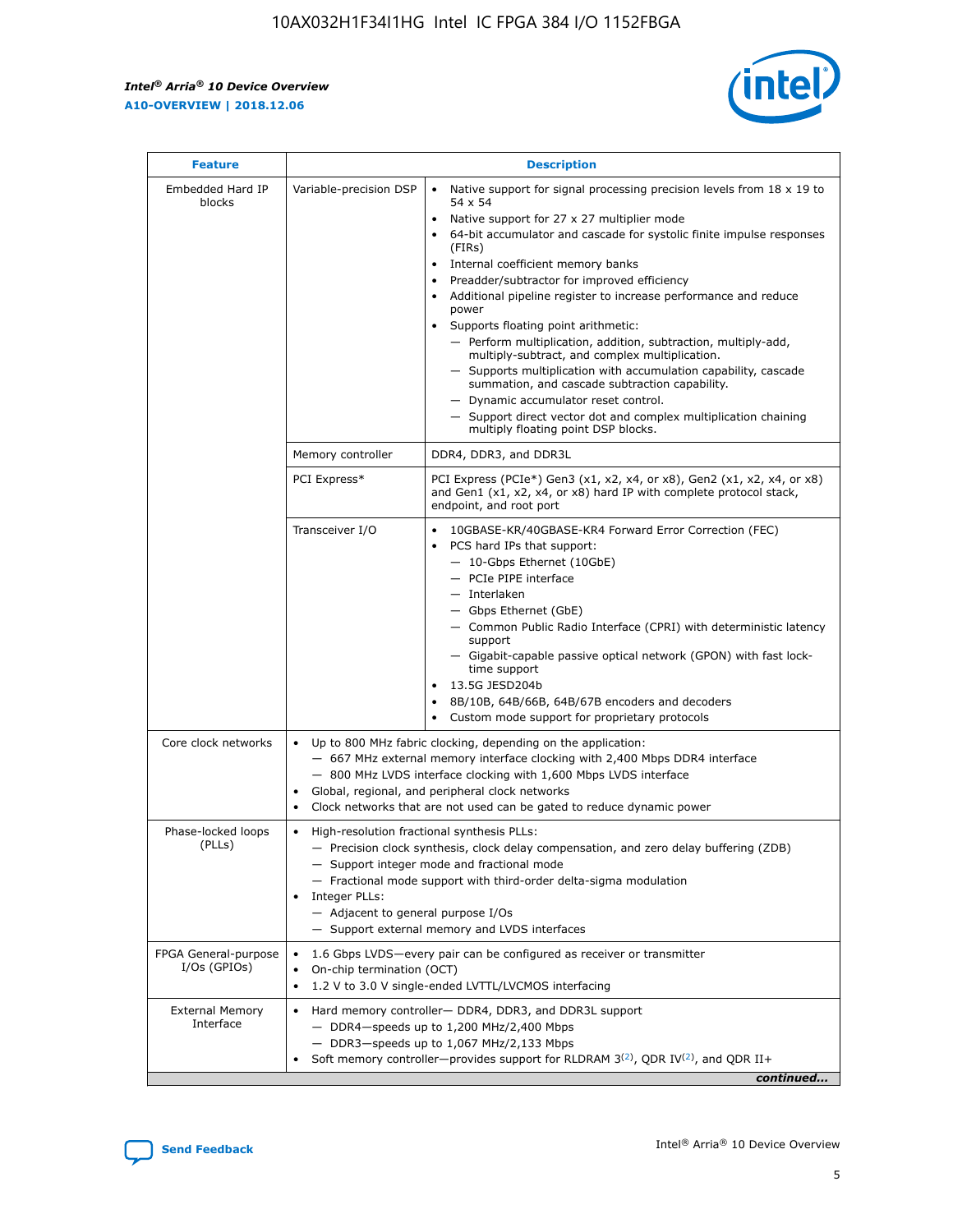| Feature | Description | |
|---|---|---|
| Embedded Hard IP blocks | Variable-precision DSP | • Native support for signal processing precision levels from 18 x 19 to 54 x 54<br>• Native support for 27 x 27 multiplier mode<br>• 64-bit accumulator and cascade for systolic finite impulse responses (FIRs)<br>• Internal coefficient memory banks<br>• Preadder/subtractor for improved efficiency<br>• Additional pipeline register to increase performance and reduce power<br>• Supports floating point arithmetic:<br>— Perform multiplication, addition, subtraction, multiply-add, multiply-subtract, and complex multiplication.<br>— Supports multiplication with accumulation capability, cascade summation, and cascade subtraction capability.<br>— Dynamic accumulator reset control.<br>— Support direct vector dot and complex multiplication chaining multiply floating point DSP blocks. |
| | Memory controller | DDR4, DDR3, and DDR3L |
| | PCI Express* | PCI Express (PCIe*) Gen3 (x1, x2, x4, or x8), Gen2 (x1, x2, x4, or x8) and Gen1 (x1, x2, x4, or x8) hard IP with complete protocol stack, endpoint, and root port |
| | Transceiver I/O | • 10GBASE-KR/40GBASE-KR4 Forward Error Correction (FEC)<br>• PCS hard IPs that support:<br>— 10-Gbps Ethernet (10GbE)<br>— PCIe PIPE interface<br>— Interlaken<br>— Gbps Ethernet (GbE)<br>— Common Public Radio Interface (CPRI) with deterministic latency support<br>— Gigabit-capable passive optical network (GPON) with fast lock-time support<br>• 13.5G JESD204b<br>• 8B/10B, 64B/66B, 64B/67B encoders and decoders<br>• Custom mode support for proprietary protocols |
| Core clock networks | • Up to 800 MHz fabric clocking, depending on the application:<br>— 667 MHz external memory interface clocking with 2,400 Mbps DDR4 interface<br>— 800 MHz LVDS interface clocking with 1,600 Mbps LVDS interface<br>• Global, regional, and peripheral clock networks<br>• Clock networks that are not used can be gated to reduce dynamic power | |
| Phase-locked loops (PLLs) | • High-resolution fractional synthesis PLLs:<br>— Precision clock synthesis, clock delay compensation, and zero delay buffering (ZDB)<br>— Support integer mode and fractional mode<br>— Fractional mode support with third-order delta-sigma modulation<br>• Integer PLLs:<br>— Adjacent to general purpose I/Os<br>— Support external memory and LVDS interfaces | |
| FPGA General-purpose I/Os (GPIOs) | • 1.6 Gbps LVDS—every pair can be configured as receiver or transmitter<br>• On-chip termination (OCT)<br>• 1.2 V to 3.0 V single-ended LVTTL/LVCMOS interfacing | |
| External Memory Interface | • Hard memory controller— DDR4, DDR3, and DDR3L support<br>— DDR4—speeds up to 1,200 MHz/2,400 Mbps<br>— DDR3—speeds up to 1,067 MHz/2,133 Mbps<br>• Soft memory controller—provides support for RLDRAM 3[(2)], QDR IV[(2)], and QDR II+ | |

*continued...*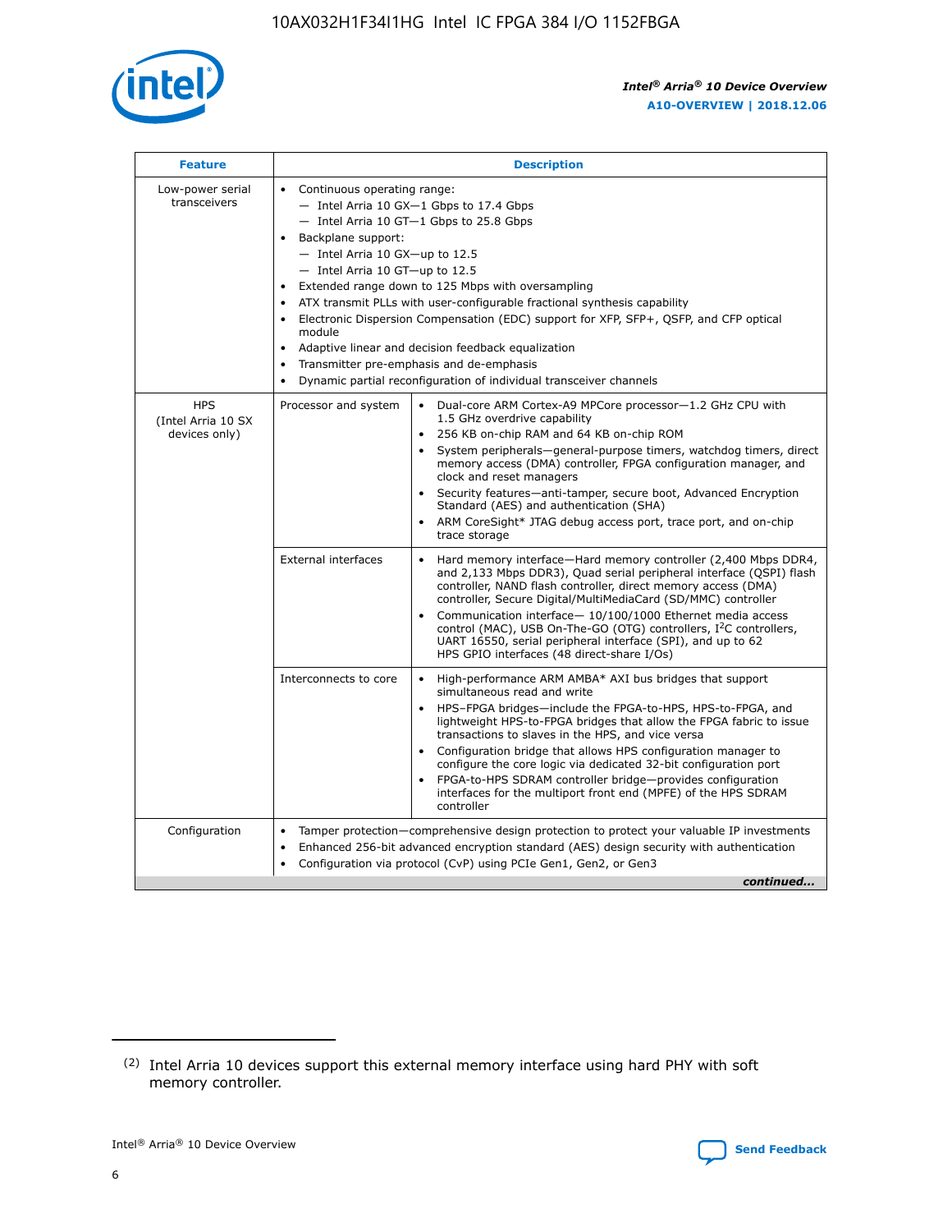| Feature | Description | |
|---|---|---|
| Low-power serial transceivers | • Continuous operating range:<br>— Intel Arria 10 GX—1 Gbps to 17.4 Gbps<br>— Intel Arria 10 GT—1 Gbps to 25.8 Gbps<br>• Backplane support:<br>— Intel Arria 10 GX—up to 12.5<br>— Intel Arria 10 GT—up to 12.5<br>• Extended range down to 125 Mbps with oversampling<br>• ATX transmit PLLs with user-configurable fractional synthesis capability<br>• Electronic Dispersion Compensation (EDC) support for XFP, SFP+, QSFP, and CFP optical module<br>• Adaptive linear and decision feedback equalization<br>• Transmitter pre-emphasis and de-emphasis<br>• Dynamic partial reconfiguration of individual transceiver channels | |
| HPS (Intel Arria 10 SX devices only) | Processor and system | • Dual-core ARM Cortex-A9 MPCore processor—1.2 GHz CPU with 1.5 GHz overdrive capability<br>• 256 KB on-chip RAM and 64 KB on-chip ROM<br>• System peripherals—general-purpose timers, watchdog timers, direct memory access (DMA) controller, FPGA configuration manager, and clock and reset managers<br>• Security features—anti-tamper, secure boot, Advanced Encryption Standard (AES) and authentication (SHA)<br>• ARM CoreSight* JTAG debug access port, trace port, and on-chip trace storage |
| | External interfaces | • Hard memory interface—Hard memory controller (2,400 Mbps DDR4, and 2,133 Mbps DDR3), Quad serial peripheral interface (QSPI) flash controller, NAND flash controller, direct memory access (DMA) controller, Secure Digital/MultiMediaCard (SD/MMC) controller<br>• Communication interface— 10/100/1000 Ethernet media access control (MAC), USB On-The-GO (OTG) controllers, I²C controllers, UART 16550, serial peripheral interface (SPI), and up to 62 HPS GPIO interfaces (48 direct-share I/Os) |
| | Interconnects to core | • High-performance ARM AMBA* AXI bus bridges that support simultaneous read and write<br>• HPS–FPGA bridges—include the FPGA-to-HPS, HPS-to-FPGA, and lightweight HPS-to-FPGA bridges that allow the FPGA fabric to issue transactions to slaves in the HPS, and vice versa<br>• Configuration bridge that allows HPS configuration manager to configure the core logic via dedicated 32-bit configuration port<br>• FPGA-to-HPS SDRAM controller bridge—provides configuration interfaces for the multiport front end (MPFE) of the HPS SDRAM controller |
| Configuration | • Tamper protection—comprehensive design protection to protect your valuable IP investments<br>• Enhanced 256-bit advanced encryption standard (AES) design security with authentication<br>• Configuration via protocol (CvP) using PCIe Gen1, Gen2, or Gen3 | |

*continued...*

(2) Intel Arria 10 devices support this external memory interface using hard PHY with soft memory controller.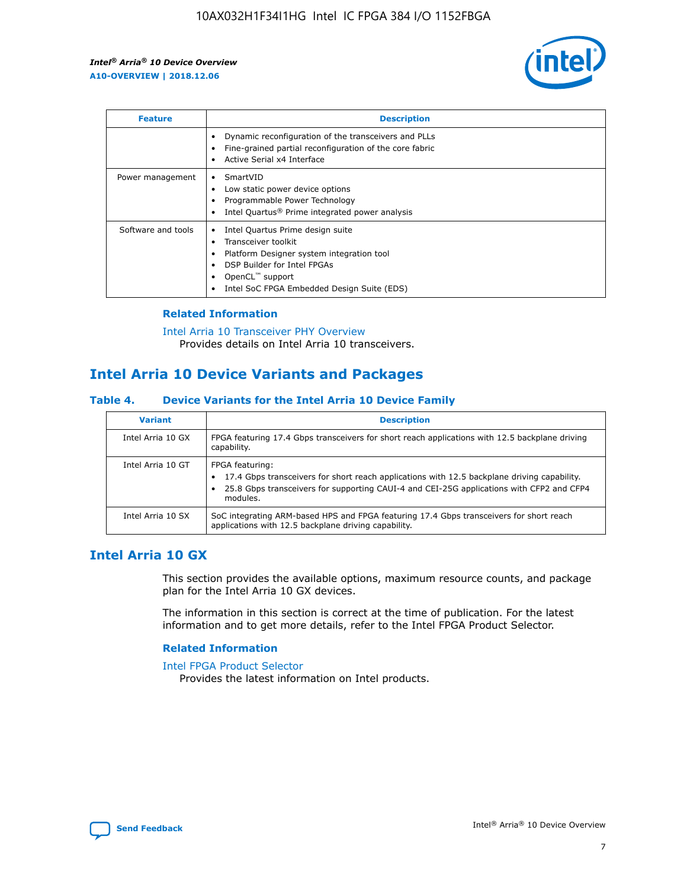| Feature | Description |
| --- | --- |
| | • Dynamic reconfiguration of the transceivers and PLLs<br>• Fine-grained partial reconfiguration of the core fabric<br>• Active Serial x4 Interface |
| Power management | • SmartVID<br>• Low static power device options<br>• Programmable Power Technology<br>• Intel Quartus® Prime integrated power analysis |
| Software and tools | • Intel Quartus Prime design suite<br>• Transceiver toolkit<br>• Platform Designer system integration tool<br>• DSP Builder for Intel FPGAs<br>• OpenCL™ support<br>• Intel SoC FPGA Embedded Design Suite (EDS) |

### Related Information

Intel Arria 10 Transceiver PHY Overview
Provides details on Intel Arria 10 transceivers.

## Intel Arria 10 Device Variants and Packages

### Table 4. Device Variants for the Intel Arria 10 Device Family

| Variant | Description |
| --- | --- |
| Intel Arria 10 GX | FPGA featuring 17.4 Gbps transceivers for short reach applications with 12.5 backplane driving capability. |
| Intel Arria 10 GT | FPGA featuring:<br>• 17.4 Gbps transceivers for short reach applications with 12.5 backplane driving capability.<br>• 25.8 Gbps transceivers for supporting CAUI-4 and CEI-25G applications with CFP2 and CFP4 modules. |
| Intel Arria 10 SX | SoC integrating ARM-based HPS and FPGA featuring 17.4 Gbps transceivers for short reach applications with 12.5 backplane driving capability. |

## Intel Arria 10 GX

This section provides the available options, maximum resource counts, and package plan for the Intel Arria 10 GX devices.

The information in this section is correct at the time of publication. For the latest information and to get more details, refer to the Intel FPGA Product Selector.

### Related Information

Intel FPGA Product Selector
Provides the latest information on Intel products.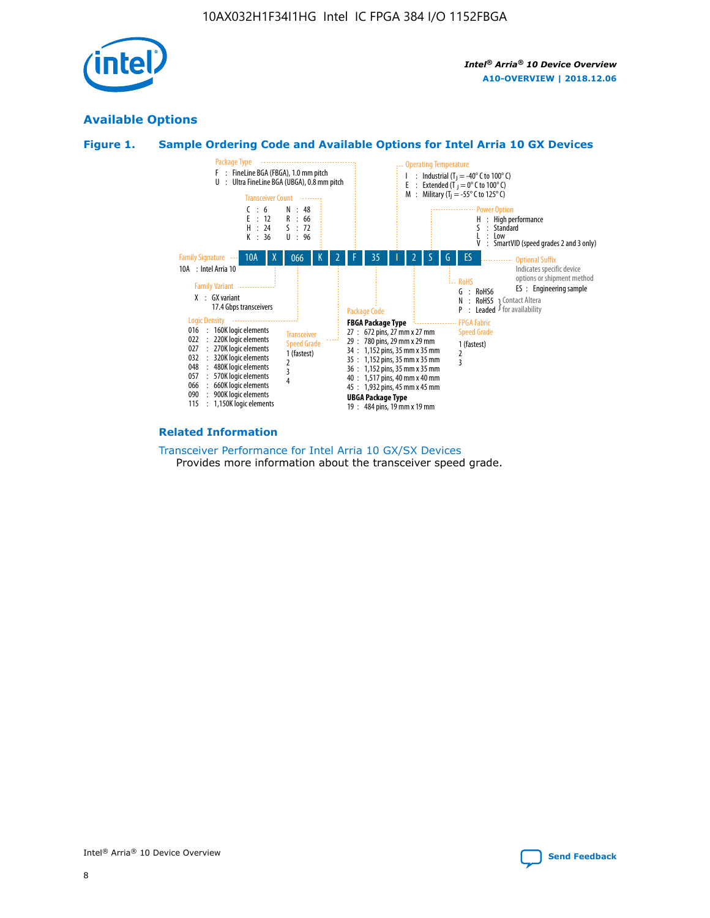## Available Options

### Figure 1. Sample Ordering Code and Available Options for Intel Arria 10 GX Devices

Family Signature
10A : Intel Arria 10

Family Variant
X : GX variant
17.4 Gbps transceivers

Logic Density
016 : 160K logic elements
022 : 220K logic elements
027 : 270K logic elements
032 : 320K logic elements
048 : 480K logic elements
057 : 570K logic elements
066 : 660K logic elements
090 : 900K logic elements
115 : 1,150K logic elements

Package Type
F : FineLine BGA (FBGA), 1.0 mm pitch
U : Ultra FineLine BGA (UBGA), 0.8 mm pitch

Transceiver Count
C : 6
E : 12
H : 24
K : 36
N : 48
R : 66
S : 72
U : 96

Transceiver Speed Grade
1 (fastest)
2
3
4

10A X 066 K 2 F 35 I 2 S G ES

Package Code
**FBGA Package Type**
27 : 672 pins, 27 mm x 27 mm
29 : 780 pins, 29 mm x 29 mm
34 : 1,152 pins, 35 mm x 35 mm
35 : 1,152 pins, 35 mm x 35 mm
36 : 1,152 pins, 35 mm x 35 mm
40 : 1,517 pins, 40 mm x 40 mm
45 : 1,932 pins, 45 mm x 45 mm
**UBGA Package Type**
19 : 484 pins, 19 mm x 19 mm

Operating Temperature
I : Industrial ($T_J$ = -40° C to 100° C)
E : Extended ($T_J$ = 0° C to 100° C)
M : Military ($T_J$ = -55° C to 125° C)

Power Option
H : High performance
S : Standard
L : Low
V : SmartVID (speed grades 2 and 3 only)

Optional Suffix
Indicates specific device options or shipment method
ES : Engineering sample

RoHS
G : RoHS6
N : RoHS5
P : Leaded
Contact Altera for availability

FPGA Fabric Speed Grade
1 (fastest)
2
3

### Related Information

Transceiver Performance for Intel Arria 10 GX/SX Devices
Provides more information about the transceiver speed grade.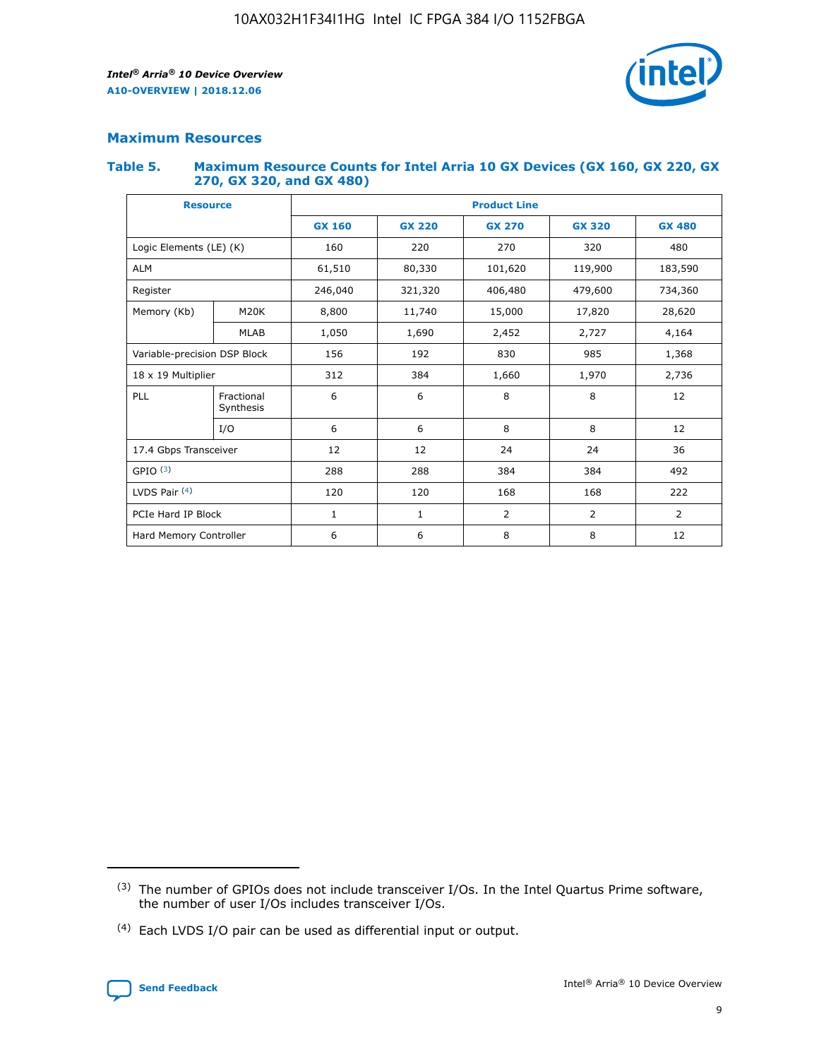## Maximum Resources

### Table 5. Maximum Resource Counts for Intel Arria 10 GX Devices (GX 160, GX 220, GX 270, GX 320, and GX 480)

| Resource | | Product Line | | | | |
|---|---|---|---|---|---|---|
| | | GX 160 | GX 220 | GX 270 | GX 320 | GX 480 |
| Logic Elements (LE) (K) | | 160 | 220 | 270 | 320 | 480 |
| ALM | | 61,510 | 80,330 | 101,620 | 119,900 | 183,590 |
| Register | | 246,040 | 321,320 | 406,480 | 479,600 | 734,360 |
| Memory (Kb) | M20K | 8,800 | 11,740 | 15,000 | 17,820 | 28,620 |
| | MLAB | 1,050 | 1,690 | 2,452 | 2,727 | 4,164 |
| Variable-precision DSP Block | | 156 | 192 | 830 | 985 | 1,368 |
| 18 x 19 Multiplier | | 312 | 384 | 1,660 | 1,970 | 2,736 |
| PLL | Fractional Synthesis | 6 | 6 | 8 | 8 | 12 |
| | I/O | 6 | 6 | 8 | 8 | 12 |
| 17.4 Gbps Transceiver | | 12 | 12 | 24 | 24 | 36 |
| GPIO (3) | | 288 | 288 | 384 | 384 | 492 |
| LVDS Pair (4) | | 120 | 120 | 168 | 168 | 222 |
| PCIe Hard IP Block | | 1 | 1 | 2 | 2 | 2 |
| Hard Memory Controller | | 6 | 6 | 8 | 8 | 12 |

(3) The number of GPIOs does not include transceiver I/Os. In the Intel Quartus Prime software, the number of user I/Os includes transceiver I/Os.

(4) Each LVDS I/O pair can be used as differential input or output.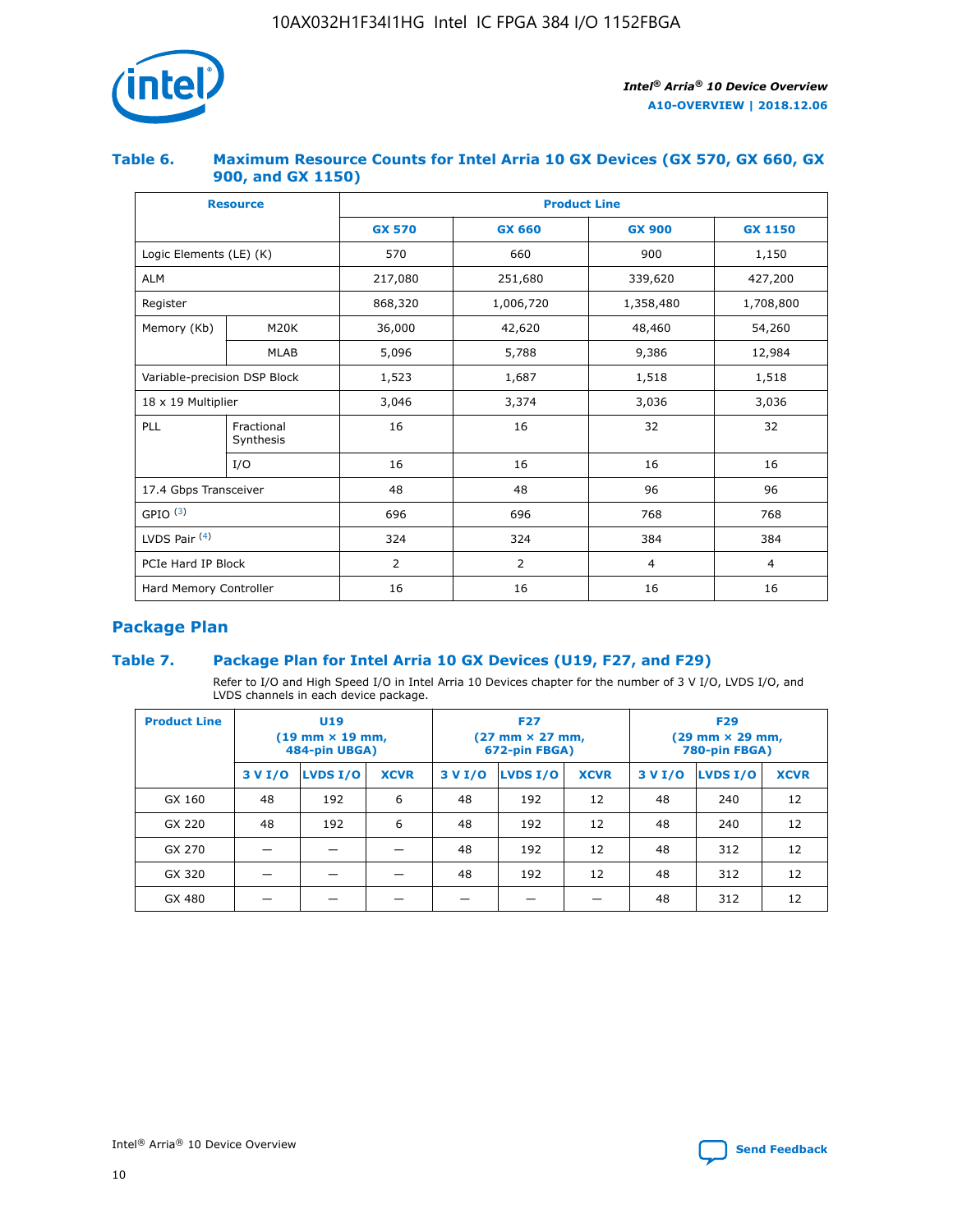## Table 6. Maximum Resource Counts for Intel Arria 10 GX Devices (GX 570, GX 660, GX 900, and GX 1150)

| Resource | | Product Line | | | |
|---|---|---|---|---|---|
| | | GX 570 | GX 660 | GX 900 | GX 1150 |
| Logic Elements (LE) (K) | | 570 | 660 | 900 | 1,150 |
| ALM | | 217,080 | 251,680 | 339,620 | 427,200 |
| Register | | 868,320 | 1,006,720 | 1,358,480 | 1,708,800 |
| Memory (Kb) | M20K | 36,000 | 42,620 | 48,460 | 54,260 |
| | MLAB | 5,096 | 5,788 | 9,386 | 12,984 |
| Variable-precision DSP Block | | 1,523 | 1,687 | 1,518 | 1,518 |
| 18 x 19 Multiplier | | 3,046 | 3,374 | 3,036 | 3,036 |
| PLL | Fractional Synthesis | 16 | 16 | 32 | 32 |
| | I/O | 16 | 16 | 16 | 16 |
| 17.4 Gbps Transceiver | | 48 | 48 | 96 | 96 |
| GPIO [(3)] | | 696 | 696 | 768 | 768 |
| LVDS Pair [(4)] | | 324 | 324 | 384 | 384 |
| PCIe Hard IP Block | | 2 | 2 | 4 | 4 |
| Hard Memory Controller | | 16 | 16 | 16 | 16 |

## Package Plan

## Table 7. Package Plan for Intel Arria 10 GX Devices (U19, F27, and F29)

Refer to I/O and High Speed I/O in Intel Arria 10 Devices chapter for the number of 3 V I/O, LVDS I/O, and LVDS channels in each device package.

| Product Line | U19 (19 mm × 19 mm, 484-pin UBGA) | | | F27 (27 mm × 27 mm, 672-pin FBGA) | | | F29 (29 mm × 29 mm, 780-pin FBGA) | | |
|---|---|---|---|---|---|---|---|---|---|
| | 3 V I/O | LVDS I/O | XCVR | 3 V I/O | LVDS I/O | XCVR | 3 V I/O | LVDS I/O | XCVR |
| GX 160 | 48 | 192 | 6 | 48 | 192 | 12 | 48 | 240 | 12 |
| GX 220 | 48 | 192 | 6 | 48 | 192 | 12 | 48 | 240 | 12 |
| GX 270 | — | — | — | 48 | 192 | 12 | 48 | 312 | 12 |
| GX 320 | — | — | — | 48 | 192 | 12 | 48 | 312 | 12 |
| GX 480 | — | — | — | — | — | — | 48 | 312 | 12 |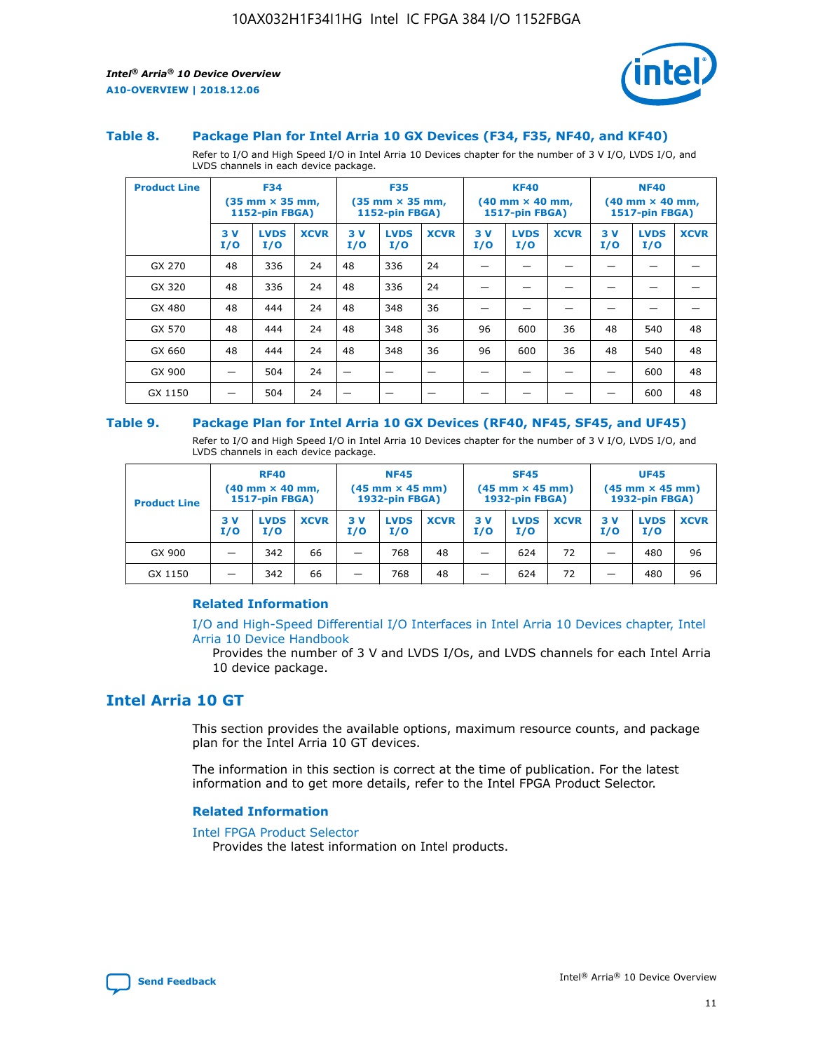### Table 8. Package Plan for Intel Arria 10 GX Devices (F34, F35, NF40, and KF40)

Refer to I/O and High Speed I/O in Intel Arria 10 Devices chapter for the number of 3 V I/O, LVDS I/O, and LVDS channels in each device package.

| Product Line | F34 (35 mm × 35 mm, 1152-pin FBGA) | | | F35 (35 mm × 35 mm, 1152-pin FBGA) | | | KF40 (40 mm × 40 mm, 1517-pin FBGA) | | | NF40 (40 mm × 40 mm, 1517-pin FBGA) | | |
|---|---|---|---|---|---|---|---|---|---|---|---|---|
| | 3 V I/O | LVDS I/O | XCVR | 3 V I/O | LVDS I/O | XCVR | 3 V I/O | LVDS I/O | XCVR | 3 V I/O | LVDS I/O | XCVR |
| GX 270 | 48 | 336 | 24 | 48 | 336 | 24 | — | — | — | — | — | — |
| GX 320 | 48 | 336 | 24 | 48 | 336 | 24 | — | — | — | — | — | — |
| GX 480 | 48 | 444 | 24 | 48 | 348 | 36 | — | — | — | — | — | — |
| GX 570 | 48 | 444 | 24 | 48 | 348 | 36 | 96 | 600 | 36 | 48 | 540 | 48 |
| GX 660 | 48 | 444 | 24 | 48 | 348 | 36 | 96 | 600 | 36 | 48 | 540 | 48 |
| GX 900 | — | 504 | 24 | — | — | — | — | — | — | — | 600 | 48 |
| GX 1150 | — | 504 | 24 | — | — | — | — | — | — | — | 600 | 48 |

### Table 9. Package Plan for Intel Arria 10 GX Devices (RF40, NF45, SF45, and UF45)

Refer to I/O and High Speed I/O in Intel Arria 10 Devices chapter for the number of 3 V I/O, LVDS I/O, and LVDS channels in each device package.

| Product Line | RF40 (40 mm × 40 mm, 1517-pin FBGA) | | | NF45 (45 mm × 45 mm) 1932-pin FBGA) | | | SF45 (45 mm × 45 mm) 1932-pin FBGA) | | | UF45 (45 mm × 45 mm) 1932-pin FBGA) | | |
|---|---|---|---|---|---|---|---|---|---|---|---|---|
| | 3 V I/O | LVDS I/O | XCVR | 3 V I/O | LVDS I/O | XCVR | 3 V I/O | LVDS I/O | XCVR | 3 V I/O | LVDS I/O | XCVR |
| GX 900 | — | 342 | 66 | — | 768 | 48 | — | 624 | 72 | — | 480 | 96 |
| GX 1150 | — | 342 | 66 | — | 768 | 48 | — | 624 | 72 | — | 480 | 96 |

#### Related Information

I/O and High-Speed Differential I/O Interfaces in Intel Arria 10 Devices chapter, Intel Arria 10 Device Handbook

Provides the number of 3 V and LVDS I/Os, and LVDS channels for each Intel Arria 10 device package.

## Intel Arria 10 GT

This section provides the available options, maximum resource counts, and package plan for the Intel Arria 10 GT devices.

The information in this section is correct at the time of publication. For the latest information and to get more details, refer to the Intel FPGA Product Selector.

#### Related Information

Intel FPGA Product Selector

Provides the latest information on Intel products.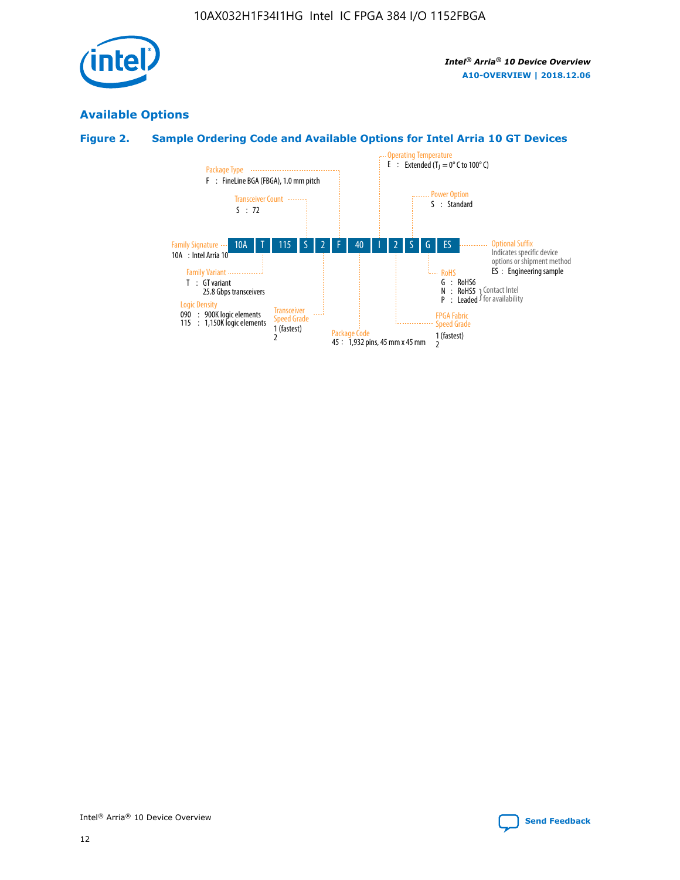## Available Options

### Figure 2. Sample Ordering Code and Available Options for Intel Arria 10 GT Devices

10A T 115 S 2 F 40 I 2 S G ES

Family Signature
10A : Intel Arria 10

Family Variant
T : GT variant
25.8 Gbps transceivers

Logic Density
090 : 900K logic elements
115 : 1,150K logic elements

Transceiver Count
S : 72

Transceiver Speed Grade
1 (fastest)
2

Package Type
F : FineLine BGA (FBGA), 1.0 mm pitch

Package Code
45 : 1,932 pins, 45 mm x 45 mm

Operating Temperature
E : Extended ($T_J$ = 0° C to 100° C)

FPGA Fabric Speed Grade
1 (fastest)
2

Power Option
S : Standard

RoHS
G : RoHS6
N : RoHS5
P : Leaded
Contact Intel for availability

Optional Suffix
Indicates specific device options or shipment method
ES : Engineering sample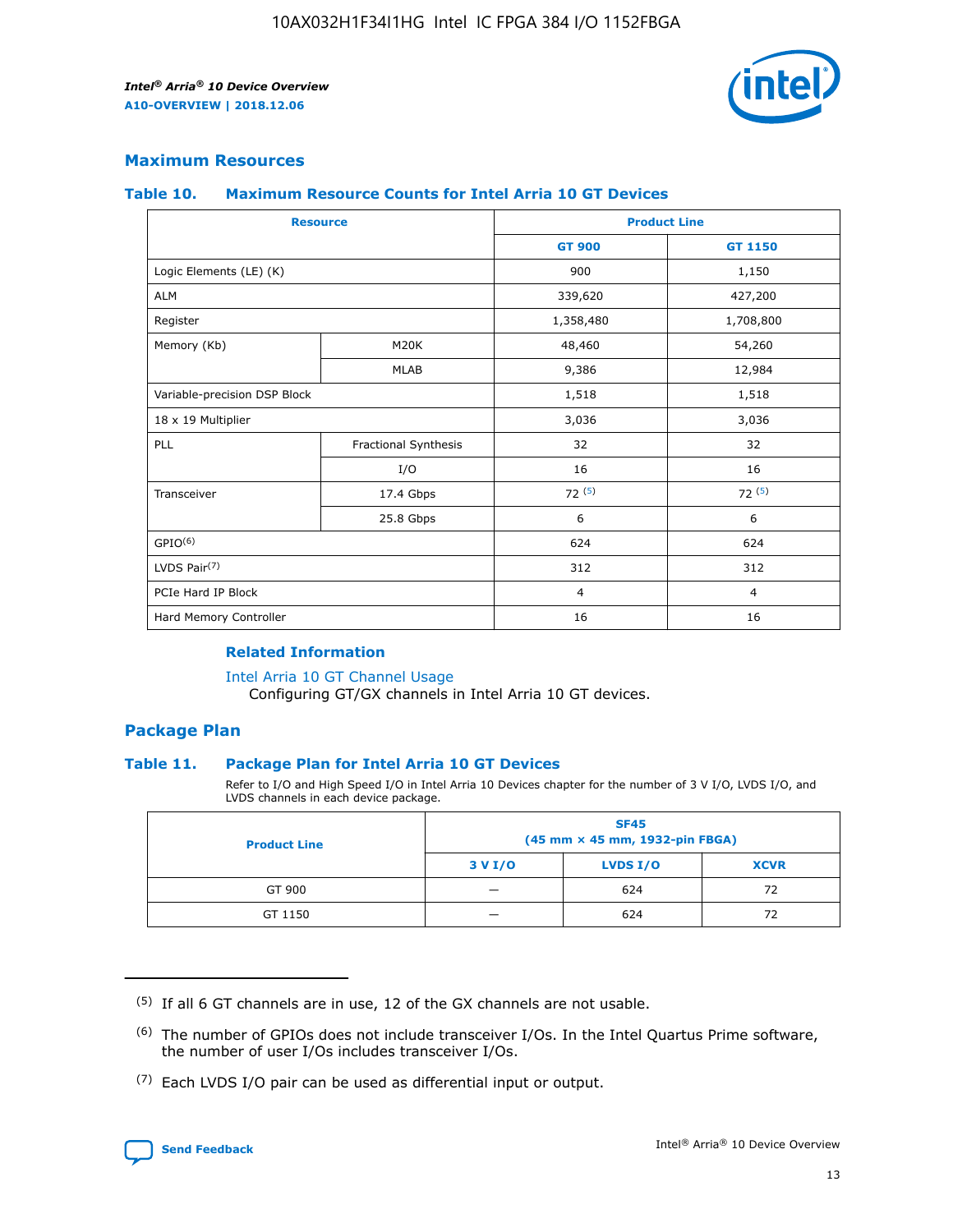## Maximum Resources

### Table 10. Maximum Resource Counts for Intel Arria 10 GT Devices

| Resource | | Product Line | |
|---|---|---|---|
| | | GT 900 | GT 1150 |
| Logic Elements (LE) (K) | | 900 | 1,150 |
| ALM | | 339,620 | 427,200 |
| Register | | 1,358,480 | 1,708,800 |
| Memory (Kb) | M20K | 48,460 | 54,260 |
| | MLAB | 9,386 | 12,984 |
| Variable-precision DSP Block | | 1,518 | 1,518 |
| 18 x 19 Multiplier | | 3,036 | 3,036 |
| PLL | Fractional Synthesis | 32 | 32 |
| | I/O | 16 | 16 |
| Transceiver | 17.4 Gbps | 72 (5) | 72 (5) |
| | 25.8 Gbps | 6 | 6 |
| GPIO(6) | | 624 | 624 |
| LVDS Pair(7) | | 312 | 312 |
| PCIe Hard IP Block | | 4 | 4 |
| Hard Memory Controller | | 16 | 16 |

#### Related Information

Intel Arria 10 GT Channel Usage
Configuring GT/GX channels in Intel Arria 10 GT devices.

## Package Plan

### Table 11. Package Plan for Intel Arria 10 GT Devices

Refer to I/O and High Speed I/O in Intel Arria 10 Devices chapter for the number of 3 V I/O, LVDS I/O, and LVDS channels in each device package.

| Product Line | SF45 (45 mm × 45 mm, 1932-pin FBGA) | | |
|---|---|---|---|
| | 3 V I/O | LVDS I/O | XCVR |
| GT 900 | — | 624 | 72 |
| GT 1150 | — | 624 | 72 |

(5) If all 6 GT channels are in use, 12 of the GX channels are not usable.

(6) The number of GPIOs does not include transceiver I/Os. In the Intel Quartus Prime software, the number of user I/Os includes transceiver I/Os.

(7) Each LVDS I/O pair can be used as differential input or output.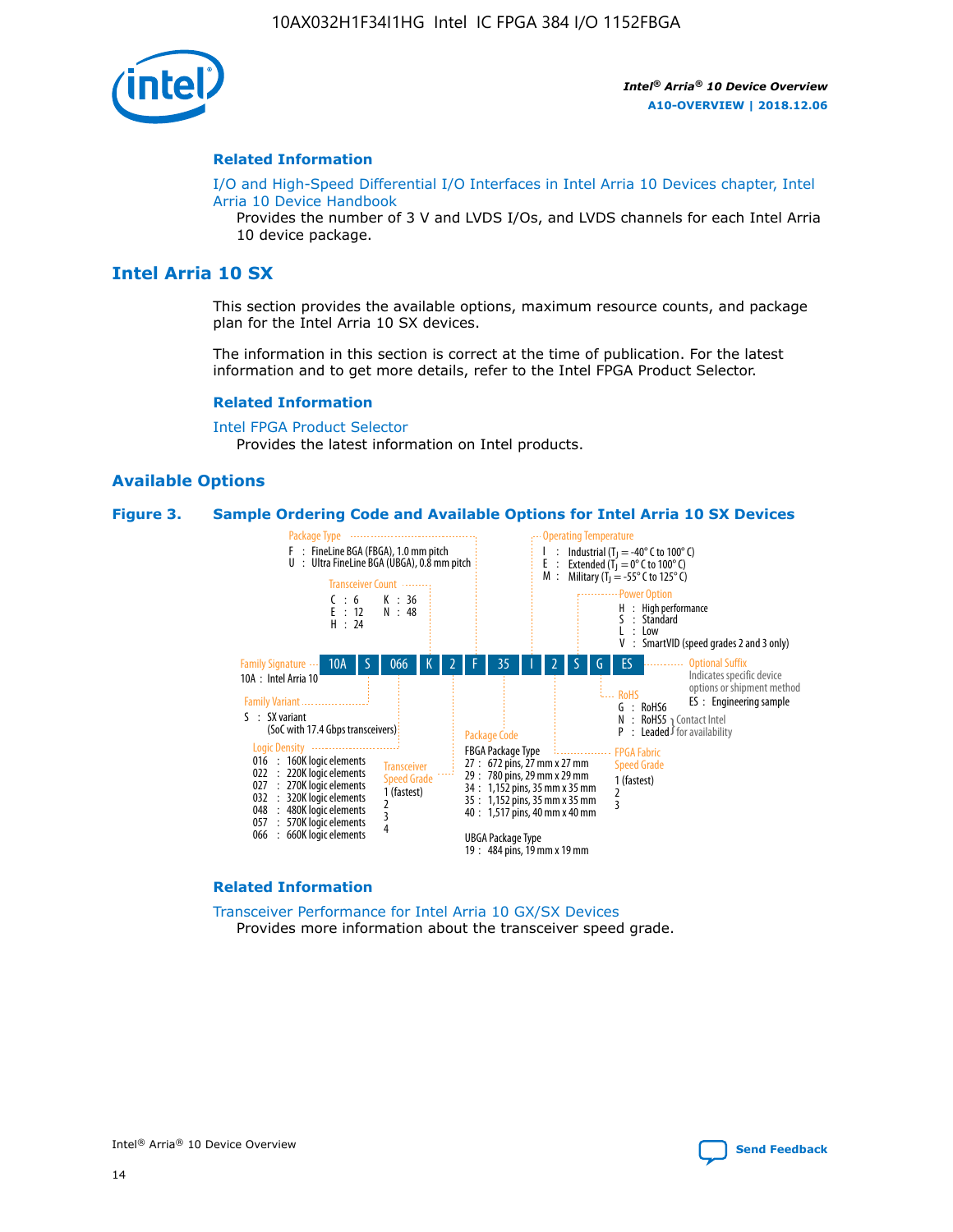## Related Information

I/O and High-Speed Differential I/O Interfaces in Intel Arria 10 Devices chapter, Intel Arria 10 Device Handbook

Provides the number of 3 V and LVDS I/Os, and LVDS channels for each Intel Arria 10 device package.

# Intel Arria 10 SX

This section provides the available options, maximum resource counts, and package plan for the Intel Arria 10 SX devices.

The information in this section is correct at the time of publication. For the latest information and to get more details, refer to the Intel FPGA Product Selector.

## Related Information

Intel FPGA Product Selector

Provides the latest information on Intel products.

## Available Options

**Figure 3. Sample Ordering Code and Available Options for Intel Arria 10 SX Devices**

10A S 066 K 2 F 35 I 2 S G ES

Family Signature
10A : Intel Arria 10

Family Variant
S : SX variant (SoC with 17.4 Gbps transceivers)

Logic Density
016 : 160K logic elements
022 : 220K logic elements
027 : 270K logic elements
032 : 320K logic elements
048 : 480K logic elements
057 : 570K logic elements
066 : 660K logic elements

Transceiver Count
C : 6
E : 12
H : 24
K : 36
N : 48

Transceiver Speed Grade
1 (fastest)
2
3
4

Package Type
F : FineLine BGA (FBGA), 1.0 mm pitch
U : Ultra FineLine BGA (UBGA), 0.8 mm pitch

Package Code
FBGA Package Type
27 : 672 pins, 27 mm x 27 mm
29 : 780 pins, 29 mm x 29 mm
34 : 1,152 pins, 35 mm x 35 mm
35 : 1,152 pins, 35 mm x 35 mm
40 : 1,517 pins, 40 mm x 40 mm

UBGA Package Type
19 : 484 pins, 19 mm x 19 mm

Operating Temperature
I : Industrial ($T_J$ = -40° C to 100° C)
E : Extended ($T_J$ = 0° C to 100° C)
M : Military ($T_J$ = -55° C to 125° C)

FPGA Fabric Speed Grade
1 (fastest)
2
3

Power Option
H : High performance
S : Standard
L : Low
V : SmartVID (speed grades 2 and 3 only)

RoHS
G : RoHS6
N : RoHS5
P : Leaded
Contact Intel for availability

Optional Suffix
Indicates specific device options or shipment method
ES : Engineering sample

## Related Information

Transceiver Performance for Intel Arria 10 GX/SX Devices

Provides more information about the transceiver speed grade.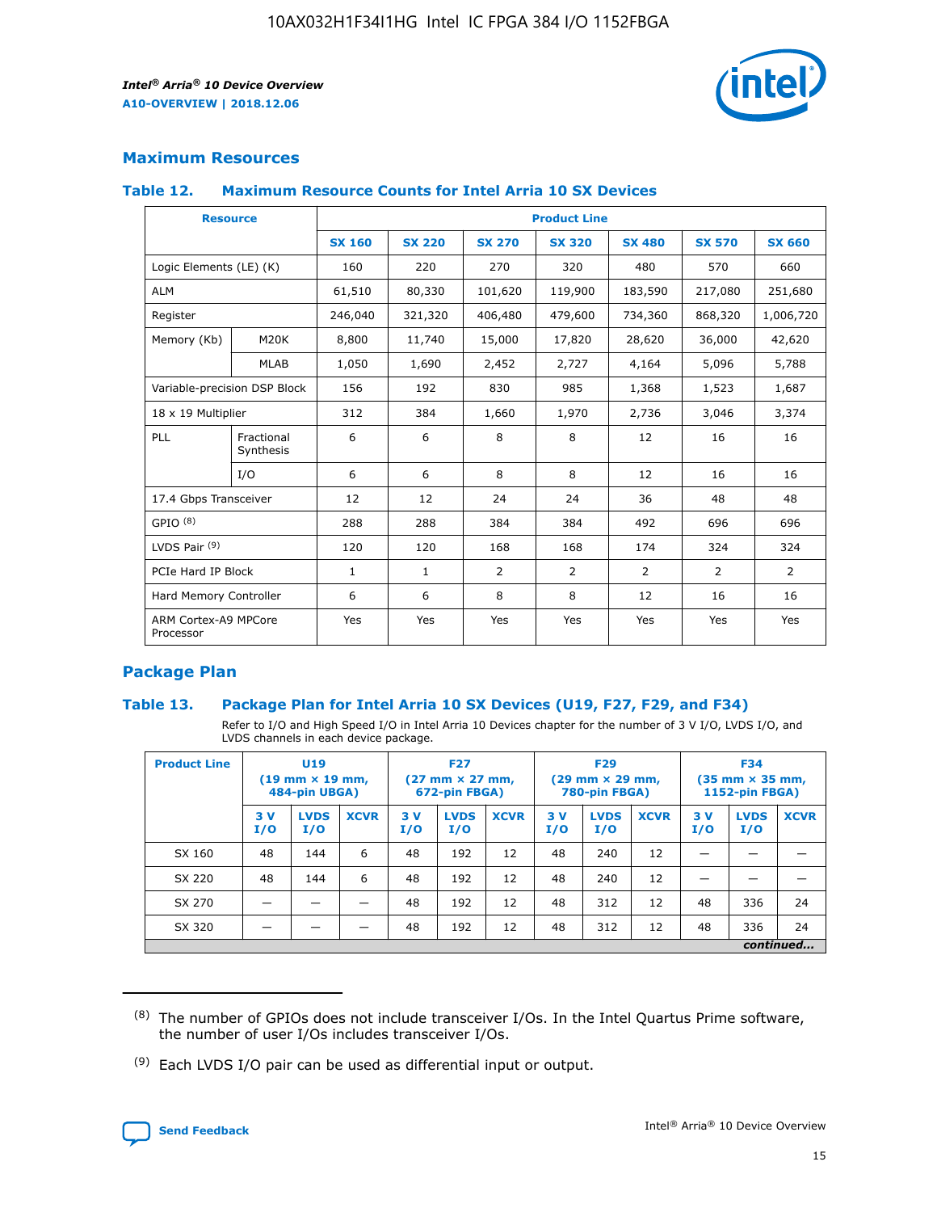## Maximum Resources

### Table 12. Maximum Resource Counts for Intel Arria 10 SX Devices

| Resource | | Product Line | | | | | | |
|---|---|---|---|---|---|---|---|---|
| | | SX 160 | SX 220 | SX 270 | SX 320 | SX 480 | SX 570 | SX 660 |
| Logic Elements (LE) (K) | | 160 | 220 | 270 | 320 | 480 | 570 | 660 |
| ALM | | 61,510 | 80,330 | 101,620 | 119,900 | 183,590 | 217,080 | 251,680 |
| Register | | 246,040 | 321,320 | 406,480 | 479,600 | 734,360 | 868,320 | 1,006,720 |
| Memory (Kb) | M20K | 8,800 | 11,740 | 15,000 | 17,820 | 28,620 | 36,000 | 42,620 |
| | MLAB | 1,050 | 1,690 | 2,452 | 2,727 | 4,164 | 5,096 | 5,788 |
| Variable-precision DSP Block | | 156 | 192 | 830 | 985 | 1,368 | 1,523 | 1,687 |
| 18 x 19 Multiplier | | 312 | 384 | 1,660 | 1,970 | 2,736 | 3,046 | 3,374 |
| PLL | Fractional Synthesis | 6 | 6 | 8 | 8 | 12 | 16 | 16 |
| | I/O | 6 | 6 | 8 | 8 | 12 | 16 | 16 |
| 17.4 Gbps Transceiver | | 12 | 12 | 24 | 24 | 36 | 48 | 48 |
| GPIO [8] | | 288 | 288 | 384 | 384 | 492 | 696 | 696 |
| LVDS Pair [9] | | 120 | 120 | 168 | 168 | 174 | 324 | 324 |
| PCIe Hard IP Block | | 1 | 1 | 2 | 2 | 2 | 2 | 2 |
| Hard Memory Controller | | 6 | 6 | 8 | 8 | 12 | 16 | 16 |
| ARM Cortex-A9 MPCore Processor | | Yes | Yes | Yes | Yes | Yes | Yes | Yes |

## Package Plan

### Table 13. Package Plan for Intel Arria 10 SX Devices (U19, F27, F29, and F34)

Refer to I/O and High Speed I/O in Intel Arria 10 Devices chapter for the number of 3 V I/O, LVDS I/O, and LVDS channels in each device package.

| Product Line | U19 (19 mm × 19 mm, 484-pin UBGA) | | | F27 (27 mm × 27 mm, 672-pin FBGA) | | | F29 (29 mm × 29 mm, 780-pin FBGA) | | | F34 (35 mm × 35 mm, 1152-pin FBGA) | | |
|---|---|---|---|---|---|---|---|---|---|---|---|---|
| | 3 V I/O | LVDS I/O | XCVR | 3 V I/O | LVDS I/O | XCVR | 3 V I/O | LVDS I/O | XCVR | 3 V I/O | LVDS I/O | XCVR |
| SX 160 | 48 | 144 | 6 | 48 | 192 | 12 | 48 | 240 | 12 | — | — | — |
| SX 220 | 48 | 144 | 6 | 48 | 192 | 12 | 48 | 240 | 12 | — | — | — |
| SX 270 | — | — | — | 48 | 192 | 12 | 48 | 312 | 12 | 48 | 336 | 24 |
| SX 320 | — | — | — | 48 | 192 | 12 | 48 | 312 | 12 | 48 | 336 | 24 |

*continued...*

(8) The number of GPIOs does not include transceiver I/Os. In the Intel Quartus Prime software, the number of user I/Os includes transceiver I/Os.

(9) Each LVDS I/O pair can be used as differential input or output.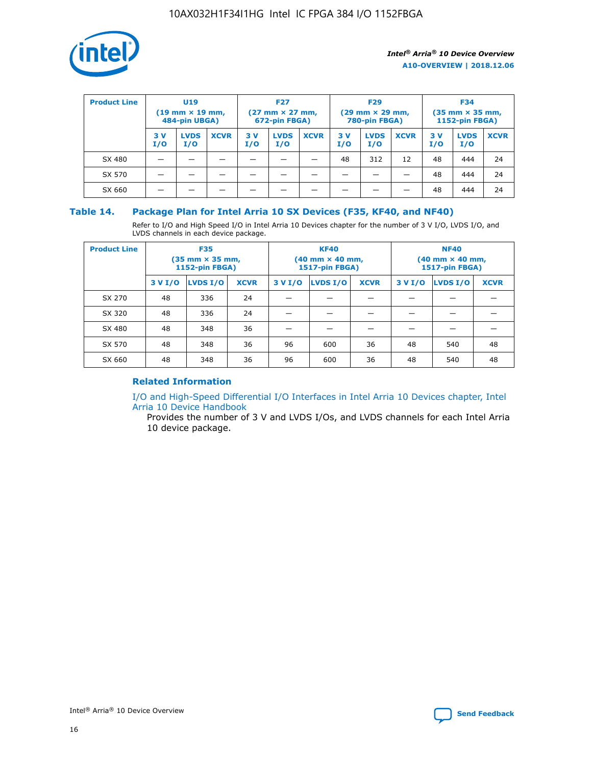| Product Line | U19 (19 mm × 19 mm, 484-pin UBGA) | | | F27 (27 mm × 27 mm, 672-pin FBGA) | | | F29 (29 mm × 29 mm, 780-pin FBGA) | | | F34 (35 mm × 35 mm, 1152-pin FBGA) | | |
|---|---|---|---|---|---|---|---|---|---|---|---|---|
| | 3 V I/O | LVDS I/O | XCVR | 3 V I/O | LVDS I/O | XCVR | 3 V I/O | LVDS I/O | XCVR | 3 V I/O | LVDS I/O | XCVR |
| SX 480 | — | — | — | — | — | — | 48 | 312 | 12 | 48 | 444 | 24 |
| SX 570 | — | — | — | — | — | — | — | — | — | 48 | 444 | 24 |
| SX 660 | — | — | — | — | — | — | — | — | — | 48 | 444 | 24 |

### Table 14. Package Plan for Intel Arria 10 SX Devices (F35, KF40, and NF40)

Refer to I/O and High Speed I/O in Intel Arria 10 Devices chapter for the number of 3 V I/O, LVDS I/O, and LVDS channels in each device package.

| Product Line | F35 (35 mm × 35 mm, 1152-pin FBGA) | | | KF40 (40 mm × 40 mm, 1517-pin FBGA) | | | NF40 (40 mm × 40 mm, 1517-pin FBGA) | | |
|---|---|---|---|---|---|---|---|---|---|
| | 3 V I/O | LVDS I/O | XCVR | 3 V I/O | LVDS I/O | XCVR | 3 V I/O | LVDS I/O | XCVR |
| SX 270 | 48 | 336 | 24 | — | — | — | — | — | — |
| SX 320 | 48 | 336 | 24 | — | — | — | — | — | — |
| SX 480 | 48 | 348 | 36 | — | — | — | — | — | — |
| SX 570 | 48 | 348 | 36 | 96 | 600 | 36 | 48 | 540 | 48 |
| SX 660 | 48 | 348 | 36 | 96 | 600 | 36 | 48 | 540 | 48 |

#### Related Information

I/O and High-Speed Differential I/O Interfaces in Intel Arria 10 Devices chapter, Intel Arria 10 Device Handbook

Provides the number of 3 V and LVDS I/Os, and LVDS channels for each Intel Arria 10 device package.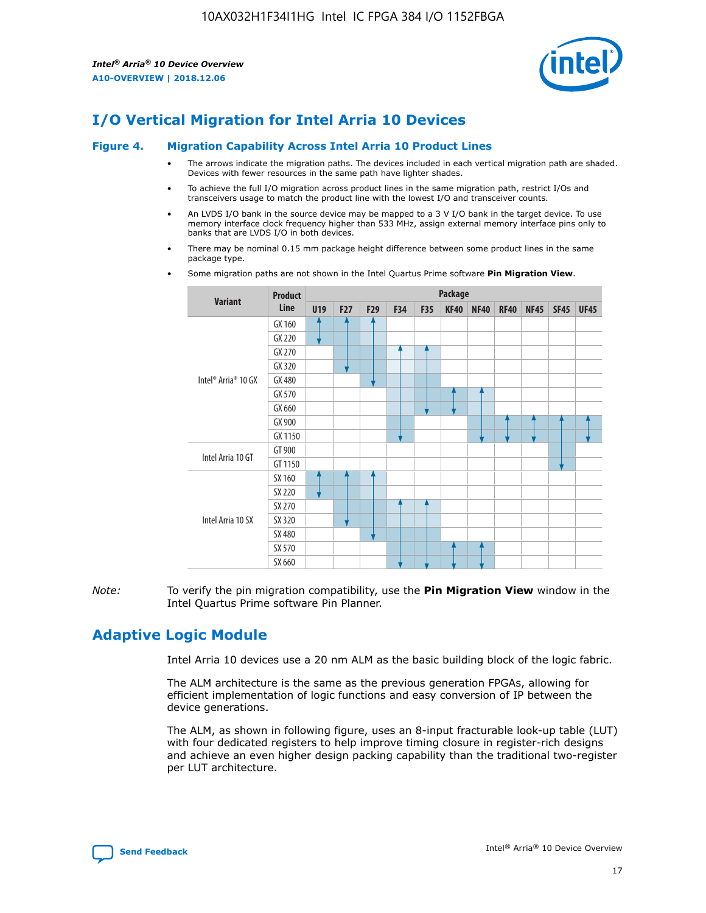# I/O Vertical Migration for Intel Arria 10 Devices

**Figure 4. Migration Capability Across Intel Arria 10 Product Lines**

- The arrows indicate the migration paths. The devices included in each vertical migration path are shaded. Devices with fewer resources in the same path have lighter shades.
- To achieve the full I/O migration across product lines in the same migration path, restrict I/Os and transceivers usage to match the product line with the lowest I/O and transceiver counts.
- An LVDS I/O bank in the source device may be mapped to a 3 V I/O bank in the target device. To use memory interface clock frequency higher than 533 MHz, assign external memory interface pins only to banks that are LVDS I/O in both devices.
- There may be nominal 0.15 mm package height difference between some product lines in the same package type.
- Some migration paths are not shown in the Intel Quartus Prime software **Pin Migration View**.

| Variant | Product Line | Package | | | | | | | | | | |
|---|---|---|---|---|---|---|---|---|---|---|---|---|
| | | U19 | F27 | F29 | F34 | F35 | KF40 | NF40 | RF40 | NF45 | SF45 | UF45 |
| Intel® Arria® 10 GX | GX 160 | | | | | | | | | | | |
| | GX 220 | | | | | | | | | | | |
| | GX 270 | | | | | | | | | | | |
| | GX 320 | | | | | | | | | | | |
| | GX 480 | | | | | | | | | | | |
| | GX 570 | | | | | | | | | | | |
| | GX 660 | | | | | | | | | | | |
| | GX 900 | | | | | | | | | | | |
| | GX 1150 | | | | | | | | | | | |
| Intel Arria 10 GT | GT 900 | | | | | | | | | | | |
| | GT 1150 | | | | | | | | | | | |
| Intel Arria 10 SX | SX 160 | | | | | | | | | | | |
| | SX 220 | | | | | | | | | | | |
| | SX 270 | | | | | | | | | | | |
| | SX 320 | | | | | | | | | | | |
| | SX 480 | | | | | | | | | | | |
| | SX 570 | | | | | | | | | | | |
| | SX 660 | | | | | | | | | | | |

*Note:* To verify the pin migration compatibility, use the **Pin Migration View** window in the Intel Quartus Prime software Pin Planner.

# Adaptive Logic Module

Intel Arria 10 devices use a 20 nm ALM as the basic building block of the logic fabric.

The ALM architecture is the same as the previous generation FPGAs, allowing for efficient implementation of logic functions and easy conversion of IP between the device generations.

The ALM, as shown in following figure, uses an 8-input fracturable look-up table (LUT) with four dedicated registers to help improve timing closure in register-rich designs and achieve an even higher design packing capability than the traditional two-register per LUT architecture.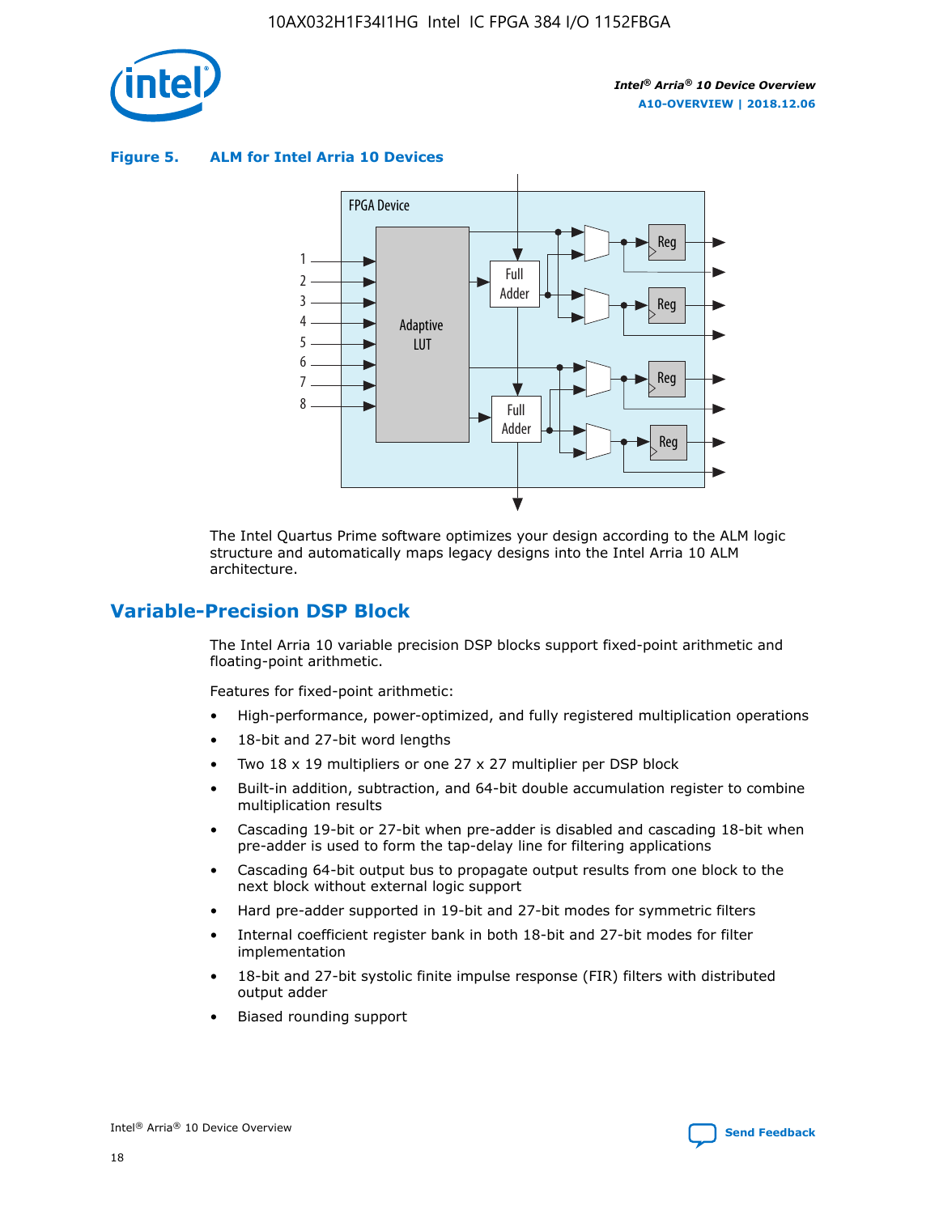**Figure 5. ALM for Intel Arria 10 Devices**

FPGA Device

1
2
3
4
5
6
7
8

Adaptive LUT

Full Adder

Full Adder

Reg

Reg

Reg

Reg

The Intel Quartus Prime software optimizes your design according to the ALM logic structure and automatically maps legacy designs into the Intel Arria 10 ALM architecture.

## Variable-Precision DSP Block

The Intel Arria 10 variable precision DSP blocks support fixed-point arithmetic and floating-point arithmetic.

Features for fixed-point arithmetic:

- High-performance, power-optimized, and fully registered multiplication operations
- 18-bit and 27-bit word lengths
- Two 18 x 19 multipliers or one 27 x 27 multiplier per DSP block
- Built-in addition, subtraction, and 64-bit double accumulation register to combine multiplication results
- Cascading 19-bit or 27-bit when pre-adder is disabled and cascading 18-bit when pre-adder is used to form the tap-delay line for filtering applications
- Cascading 64-bit output bus to propagate output results from one block to the next block without external logic support
- Hard pre-adder supported in 19-bit and 27-bit modes for symmetric filters
- Internal coefficient register bank in both 18-bit and 27-bit modes for filter implementation
- 18-bit and 27-bit systolic finite impulse response (FIR) filters with distributed output adder
- Biased rounding support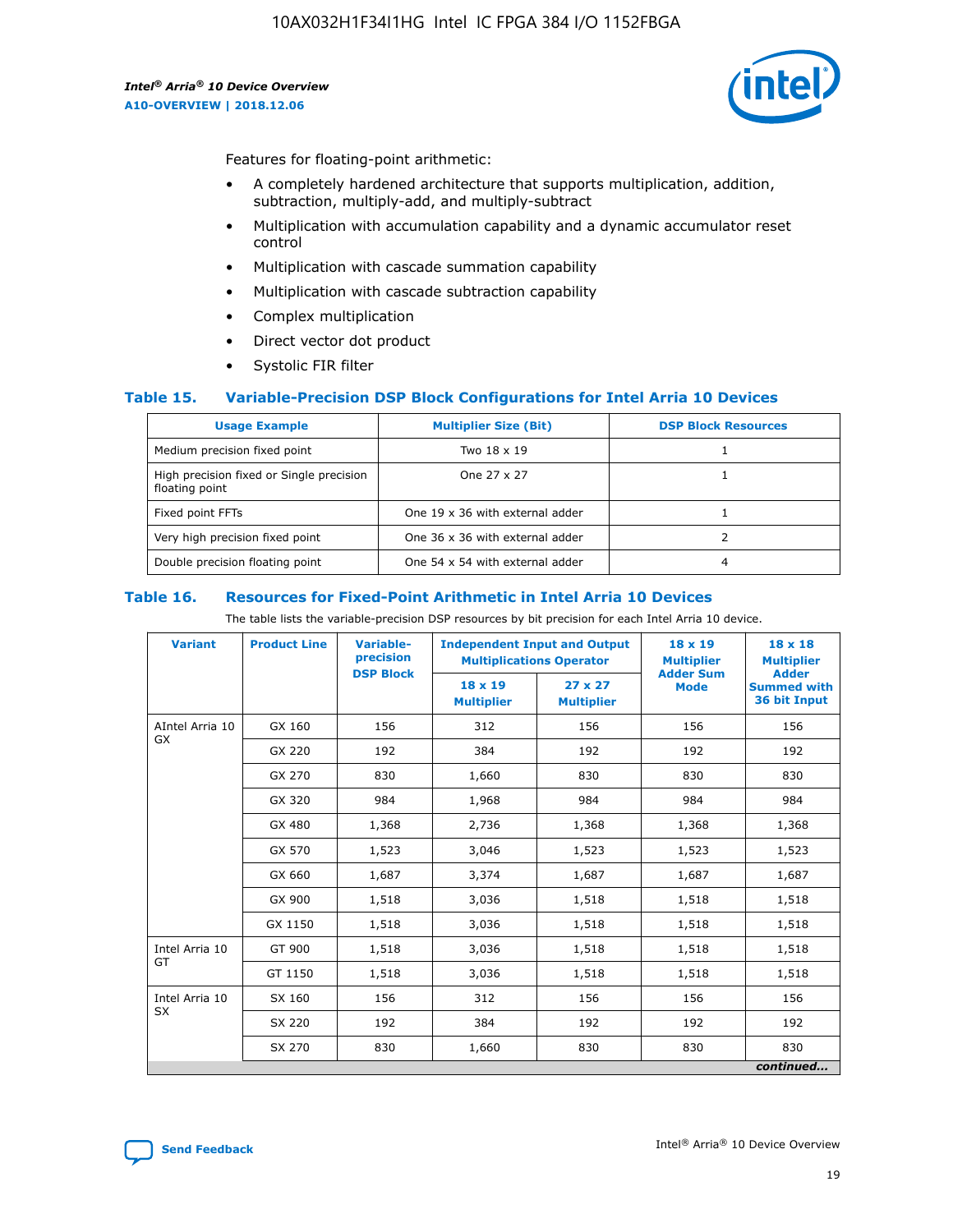Features for floating-point arithmetic:

- A completely hardened architecture that supports multiplication, addition, subtraction, multiply-add, and multiply-subtract
- Multiplication with accumulation capability and a dynamic accumulator reset control
- Multiplication with cascade summation capability
- Multiplication with cascade subtraction capability
- Complex multiplication
- Direct vector dot product
- Systolic FIR filter

### Table 15. Variable-Precision DSP Block Configurations for Intel Arria 10 Devices

| Usage Example | Multiplier Size (Bit) | DSP Block Resources |
|---|---|---|
| Medium precision fixed point | Two 18 x 19 | 1 |
| High precision fixed or Single precision floating point | One 27 x 27 | 1 |
| Fixed point FFTs | One 19 x 36 with external adder | 1 |
| Very high precision fixed point | One 36 x 36 with external adder | 2 |
| Double precision floating point | One 54 x 54 with external adder | 4 |

### Table 16. Resources for Fixed-Point Arithmetic in Intel Arria 10 Devices

The table lists the variable-precision DSP resources by bit precision for each Intel Arria 10 device.

| Variant | Product Line | Variable-precision DSP Block | Independent Input and Output Multiplications Operator | | 18 x 19 Multiplier Adder Sum Mode | 18 x 18 Multiplier Adder Summed with 36 bit Input |
|---|---|---|---|---|---|---|
| | | | 18 x 19 Multiplier | 27 x 27 Multiplier | | |
| AIntel Arria 10 GX | GX 160 | 156 | 312 | 156 | 156 | 156 |
| | GX 220 | 192 | 384 | 192 | 192 | 192 |
| | GX 270 | 830 | 1,660 | 830 | 830 | 830 |
| | GX 320 | 984 | 1,968 | 984 | 984 | 984 |
| | GX 480 | 1,368 | 2,736 | 1,368 | 1,368 | 1,368 |
| | GX 570 | 1,523 | 3,046 | 1,523 | 1,523 | 1,523 |
| | GX 660 | 1,687 | 3,374 | 1,687 | 1,687 | 1,687 |
| | GX 900 | 1,518 | 3,036 | 1,518 | 1,518 | 1,518 |
| | GX 1150 | 1,518 | 3,036 | 1,518 | 1,518 | 1,518 |
| Intel Arria 10 GT | GT 900 | 1,518 | 3,036 | 1,518 | 1,518 | 1,518 |
| | GT 1150 | 1,518 | 3,036 | 1,518 | 1,518 | 1,518 |
| Intel Arria 10 SX | SX 160 | 156 | 312 | 156 | 156 | 156 |
| | SX 220 | 192 | 384 | 192 | 192 | 192 |
| | SX 270 | 830 | 1,660 | 830 | 830 | 830 |

*continued...*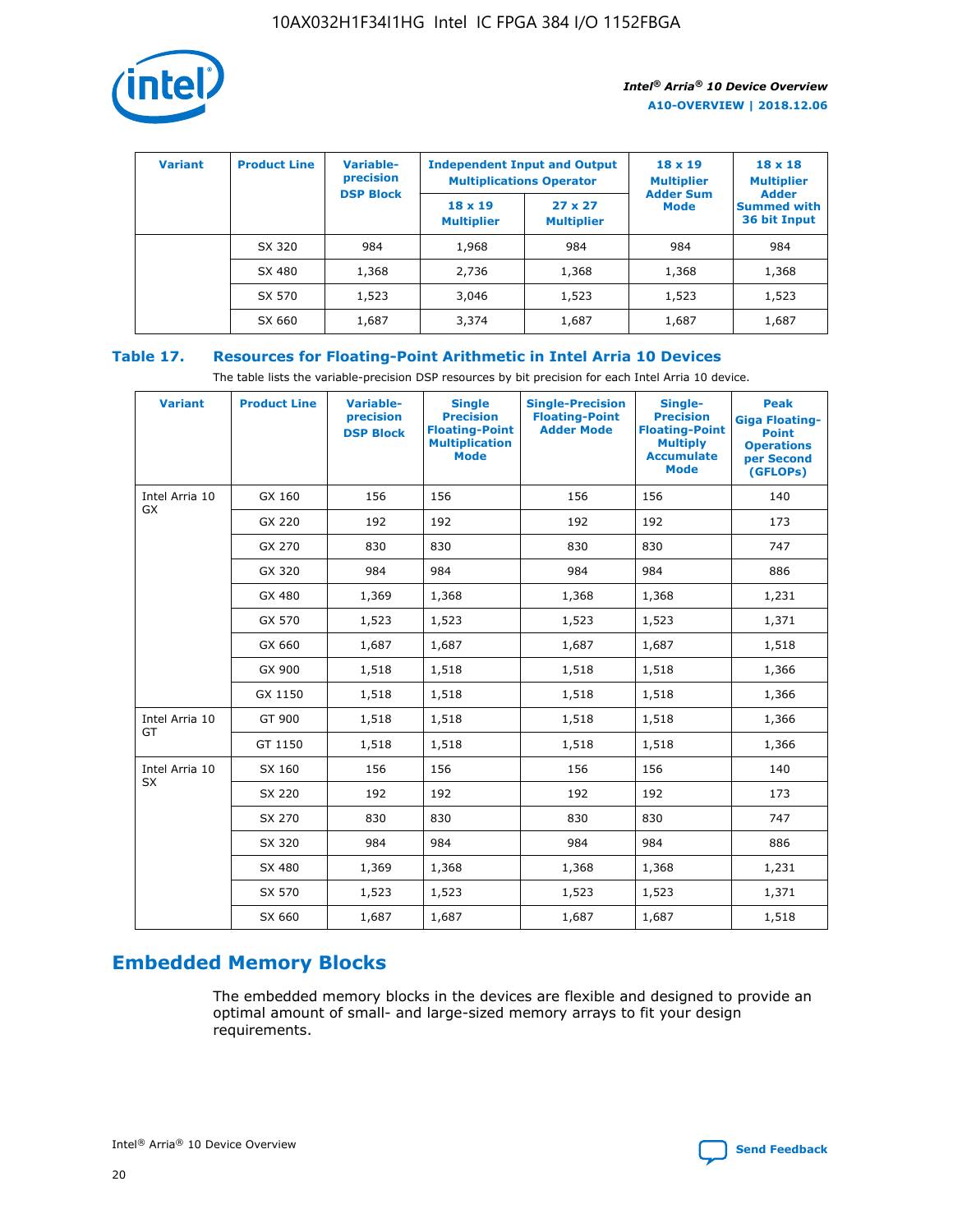| Variant | Product Line | Variable-precision DSP Block | Independent Input and Output Multiplications Operator | | 18 x 19 Multiplier Adder Sum Mode | 18 x 18 Multiplier Adder Summed with 36 bit Input |
|---|---|---|---|---|---|---|
| | | | 18 x 19 Multiplier | 27 x 27 Multiplier | | |
| | SX 320 | 984 | 1,968 | 984 | 984 | 984 |
| | SX 480 | 1,368 | 2,736 | 1,368 | 1,368 | 1,368 |
| | SX 570 | 1,523 | 3,046 | 1,523 | 1,523 | 1,523 |
| | SX 660 | 1,687 | 3,374 | 1,687 | 1,687 | 1,687 |

**Table 17. Resources for Floating-Point Arithmetic in Intel Arria 10 Devices**

The table lists the variable-precision DSP resources by bit precision for each Intel Arria 10 device.

| Variant | Product Line | Variable-precision DSP Block | Single Precision Floating-Point Multiplication Mode | Single-Precision Floating-Point Adder Mode | Single-Precision Floating-Point Multiply Accumulate Mode | Peak Giga Floating-Point Operations per Second (GFLOPs) |
|---|---|---|---|---|---|---|
| Intel Arria 10 GX | GX 160 | 156 | 156 | 156 | 156 | 140 |
| | GX 220 | 192 | 192 | 192 | 192 | 173 |
| | GX 270 | 830 | 830 | 830 | 830 | 747 |
| | GX 320 | 984 | 984 | 984 | 984 | 886 |
| | GX 480 | 1,369 | 1,368 | 1,368 | 1,368 | 1,231 |
| | GX 570 | 1,523 | 1,523 | 1,523 | 1,523 | 1,371 |
| | GX 660 | 1,687 | 1,687 | 1,687 | 1,687 | 1,518 |
| | GX 900 | 1,518 | 1,518 | 1,518 | 1,518 | 1,366 |
| | GX 1150 | 1,518 | 1,518 | 1,518 | 1,518 | 1,366 |
| Intel Arria 10 GT | GT 900 | 1,518 | 1,518 | 1,518 | 1,518 | 1,366 |
| | GT 1150 | 1,518 | 1,518 | 1,518 | 1,518 | 1,366 |
| Intel Arria 10 SX | SX 160 | 156 | 156 | 156 | 156 | 140 |
| | SX 220 | 192 | 192 | 192 | 192 | 173 |
| | SX 270 | 830 | 830 | 830 | 830 | 747 |
| | SX 320 | 984 | 984 | 984 | 984 | 886 |
| | SX 480 | 1,369 | 1,368 | 1,368 | 1,368 | 1,231 |
| | SX 570 | 1,523 | 1,523 | 1,523 | 1,523 | 1,371 |
| | SX 660 | 1,687 | 1,687 | 1,687 | 1,687 | 1,518 |

## Embedded Memory Blocks

The embedded memory blocks in the devices are flexible and designed to provide an optimal amount of small- and large-sized memory arrays to fit your design requirements.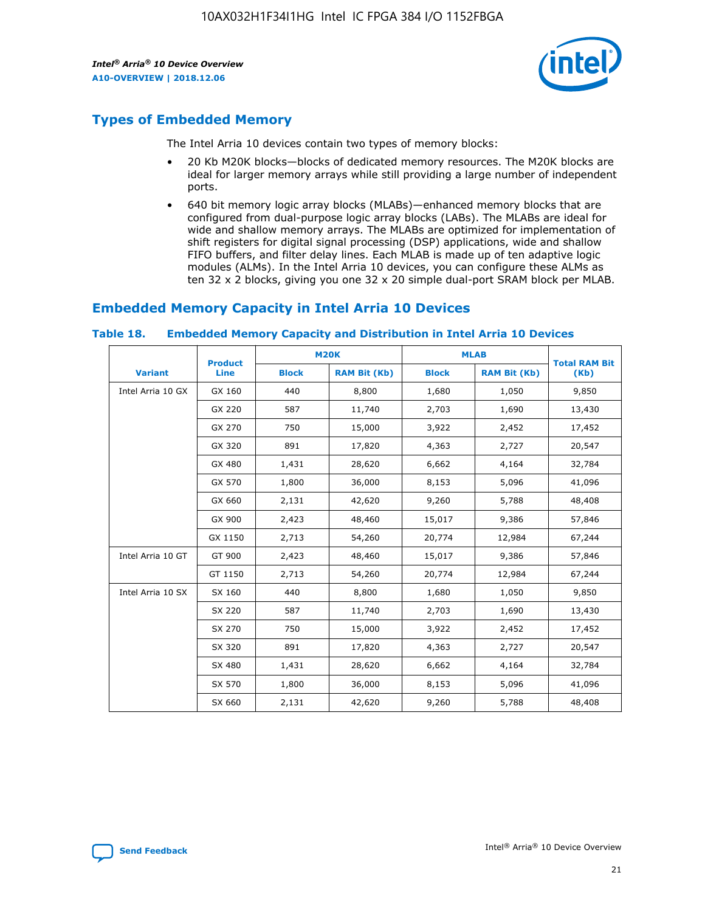## Types of Embedded Memory

The Intel Arria 10 devices contain two types of memory blocks:

- 20 Kb M20K blocks—blocks of dedicated memory resources. The M20K blocks are ideal for larger memory arrays while still providing a large number of independent ports.
- 640 bit memory logic array blocks (MLABs)—enhanced memory blocks that are configured from dual-purpose logic array blocks (LABs). The MLABs are ideal for wide and shallow memory arrays. The MLABs are optimized for implementation of shift registers for digital signal processing (DSP) applications, wide and shallow FIFO buffers, and filter delay lines. Each MLAB is made up of ten adaptive logic modules (ALMs). In the Intel Arria 10 devices, you can configure these ALMs as ten 32 x 2 blocks, giving you one 32 x 20 simple dual-port SRAM block per MLAB.

## Embedded Memory Capacity in Intel Arria 10 Devices

### Table 18. Embedded Memory Capacity and Distribution in Intel Arria 10 Devices

| Variant | Product Line | M20K | | MLAB | | Total RAM Bit (Kb) |
|---|---|---|---|---|---|---|
| | | Block | RAM Bit (Kb) | Block | RAM Bit (Kb) | |
| Intel Arria 10 GX | GX 160 | 440 | 8,800 | 1,680 | 1,050 | 9,850 |
| | GX 220 | 587 | 11,740 | 2,703 | 1,690 | 13,430 |
| | GX 270 | 750 | 15,000 | 3,922 | 2,452 | 17,452 |
| | GX 320 | 891 | 17,820 | 4,363 | 2,727 | 20,547 |
| | GX 480 | 1,431 | 28,620 | 6,662 | 4,164 | 32,784 |
| | GX 570 | 1,800 | 36,000 | 8,153 | 5,096 | 41,096 |
| | GX 660 | 2,131 | 42,620 | 9,260 | 5,788 | 48,408 |
| | GX 900 | 2,423 | 48,460 | 15,017 | 9,386 | 57,846 |
| | GX 1150 | 2,713 | 54,260 | 20,774 | 12,984 | 67,244 |
| Intel Arria 10 GT | GT 900 | 2,423 | 48,460 | 15,017 | 9,386 | 57,846 |
| | GT 1150 | 2,713 | 54,260 | 20,774 | 12,984 | 67,244 |
| Intel Arria 10 SX | SX 160 | 440 | 8,800 | 1,680 | 1,050 | 9,850 |
| | SX 220 | 587 | 11,740 | 2,703 | 1,690 | 13,430 |
| | SX 270 | 750 | 15,000 | 3,922 | 2,452 | 17,452 |
| | SX 320 | 891 | 17,820 | 4,363 | 2,727 | 20,547 |
| | SX 480 | 1,431 | 28,620 | 6,662 | 4,164 | 32,784 |
| | SX 570 | 1,800 | 36,000 | 8,153 | 5,096 | 41,096 |
| | SX 660 | 2,131 | 42,620 | 9,260 | 5,788 | 48,408 |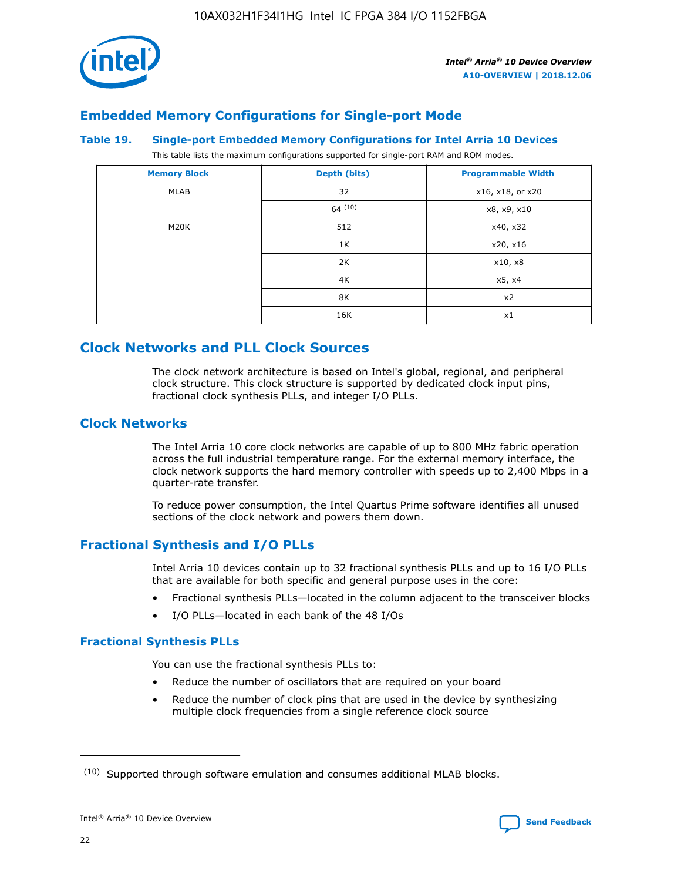## Embedded Memory Configurations for Single-port Mode

### Table 19. Single-port Embedded Memory Configurations for Intel Arria 10 Devices

This table lists the maximum configurations supported for single-port RAM and ROM modes.

| Memory Block | Depth (bits) | Programmable Width |
|---|---|---|
| MLAB | 32 | x16, x18, or x20 |
| | 64 [(10)] | x8, x9, x10 |
| M20K | 512 | x40, x32 |
| | 1K | x20, x16 |
| | 2K | x10, x8 |
| | 4K | x5, x4 |
| | 8K | x2 |
| | 16K | x1 |

# Clock Networks and PLL Clock Sources

The clock network architecture is based on Intel's global, regional, and peripheral clock structure. This clock structure is supported by dedicated clock input pins, fractional clock synthesis PLLs, and integer I/O PLLs.

## Clock Networks

The Intel Arria 10 core clock networks are capable of up to 800 MHz fabric operation across the full industrial temperature range. For the external memory interface, the clock network supports the hard memory controller with speeds up to 2,400 Mbps in a quarter-rate transfer.

To reduce power consumption, the Intel Quartus Prime software identifies all unused sections of the clock network and powers them down.

## Fractional Synthesis and I/O PLLs

Intel Arria 10 devices contain up to 32 fractional synthesis PLLs and up to 16 I/O PLLs that are available for both specific and general purpose uses in the core:

- Fractional synthesis PLLs—located in the column adjacent to the transceiver blocks
- I/O PLLs—located in each bank of the 48 I/Os

### Fractional Synthesis PLLs

You can use the fractional synthesis PLLs to:

- Reduce the number of oscillators that are required on your board
- Reduce the number of clock pins that are used in the device by synthesizing multiple clock frequencies from a single reference clock source

(10) Supported through software emulation and consumes additional MLAB blocks.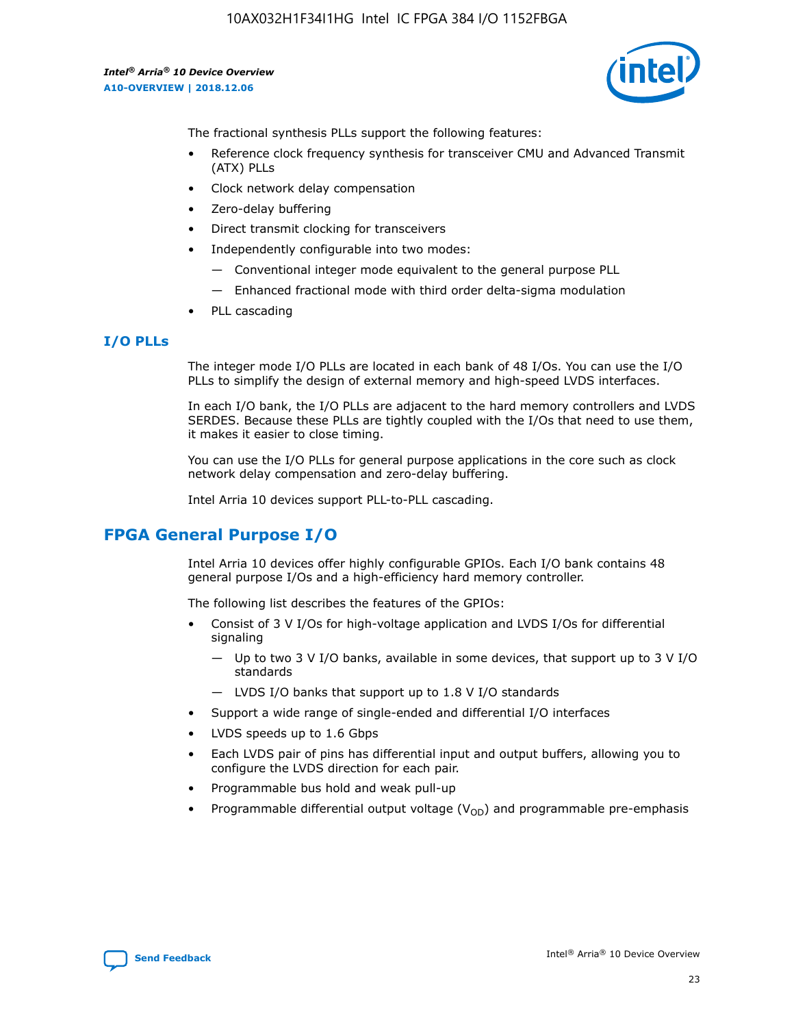The fractional synthesis PLLs support the following features:

- Reference clock frequency synthesis for transceiver CMU and Advanced Transmit (ATX) PLLs
- Clock network delay compensation
- Zero-delay buffering
- Direct transmit clocking for transceivers
- Independently configurable into two modes:
  - Conventional integer mode equivalent to the general purpose PLL
  - Enhanced fractional mode with third order delta-sigma modulation
- PLL cascading

### I/O PLLs

The integer mode I/O PLLs are located in each bank of 48 I/Os. You can use the I/O PLLs to simplify the design of external memory and high-speed LVDS interfaces.

In each I/O bank, the I/O PLLs are adjacent to the hard memory controllers and LVDS SERDES. Because these PLLs are tightly coupled with the I/Os that need to use them, it makes it easier to close timing.

You can use the I/O PLLs for general purpose applications in the core such as clock network delay compensation and zero-delay buffering.

Intel Arria 10 devices support PLL-to-PLL cascading.

## FPGA General Purpose I/O

Intel Arria 10 devices offer highly configurable GPIOs. Each I/O bank contains 48 general purpose I/Os and a high-efficiency hard memory controller.

The following list describes the features of the GPIOs:

- Consist of 3 V I/Os for high-voltage application and LVDS I/Os for differential signaling
  - Up to two 3 V I/O banks, available in some devices, that support up to 3 V I/O standards
  - LVDS I/O banks that support up to 1.8 V I/O standards
- Support a wide range of single-ended and differential I/O interfaces
- LVDS speeds up to 1.6 Gbps
- Each LVDS pair of pins has differential input and output buffers, allowing you to configure the LVDS direction for each pair.
- Programmable bus hold and weak pull-up
- Programmable differential output voltage ($V_{OD}$) and programmable pre-emphasis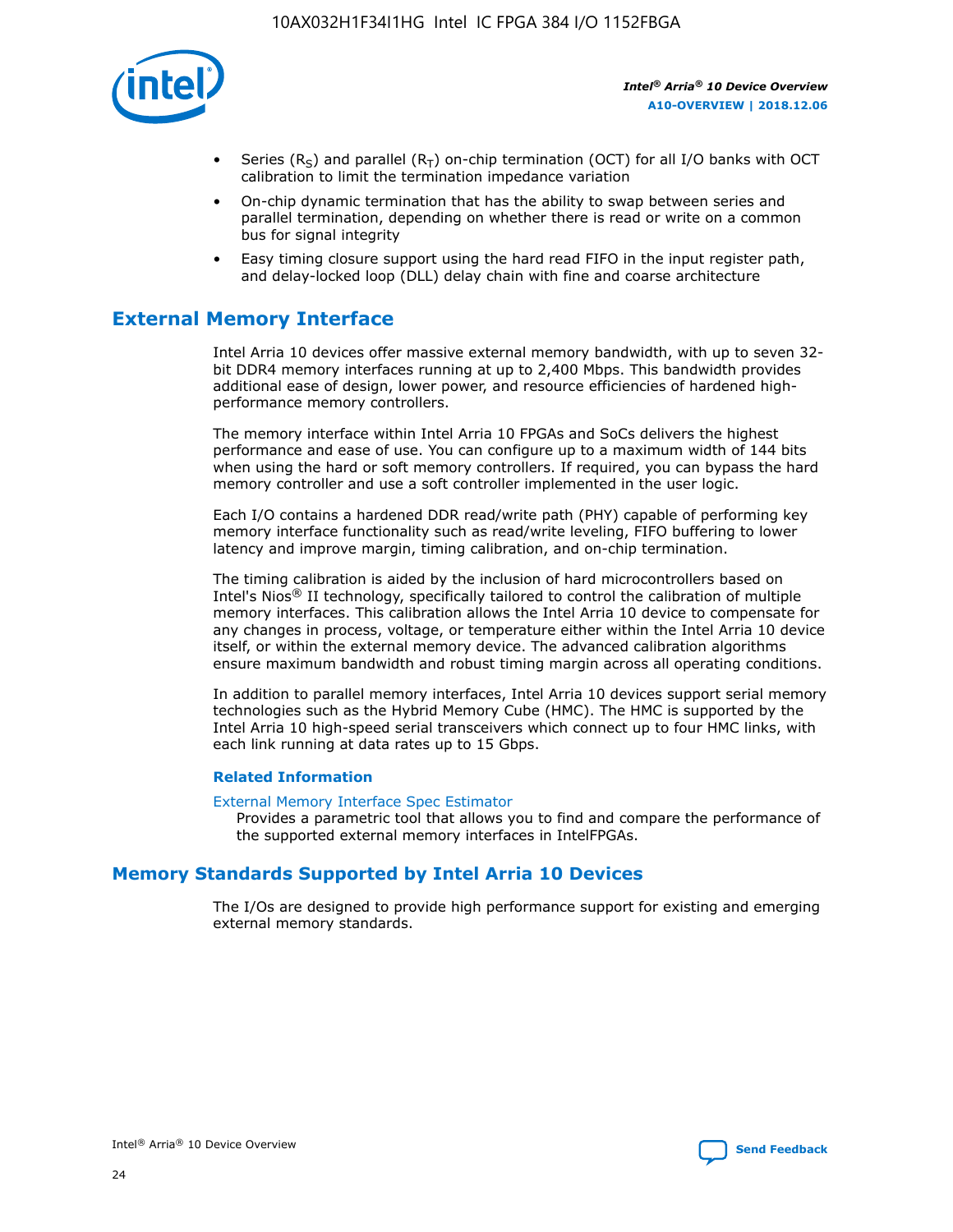- Series ($R_S$) and parallel ($R_T$) on-chip termination (OCT) for all I/O banks with OCT calibration to limit the termination impedance variation
- On-chip dynamic termination that has the ability to swap between series and parallel termination, depending on whether there is read or write on a common bus for signal integrity
- Easy timing closure support using the hard read FIFO in the input register path, and delay-locked loop (DLL) delay chain with fine and coarse architecture

## External Memory Interface

Intel Arria 10 devices offer massive external memory bandwidth, with up to seven 32-bit DDR4 memory interfaces running at up to 2,400 Mbps. This bandwidth provides additional ease of design, lower power, and resource efficiencies of hardened high-performance memory controllers.

The memory interface within Intel Arria 10 FPGAs and SoCs delivers the highest performance and ease of use. You can configure up to a maximum width of 144 bits when using the hard or soft memory controllers. If required, you can bypass the hard memory controller and use a soft controller implemented in the user logic.

Each I/O contains a hardened DDR read/write path (PHY) capable of performing key memory interface functionality such as read/write leveling, FIFO buffering to lower latency and improve margin, timing calibration, and on-chip termination.

The timing calibration is aided by the inclusion of hard microcontrollers based on Intel's Nios® II technology, specifically tailored to control the calibration of multiple memory interfaces. This calibration allows the Intel Arria 10 device to compensate for any changes in process, voltage, or temperature either within the Intel Arria 10 device itself, or within the external memory device. The advanced calibration algorithms ensure maximum bandwidth and robust timing margin across all operating conditions.

In addition to parallel memory interfaces, Intel Arria 10 devices support serial memory technologies such as the Hybrid Memory Cube (HMC). The HMC is supported by the Intel Arria 10 high-speed serial transceivers which connect up to four HMC links, with each link running at data rates up to 15 Gbps.

### Related Information

External Memory Interface Spec Estimator

Provides a parametric tool that allows you to find and compare the performance of the supported external memory interfaces in IntelFPGAs.

## Memory Standards Supported by Intel Arria 10 Devices

The I/Os are designed to provide high performance support for existing and emerging external memory standards.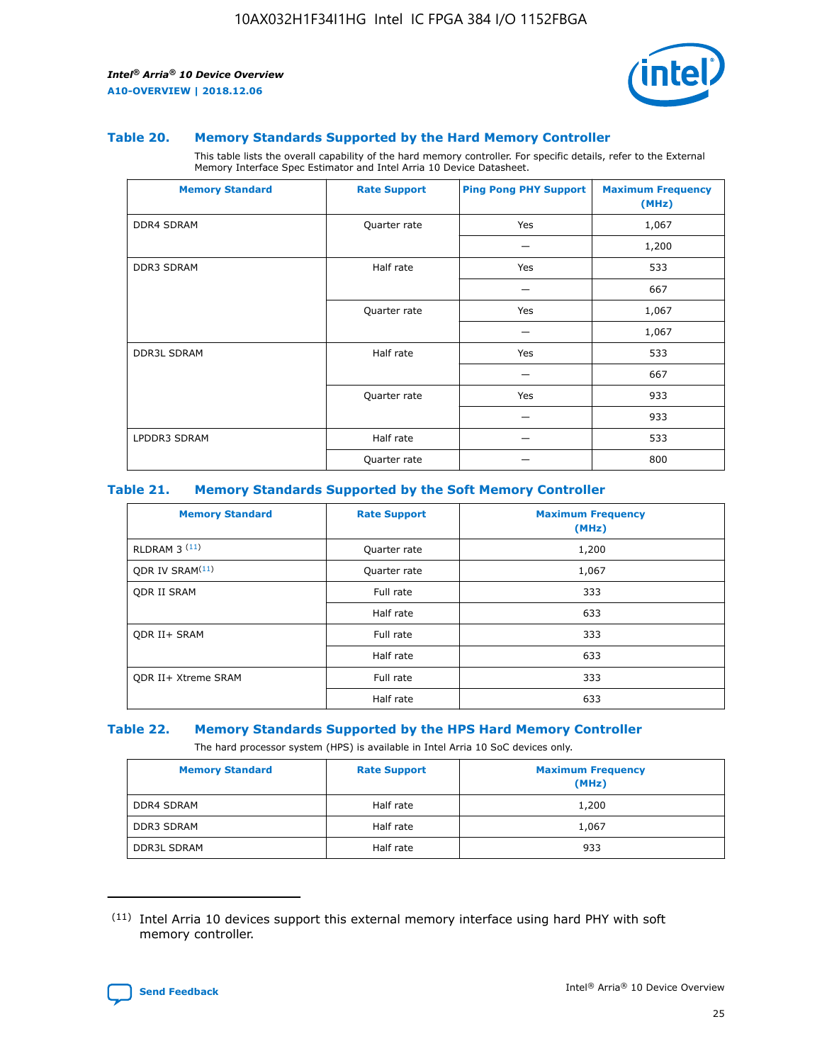### Table 20. Memory Standards Supported by the Hard Memory Controller

This table lists the overall capability of the hard memory controller. For specific details, refer to the External Memory Interface Spec Estimator and Intel Arria 10 Device Datasheet.

| Memory Standard | Rate Support | Ping Pong PHY Support | Maximum Frequency (MHz) |
| --- | --- | --- | --- |
| DDR4 SDRAM | Quarter rate | Yes | 1,067 |
| | | — | 1,200 |
| DDR3 SDRAM | Half rate | Yes | 533 |
| | | — | 667 |
| | Quarter rate | Yes | 1,067 |
| | | — | 1,067 |
| DDR3L SDRAM | Half rate | Yes | 533 |
| | | — | 667 |
| | Quarter rate | Yes | 933 |
| | | — | 933 |
| LPDDR3 SDRAM | Half rate | — | 533 |
| | Quarter rate | — | 800 |

### Table 21. Memory Standards Supported by the Soft Memory Controller

| Memory Standard | Rate Support | Maximum Frequency (MHz) |
| --- | --- | --- |
| RLDRAM 3 (11) | Quarter rate | 1,200 |
| QDR IV SRAM(11) | Quarter rate | 1,067 |
| QDR II SRAM | Full rate | 333 |
| | Half rate | 633 |
| QDR II+ SRAM | Full rate | 333 |
| | Half rate | 633 |
| QDR II+ Xtreme SRAM | Full rate | 333 |
| | Half rate | 633 |

### Table 22. Memory Standards Supported by the HPS Hard Memory Controller

The hard processor system (HPS) is available in Intel Arria 10 SoC devices only.

| Memory Standard | Rate Support | Maximum Frequency (MHz) |
| --- | --- | --- |
| DDR4 SDRAM | Half rate | 1,200 |
| DDR3 SDRAM | Half rate | 1,067 |
| DDR3L SDRAM | Half rate | 933 |

(11) Intel Arria 10 devices support this external memory interface using hard PHY with soft memory controller.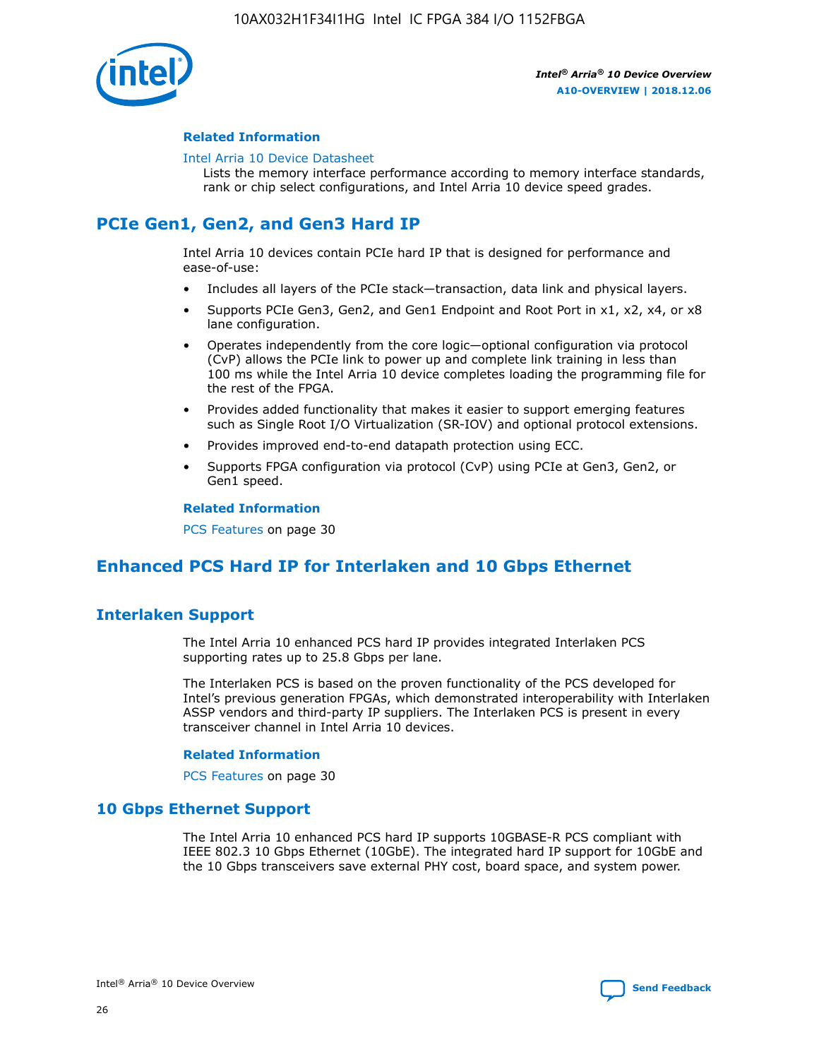#### Related Information

Intel Arria 10 Device Datasheet

Lists the memory interface performance according to memory interface standards, rank or chip select configurations, and Intel Arria 10 device speed grades.

## PCIe Gen1, Gen2, and Gen3 Hard IP

Intel Arria 10 devices contain PCIe hard IP that is designed for performance and ease-of-use:

- Includes all layers of the PCIe stack—transaction, data link and physical layers.
- Supports PCIe Gen3, Gen2, and Gen1 Endpoint and Root Port in x1, x2, x4, or x8 lane configuration.
- Operates independently from the core logic—optional configuration via protocol (CvP) allows the PCIe link to power up and complete link training in less than 100 ms while the Intel Arria 10 device completes loading the programming file for the rest of the FPGA.
- Provides added functionality that makes it easier to support emerging features such as Single Root I/O Virtualization (SR-IOV) and optional protocol extensions.
- Provides improved end-to-end datapath protection using ECC.
- Supports FPGA configuration via protocol (CvP) using PCIe at Gen3, Gen2, or Gen1 speed.

#### Related Information

PCS Features on page 30

## Enhanced PCS Hard IP for Interlaken and 10 Gbps Ethernet

### Interlaken Support

The Intel Arria 10 enhanced PCS hard IP provides integrated Interlaken PCS supporting rates up to 25.8 Gbps per lane.

The Interlaken PCS is based on the proven functionality of the PCS developed for Intel's previous generation FPGAs, which demonstrated interoperability with Interlaken ASSP vendors and third-party IP suppliers. The Interlaken PCS is present in every transceiver channel in Intel Arria 10 devices.

#### Related Information

PCS Features on page 30

### 10 Gbps Ethernet Support

The Intel Arria 10 enhanced PCS hard IP supports 10GBASE-R PCS compliant with IEEE 802.3 10 Gbps Ethernet (10GbE). The integrated hard IP support for 10GbE and the 10 Gbps transceivers save external PHY cost, board space, and system power.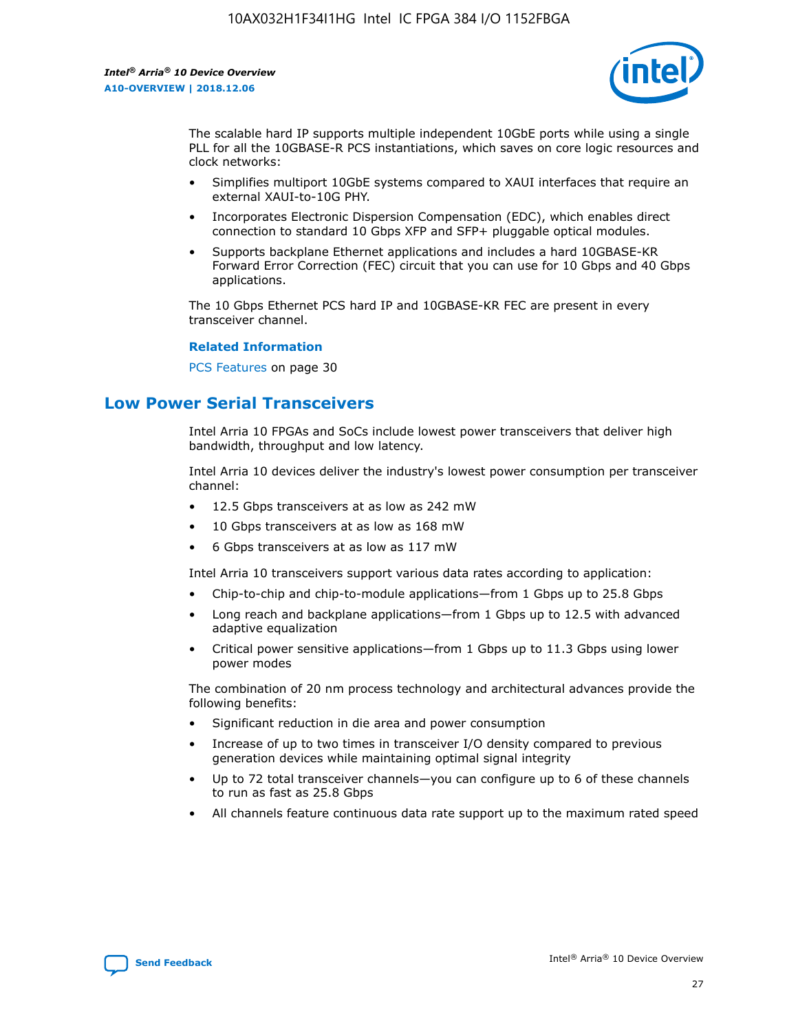The scalable hard IP supports multiple independent 10GbE ports while using a single PLL for all the 10GBASE-R PCS instantiations, which saves on core logic resources and clock networks:

- Simplifies multiport 10GbE systems compared to XAUI interfaces that require an external XAUI-to-10G PHY.
- Incorporates Electronic Dispersion Compensation (EDC), which enables direct connection to standard 10 Gbps XFP and SFP+ pluggable optical modules.
- Supports backplane Ethernet applications and includes a hard 10GBASE-KR Forward Error Correction (FEC) circuit that you can use for 10 Gbps and 40 Gbps applications.

The 10 Gbps Ethernet PCS hard IP and 10GBASE-KR FEC are present in every transceiver channel.

**Related Information**

PCS Features on page 30

## Low Power Serial Transceivers

Intel Arria 10 FPGAs and SoCs include lowest power transceivers that deliver high bandwidth, throughput and low latency.

Intel Arria 10 devices deliver the industry's lowest power consumption per transceiver channel:

- 12.5 Gbps transceivers at as low as 242 mW
- 10 Gbps transceivers at as low as 168 mW
- 6 Gbps transceivers at as low as 117 mW

Intel Arria 10 transceivers support various data rates according to application:

- Chip-to-chip and chip-to-module applications—from 1 Gbps up to 25.8 Gbps
- Long reach and backplane applications—from 1 Gbps up to 12.5 with advanced adaptive equalization
- Critical power sensitive applications—from 1 Gbps up to 11.3 Gbps using lower power modes

The combination of 20 nm process technology and architectural advances provide the following benefits:

- Significant reduction in die area and power consumption
- Increase of up to two times in transceiver I/O density compared to previous generation devices while maintaining optimal signal integrity
- Up to 72 total transceiver channels—you can configure up to 6 of these channels to run as fast as 25.8 Gbps
- All channels feature continuous data rate support up to the maximum rated speed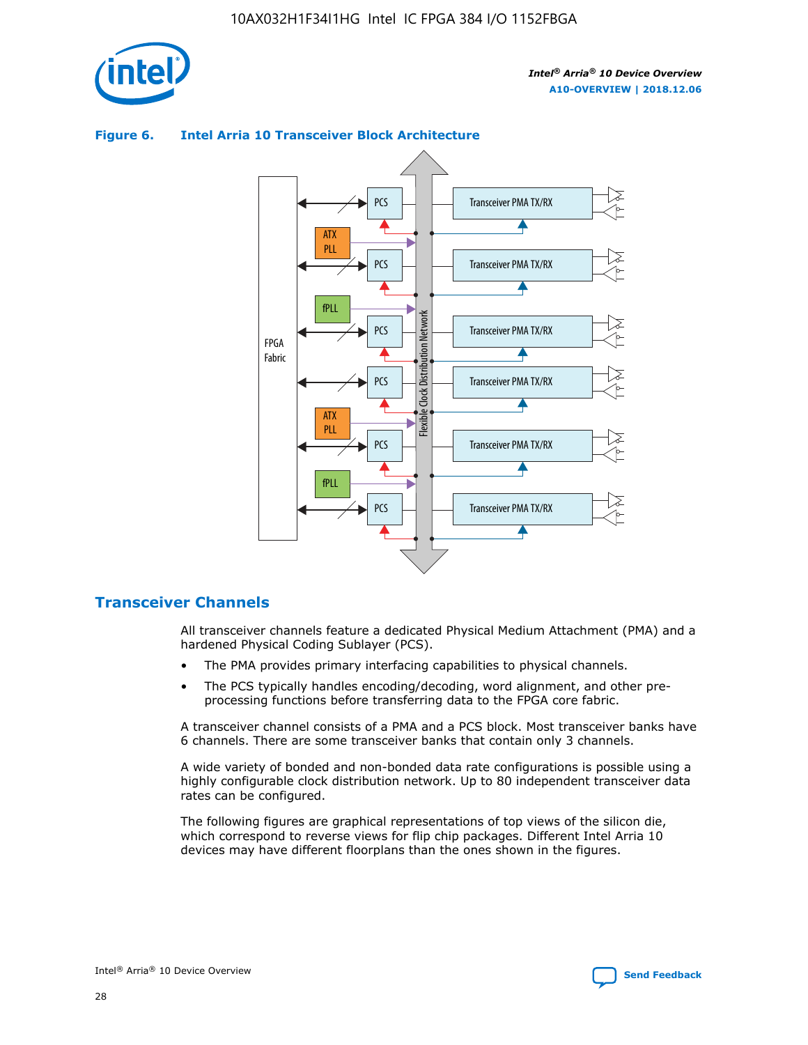**Figure 6. Intel Arria 10 Transceiver Block Architecture**

FPGA Fabric

ATX PLL

fPLL

PCS

Transceiver PMA TX/RX

Flexible Clock Distribution Network

## Transceiver Channels

All transceiver channels feature a dedicated Physical Medium Attachment (PMA) and a hardened Physical Coding Sublayer (PCS).

- The PMA provides primary interfacing capabilities to physical channels.
- The PCS typically handles encoding/decoding, word alignment, and other pre-processing functions before transferring data to the FPGA core fabric.

A transceiver channel consists of a PMA and a PCS block. Most transceiver banks have 6 channels. There are some transceiver banks that contain only 3 channels.

A wide variety of bonded and non-bonded data rate configurations is possible using a highly configurable clock distribution network. Up to 80 independent transceiver data rates can be configured.

The following figures are graphical representations of top views of the silicon die, which correspond to reverse views for flip chip packages. Different Intel Arria 10 devices may have different floorplans than the ones shown in the figures.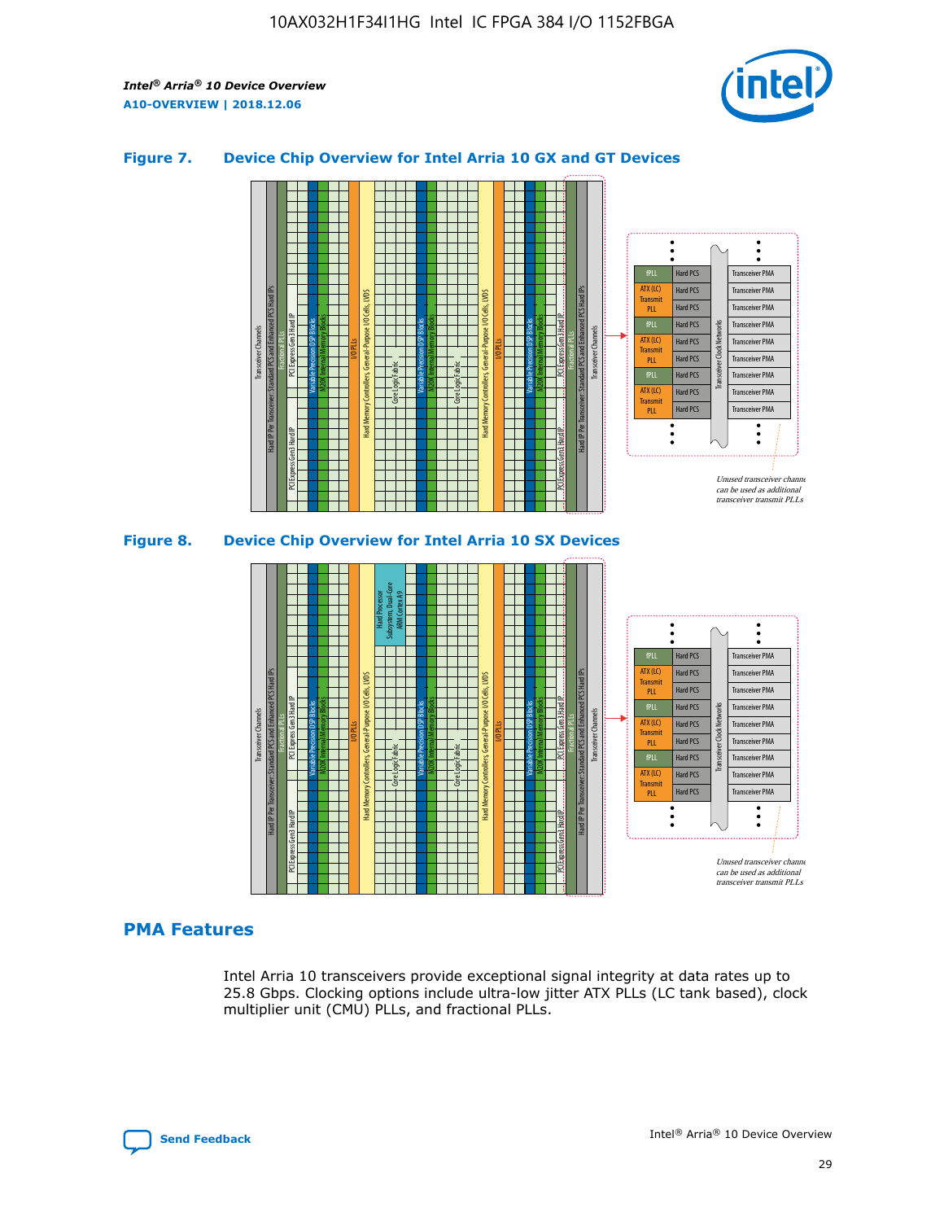### Figure 7. Device Chip Overview for Intel Arria 10 GX and GT Devices

Transceiver Channels
Hard IP Per Transceiver: Standard PCS and Enhanced PCS Hard IPs
Fractional PLLs
PCI Express Gen3 Hard IP
Variable Precision DSP Blocks
M20K Internal Memory Blocks
I/O PLLs
Hard Memory Controllers, General-Purpose I/O Cells, LVDS
Core Logic Fabric

fPLL
ATX (LC) Transmit PLL
Hard PCS
Transceiver Clock Networks
Transceiver PMA

Unused transceiver channels can be used as additional transceiver transmit PLLs

### Figure 8. Device Chip Overview for Intel Arria 10 SX Devices

Hard Processor Subsystem, Dual-Core ARM Cortex A9

Transceiver Channels
Hard IP Per Transceiver: Standard PCS and Enhanced PCS Hard IPs
Fractional PLLs
PCI Express Gen3 Hard IP
Variable Precision DSP Blocks
M20K Internal Memory Blocks
I/O PLLs
Hard Memory Controllers, General-Purpose I/O Cells, LVDS
Core Logic Fabric

fPLL
ATX (LC) Transmit PLL
Hard PCS
Transceiver Clock Networks
Transceiver PMA

Unused transceiver channels can be used as additional transceiver transmit PLLs

## PMA Features

Intel Arria 10 transceivers provide exceptional signal integrity at data rates up to 25.8 Gbps. Clocking options include ultra-low jitter ATX PLLs (LC tank based), clock multiplier unit (CMU) PLLs, and fractional PLLs.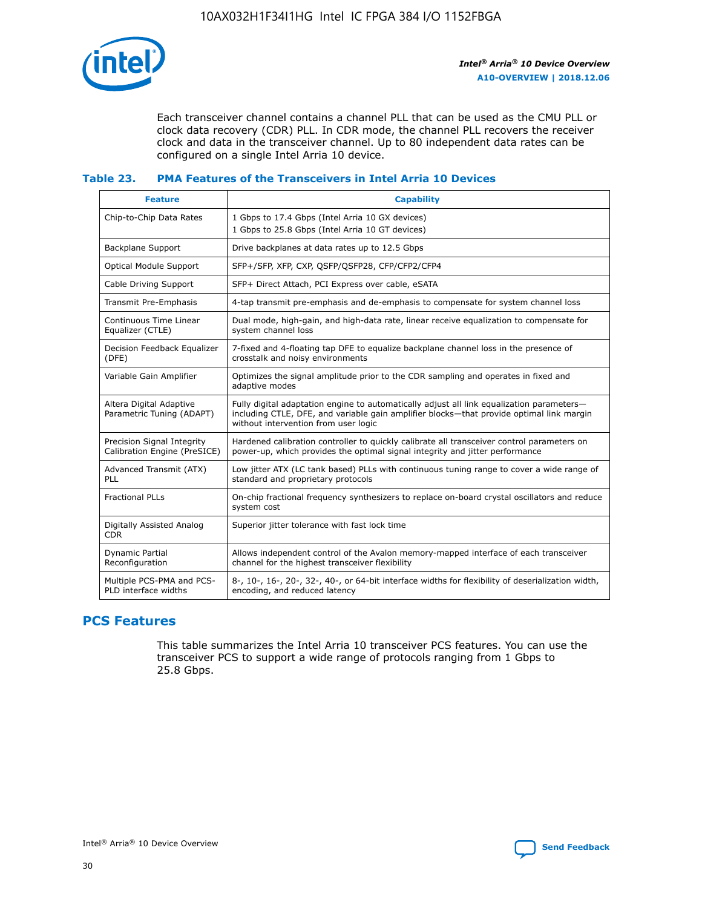Each transceiver channel contains a channel PLL that can be used as the CMU PLL or clock data recovery (CDR) PLL. In CDR mode, the channel PLL recovers the receiver clock and data in the transceiver channel. Up to 80 independent data rates can be configured on a single Intel Arria 10 device.

### Table 23. PMA Features of the Transceivers in Intel Arria 10 Devices

| Feature | Capability |
|---|---|
| Chip-to-Chip Data Rates | 1 Gbps to 17.4 Gbps (Intel Arria 10 GX devices)<br>1 Gbps to 25.8 Gbps (Intel Arria 10 GT devices) |
| Backplane Support | Drive backplanes at data rates up to 12.5 Gbps |
| Optical Module Support | SFP+/SFP, XFP, CXP, QSFP/QSFP28, CFP/CFP2/CFP4 |
| Cable Driving Support | SFP+ Direct Attach, PCI Express over cable, eSATA |
| Transmit Pre-Emphasis | 4-tap transmit pre-emphasis and de-emphasis to compensate for system channel loss |
| Continuous Time Linear Equalizer (CTLE) | Dual mode, high-gain, and high-data rate, linear receive equalization to compensate for system channel loss |
| Decision Feedback Equalizer (DFE) | 7-fixed and 4-floating tap DFE to equalize backplane channel loss in the presence of crosstalk and noisy environments |
| Variable Gain Amplifier | Optimizes the signal amplitude prior to the CDR sampling and operates in fixed and adaptive modes |
| Altera Digital Adaptive Parametric Tuning (ADAPT) | Fully digital adaptation engine to automatically adjust all link equalization parameters—including CTLE, DFE, and variable gain amplifier blocks—that provide optimal link margin without intervention from user logic |
| Precision Signal Integrity Calibration Engine (PreSICE) | Hardened calibration controller to quickly calibrate all transceiver control parameters on power-up, which provides the optimal signal integrity and jitter performance |
| Advanced Transmit (ATX) PLL | Low jitter ATX (LC tank based) PLLs with continuous tuning range to cover a wide range of standard and proprietary protocols |
| Fractional PLLs | On-chip fractional frequency synthesizers to replace on-board crystal oscillators and reduce system cost |
| Digitally Assisted Analog CDR | Superior jitter tolerance with fast lock time |
| Dynamic Partial Reconfiguration | Allows independent control of the Avalon memory-mapped interface of each transceiver channel for the highest transceiver flexibility |
| Multiple PCS-PMA and PCS-PLD interface widths | 8-, 10-, 16-, 20-, 32-, 40-, or 64-bit interface widths for flexibility of deserialization width, encoding, and reduced latency |

## PCS Features

This table summarizes the Intel Arria 10 transceiver PCS features. You can use the transceiver PCS to support a wide range of protocols ranging from 1 Gbps to 25.8 Gbps.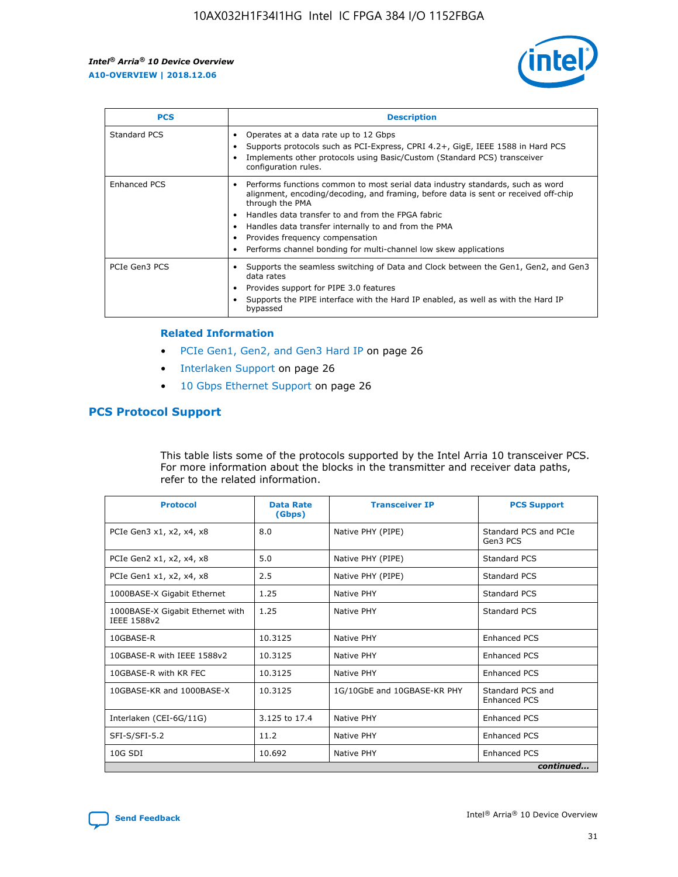| PCS | Description |
| --- | --- |
| Standard PCS | • Operates at a data rate up to 12 Gbps<br>• Supports protocols such as PCI-Express, CPRI 4.2+, GigE, IEEE 1588 in Hard PCS<br>• Implements other protocols using Basic/Custom (Standard PCS) transceiver configuration rules. |
| Enhanced PCS | • Performs functions common to most serial data industry standards, such as word alignment, encoding/decoding, and framing, before data is sent or received off-chip through the PMA<br>• Handles data transfer to and from the FPGA fabric<br>• Handles data transfer internally to and from the PMA<br>• Provides frequency compensation<br>• Performs channel bonding for multi-channel low skew applications |
| PCIe Gen3 PCS | • Supports the seamless switching of Data and Clock between the Gen1, Gen2, and Gen3 data rates<br>• Provides support for PIPE 3.0 features<br>• Supports the PIPE interface with the Hard IP enabled, as well as with the Hard IP bypassed |

### Related Information

- PCIe Gen1, Gen2, and Gen3 Hard IP on page 26
- Interlaken Support on page 26
- 10 Gbps Ethernet Support on page 26

## PCS Protocol Support

This table lists some of the protocols supported by the Intel Arria 10 transceiver PCS. For more information about the blocks in the transmitter and receiver data paths, refer to the related information.

| Protocol | Data Rate (Gbps) | Transceiver IP | PCS Support |
| --- | --- | --- | --- |
| PCIe Gen3 x1, x2, x4, x8 | 8.0 | Native PHY (PIPE) | Standard PCS and PCIe Gen3 PCS |
| PCIe Gen2 x1, x2, x4, x8 | 5.0 | Native PHY (PIPE) | Standard PCS |
| PCIe Gen1 x1, x2, x4, x8 | 2.5 | Native PHY (PIPE) | Standard PCS |
| 1000BASE-X Gigabit Ethernet | 1.25 | Native PHY | Standard PCS |
| 1000BASE-X Gigabit Ethernet with IEEE 1588v2 | 1.25 | Native PHY | Standard PCS |
| 10GBASE-R | 10.3125 | Native PHY | Enhanced PCS |
| 10GBASE-R with IEEE 1588v2 | 10.3125 | Native PHY | Enhanced PCS |
| 10GBASE-R with KR FEC | 10.3125 | Native PHY | Enhanced PCS |
| 10GBASE-KR and 1000BASE-X | 10.3125 | 1G/10GbE and 10GBASE-KR PHY | Standard PCS and Enhanced PCS |
| Interlaken (CEI-6G/11G) | 3.125 to 17.4 | Native PHY | Enhanced PCS |
| SFI-S/SFI-5.2 | 11.2 | Native PHY | Enhanced PCS |
| 10G SDI | 10.692 | Native PHY | Enhanced PCS |

*continued...*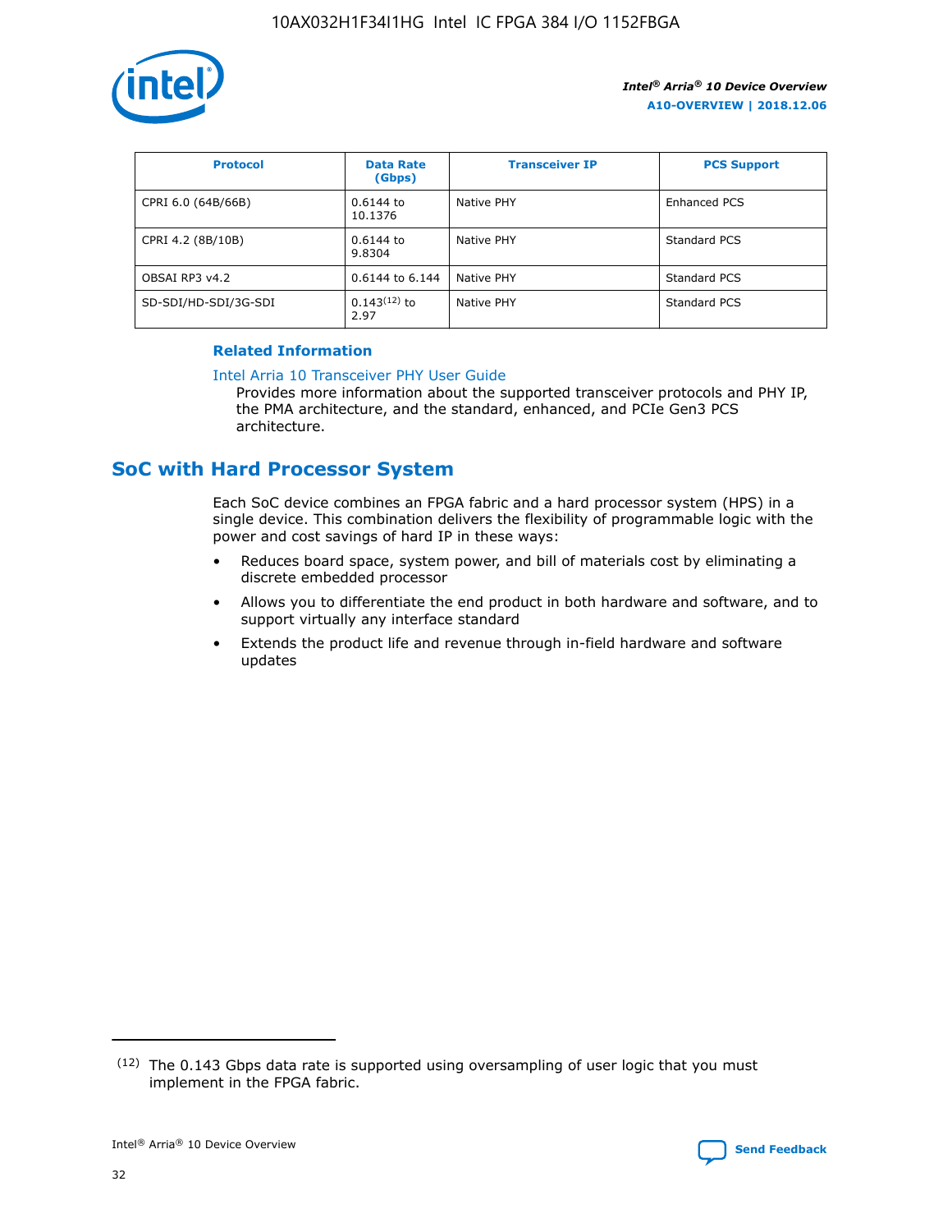| Protocol | Data Rate (Gbps) | Transceiver IP | PCS Support |
|---|---|---|---|
| CPRI 6.0 (64B/66B) | 0.6144 to 10.1376 | Native PHY | Enhanced PCS |
| CPRI 4.2 (8B/10B) | 0.6144 to 9.8304 | Native PHY | Standard PCS |
| OBSAI RP3 v4.2 | 0.6144 to 6.144 | Native PHY | Standard PCS |
| SD-SDI/HD-SDI/3G-SDI | 0.143[12] to 2.97 | Native PHY | Standard PCS |

### Related Information

Intel Arria 10 Transceiver PHY User Guide
Provides more information about the supported transceiver protocols and PHY IP, the PMA architecture, and the standard, enhanced, and PCIe Gen3 PCS architecture.

## SoC with Hard Processor System

Each SoC device combines an FPGA fabric and a hard processor system (HPS) in a single device. This combination delivers the flexibility of programmable logic with the power and cost savings of hard IP in these ways:

- Reduces board space, system power, and bill of materials cost by eliminating a discrete embedded processor
- Allows you to differentiate the end product in both hardware and software, and to support virtually any interface standard
- Extends the product life and revenue through in-field hardware and software updates

(12) The 0.143 Gbps data rate is supported using oversampling of user logic that you must implement in the FPGA fabric.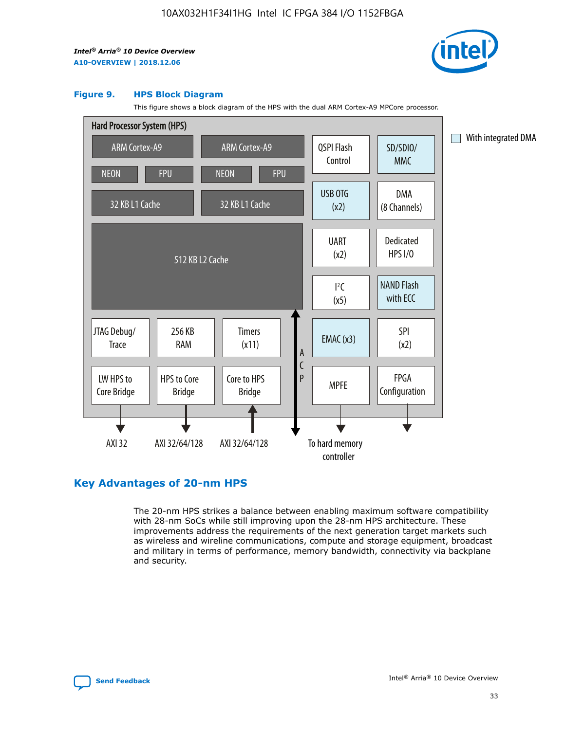**Figure 9. HPS Block Diagram**

This figure shows a block diagram of the HPS with the dual ARM Cortex-A9 MPCore processor.

Hard Processor System (HPS)

ARM Cortex-A9
NEON
FPU
32 KB L1 Cache

ARM Cortex-A9
NEON
FPU
32 KB L1 Cache

512 KB L2 Cache

QSPI Flash Control
SD/SDIO/MMC
USB OTG (x2)
DMA (8 Channels)
UART (x2)
Dedicated HPS I/O
I²C (x5)
NAND Flash with ECC
EMAC (x3)
SPI (x2)
MPFE
FPGA Configuration

JTAG Debug/Trace
256 KB RAM
Timers (x11)
LW HPS to Core Bridge
HPS to Core Bridge
Core to HPS Bridge

ACP

AXI 32
AXI 32/64/128
AXI 32/64/128
To hard memory controller

With integrated DMA

## Key Advantages of 20-nm HPS

The 20-nm HPS strikes a balance between enabling maximum software compatibility with 28-nm SoCs while still improving upon the 28-nm HPS architecture. These improvements address the requirements of the next generation target markets such as wireless and wireline communications, compute and storage equipment, broadcast and military in terms of performance, memory bandwidth, connectivity via backplane and security.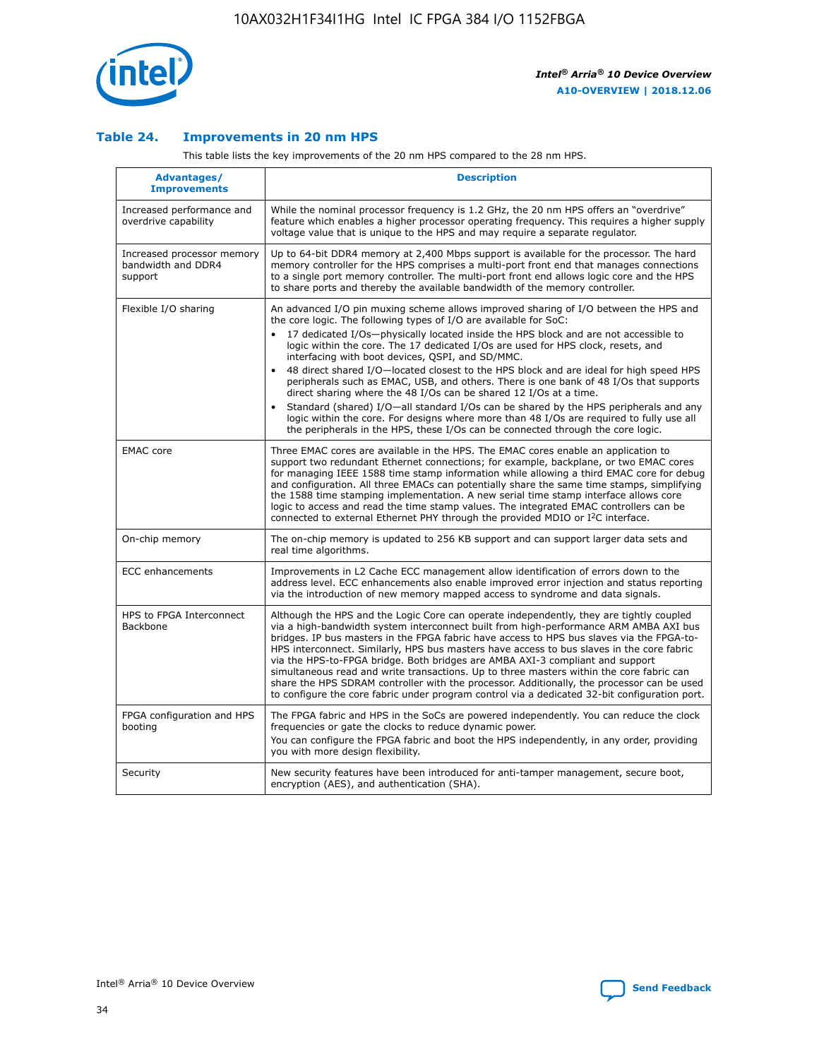### Table 24. Improvements in 20 nm HPS

This table lists the key improvements of the 20 nm HPS compared to the 28 nm HPS.

| Advantages/ Improvements | Description |
| --- | --- |
| Increased performance and overdrive capability | While the nominal processor frequency is 1.2 GHz, the 20 nm HPS offers an "overdrive" feature which enables a higher processor operating frequency. This requires a higher supply voltage value that is unique to the HPS and may require a separate regulator. |
| Increased processor memory bandwidth and DDR4 support | Up to 64-bit DDR4 memory at 2,400 Mbps support is available for the processor. The hard memory controller for the HPS comprises a multi-port front end that manages connections to a single port memory controller. The multi-port front end allows logic core and the HPS to share ports and thereby the available bandwidth of the memory controller. |
| Flexible I/O sharing | An advanced I/O pin muxing scheme allows improved sharing of I/O between the HPS and the core logic. The following types of I/O are available for SoC: <br>• 17 dedicated I/Os—physically located inside the HPS block and are not accessible to logic within the core. The 17 dedicated I/Os are used for HPS clock, resets, and interfacing with boot devices, QSPI, and SD/MMC. <br>• 48 direct shared I/O—located closest to the HPS block and are ideal for high speed HPS peripherals such as EMAC, USB, and others. There is one bank of 48 I/Os that supports direct sharing where the 48 I/Os can be shared 12 I/Os at a time. <br>• Standard (shared) I/O—all standard I/Os can be shared by the HPS peripherals and any logic within the core. For designs where more than 48 I/Os are required to fully use all the peripherals in the HPS, these I/Os can be connected through the core logic. |
| EMAC core | Three EMAC cores are available in the HPS. The EMAC cores enable an application to support two redundant Ethernet connections; for example, backplane, or two EMAC cores for managing IEEE 1588 time stamp information while allowing a third EMAC core for debug and configuration. All three EMACs can potentially share the same time stamps, simplifying the 1588 time stamping implementation. A new serial time stamp interface allows core logic to access and read the time stamp values. The integrated EMAC controllers can be connected to external Ethernet PHY through the provided MDIO or I²C interface. |
| On-chip memory | The on-chip memory is updated to 256 KB support and can support larger data sets and real time algorithms. |
| ECC enhancements | Improvements in L2 Cache ECC management allow identification of errors down to the address level. ECC enhancements also enable improved error injection and status reporting via the introduction of new memory mapped access to syndrome and data signals. |
| HPS to FPGA Interconnect Backbone | Although the HPS and the Logic Core can operate independently, they are tightly coupled via a high-bandwidth system interconnect built from high-performance ARM AMBA AXI bus bridges. IP bus masters in the FPGA fabric have access to HPS bus slaves via the FPGA-to-HPS interconnect. Similarly, HPS bus masters have access to bus slaves in the core fabric via the HPS-to-FPGA bridge. Both bridges are AMBA AXI-3 compliant and support simultaneous read and write transactions. Up to three masters within the core fabric can share the HPS SDRAM controller with the processor. Additionally, the processor can be used to configure the core fabric under program control via a dedicated 32-bit configuration port. |
| FPGA configuration and HPS booting | The FPGA fabric and HPS in the SoCs are powered independently. You can reduce the clock frequencies or gate the clocks to reduce dynamic power. <br>You can configure the FPGA fabric and boot the HPS independently, in any order, providing you with more design flexibility. |
| Security | New security features have been introduced for anti-tamper management, secure boot, encryption (AES), and authentication (SHA). |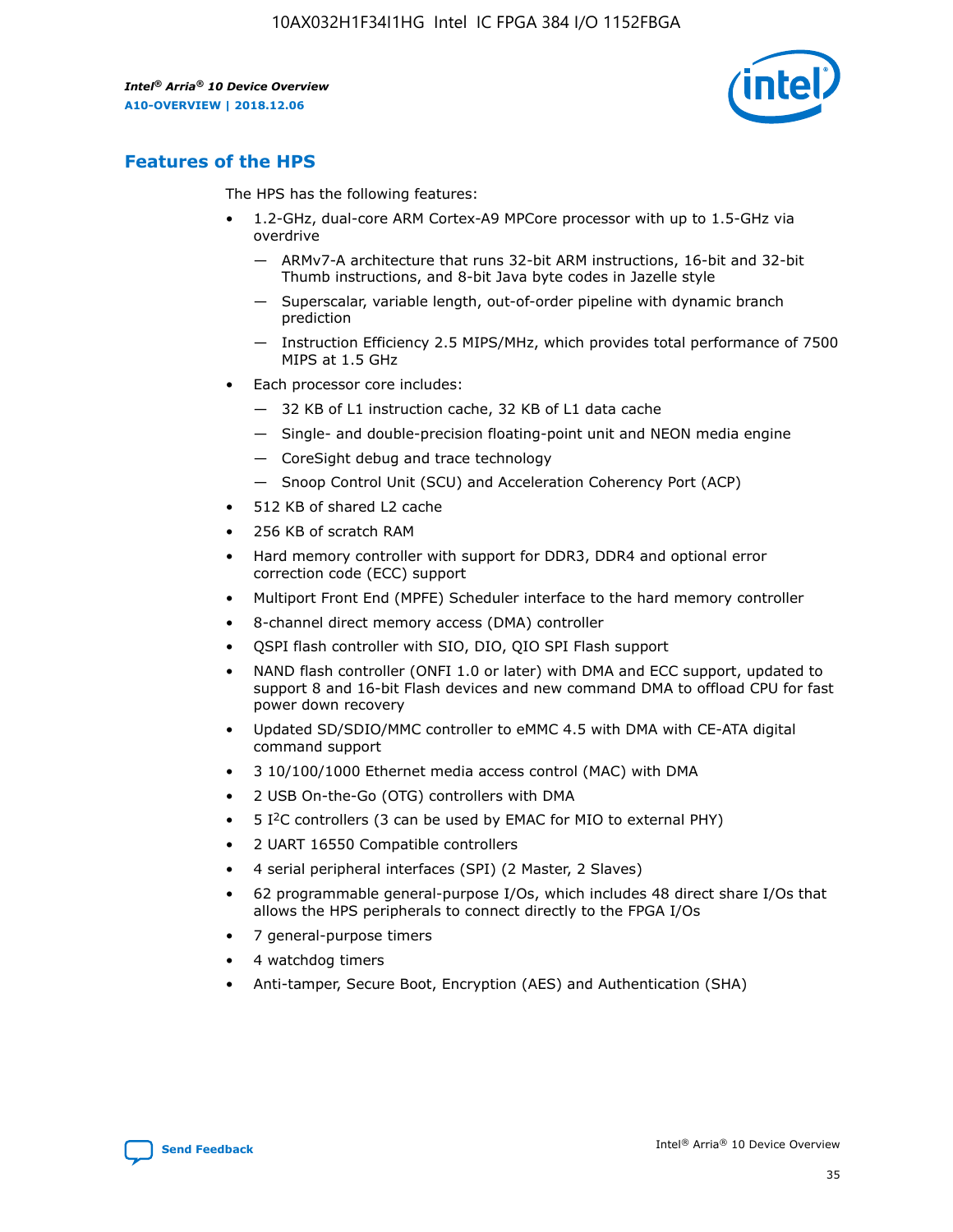## Features of the HPS

The HPS has the following features:

- 1.2-GHz, dual-core ARM Cortex-A9 MPCore processor with up to 1.5-GHz via overdrive
  - — ARMv7-A architecture that runs 32-bit ARM instructions, 16-bit and 32-bit Thumb instructions, and 8-bit Java byte codes in Jazelle style
  - — Superscalar, variable length, out-of-order pipeline with dynamic branch prediction
  - — Instruction Efficiency 2.5 MIPS/MHz, which provides total performance of 7500 MIPS at 1.5 GHz
- Each processor core includes:
  - — 32 KB of L1 instruction cache, 32 KB of L1 data cache
  - — Single- and double-precision floating-point unit and NEON media engine
  - — CoreSight debug and trace technology
  - — Snoop Control Unit (SCU) and Acceleration Coherency Port (ACP)
- 512 KB of shared L2 cache
- 256 KB of scratch RAM
- Hard memory controller with support for DDR3, DDR4 and optional error correction code (ECC) support
- Multiport Front End (MPFE) Scheduler interface to the hard memory controller
- 8-channel direct memory access (DMA) controller
- QSPI flash controller with SIO, DIO, QIO SPI Flash support
- NAND flash controller (ONFI 1.0 or later) with DMA and ECC support, updated to support 8 and 16-bit Flash devices and new command DMA to offload CPU for fast power down recovery
- Updated SD/SDIO/MMC controller to eMMC 4.5 with DMA with CE-ATA digital command support
- 3 10/100/1000 Ethernet media access control (MAC) with DMA
- 2 USB On-the-Go (OTG) controllers with DMA
- 5 I²C controllers (3 can be used by EMAC for MIO to external PHY)
- 2 UART 16550 Compatible controllers
- 4 serial peripheral interfaces (SPI) (2 Master, 2 Slaves)
- 62 programmable general-purpose I/Os, which includes 48 direct share I/Os that allows the HPS peripherals to connect directly to the FPGA I/Os
- 7 general-purpose timers
- 4 watchdog timers
- Anti-tamper, Secure Boot, Encryption (AES) and Authentication (SHA)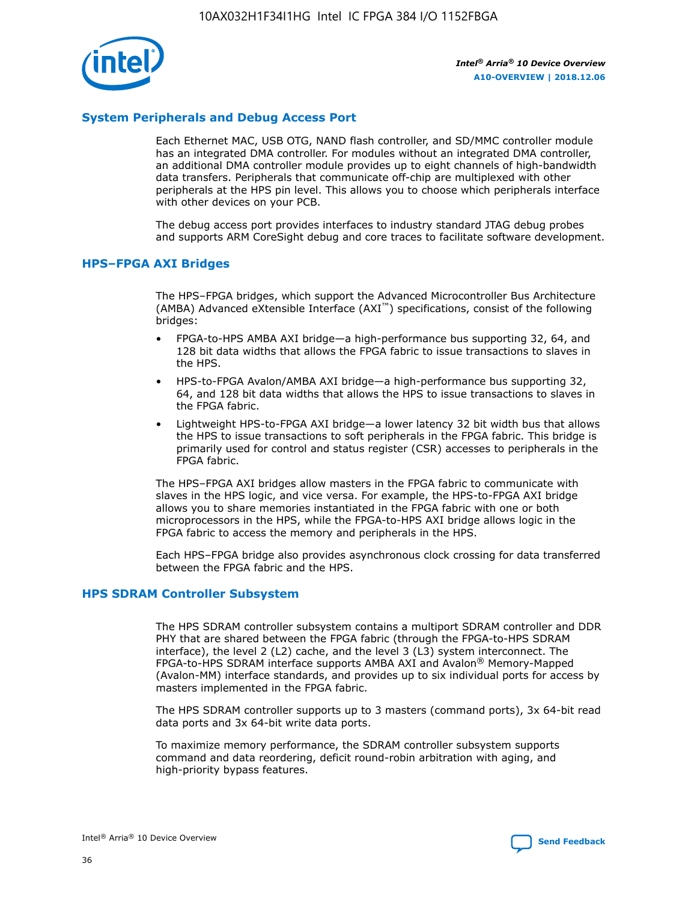## System Peripherals and Debug Access Port

Each Ethernet MAC, USB OTG, NAND flash controller, and SD/MMC controller module has an integrated DMA controller. For modules without an integrated DMA controller, an additional DMA controller module provides up to eight channels of high-bandwidth data transfers. Peripherals that communicate off-chip are multiplexed with other peripherals at the HPS pin level. This allows you to choose which peripherals interface with other devices on your PCB.

The debug access port provides interfaces to industry standard JTAG debug probes and supports ARM CoreSight debug and core traces to facilitate software development.

## HPS–FPGA AXI Bridges

The HPS–FPGA bridges, which support the Advanced Microcontroller Bus Architecture (AMBA) Advanced eXtensible Interface (AXI™) specifications, consist of the following bridges:

- FPGA-to-HPS AMBA AXI bridge—a high-performance bus supporting 32, 64, and 128 bit data widths that allows the FPGA fabric to issue transactions to slaves in the HPS.
- HPS-to-FPGA Avalon/AMBA AXI bridge—a high-performance bus supporting 32, 64, and 128 bit data widths that allows the HPS to issue transactions to slaves in the FPGA fabric.
- Lightweight HPS-to-FPGA AXI bridge—a lower latency 32 bit width bus that allows the HPS to issue transactions to soft peripherals in the FPGA fabric. This bridge is primarily used for control and status register (CSR) accesses to peripherals in the FPGA fabric.

The HPS–FPGA AXI bridges allow masters in the FPGA fabric to communicate with slaves in the HPS logic, and vice versa. For example, the HPS-to-FPGA AXI bridge allows you to share memories instantiated in the FPGA fabric with one or both microprocessors in the HPS, while the FPGA-to-HPS AXI bridge allows logic in the FPGA fabric to access the memory and peripherals in the HPS.

Each HPS–FPGA bridge also provides asynchronous clock crossing for data transferred between the FPGA fabric and the HPS.

## HPS SDRAM Controller Subsystem

The HPS SDRAM controller subsystem contains a multiport SDRAM controller and DDR PHY that are shared between the FPGA fabric (through the FPGA-to-HPS SDRAM interface), the level 2 (L2) cache, and the level 3 (L3) system interconnect. The FPGA-to-HPS SDRAM interface supports AMBA AXI and Avalon® Memory-Mapped (Avalon-MM) interface standards, and provides up to six individual ports for access by masters implemented in the FPGA fabric.

The HPS SDRAM controller supports up to 3 masters (command ports), 3x 64-bit read data ports and 3x 64-bit write data ports.

To maximize memory performance, the SDRAM controller subsystem supports command and data reordering, deficit round-robin arbitration with aging, and high-priority bypass features.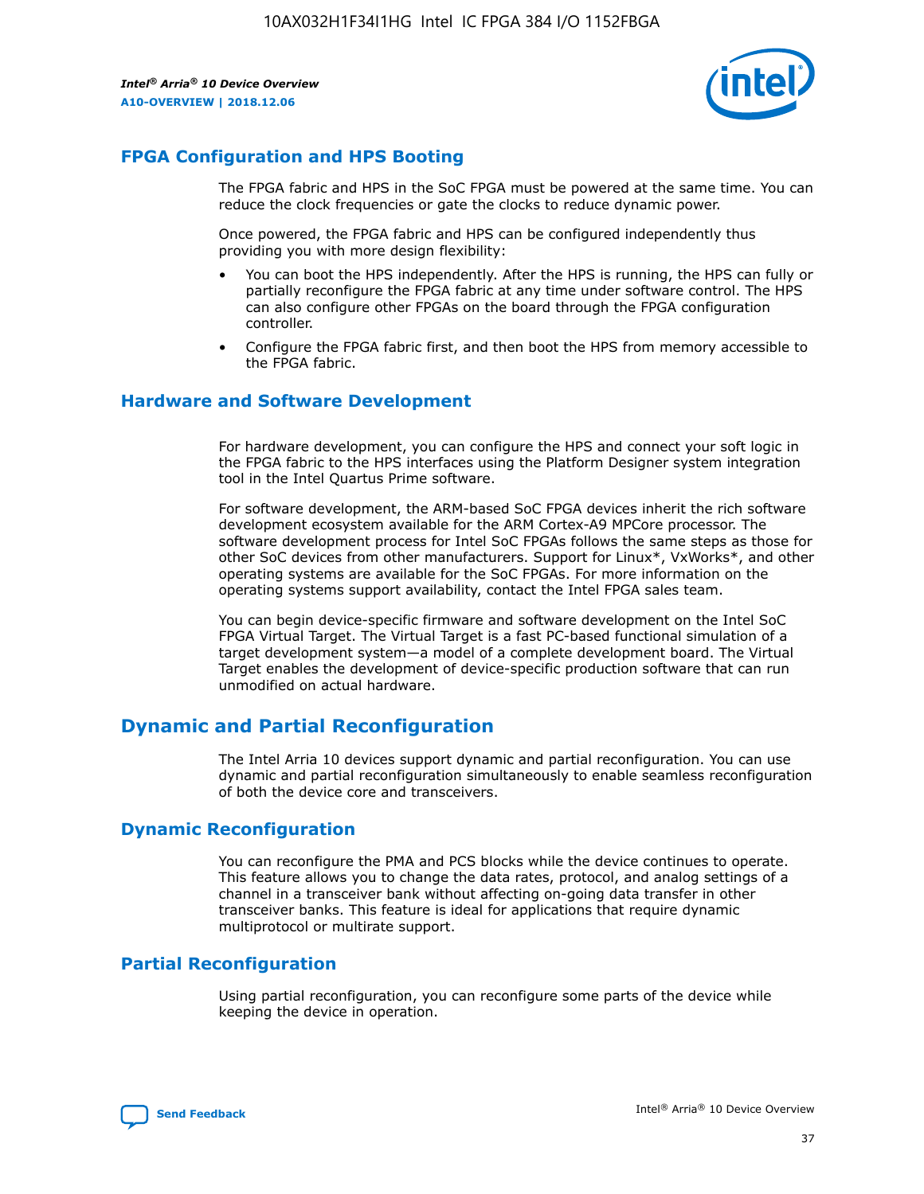## FPGA Configuration and HPS Booting

The FPGA fabric and HPS in the SoC FPGA must be powered at the same time. You can reduce the clock frequencies or gate the clocks to reduce dynamic power.

Once powered, the FPGA fabric and HPS can be configured independently thus providing you with more design flexibility:

- You can boot the HPS independently. After the HPS is running, the HPS can fully or partially reconfigure the FPGA fabric at any time under software control. The HPS can also configure other FPGAs on the board through the FPGA configuration controller.
- Configure the FPGA fabric first, and then boot the HPS from memory accessible to the FPGA fabric.

## Hardware and Software Development

For hardware development, you can configure the HPS and connect your soft logic in the FPGA fabric to the HPS interfaces using the Platform Designer system integration tool in the Intel Quartus Prime software.

For software development, the ARM-based SoC FPGA devices inherit the rich software development ecosystem available for the ARM Cortex-A9 MPCore processor. The software development process for Intel SoC FPGAs follows the same steps as those for other SoC devices from other manufacturers. Support for Linux*, VxWorks*, and other operating systems are available for the SoC FPGAs. For more information on the operating systems support availability, contact the Intel FPGA sales team.

You can begin device-specific firmware and software development on the Intel SoC FPGA Virtual Target. The Virtual Target is a fast PC-based functional simulation of a target development system—a model of a complete development board. The Virtual Target enables the development of device-specific production software that can run unmodified on actual hardware.

# Dynamic and Partial Reconfiguration

The Intel Arria 10 devices support dynamic and partial reconfiguration. You can use dynamic and partial reconfiguration simultaneously to enable seamless reconfiguration of both the device core and transceivers.

## Dynamic Reconfiguration

You can reconfigure the PMA and PCS blocks while the device continues to operate. This feature allows you to change the data rates, protocol, and analog settings of a channel in a transceiver bank without affecting on-going data transfer in other transceiver banks. This feature is ideal for applications that require dynamic multiprotocol or multirate support.

## Partial Reconfiguration

Using partial reconfiguration, you can reconfigure some parts of the device while keeping the device in operation.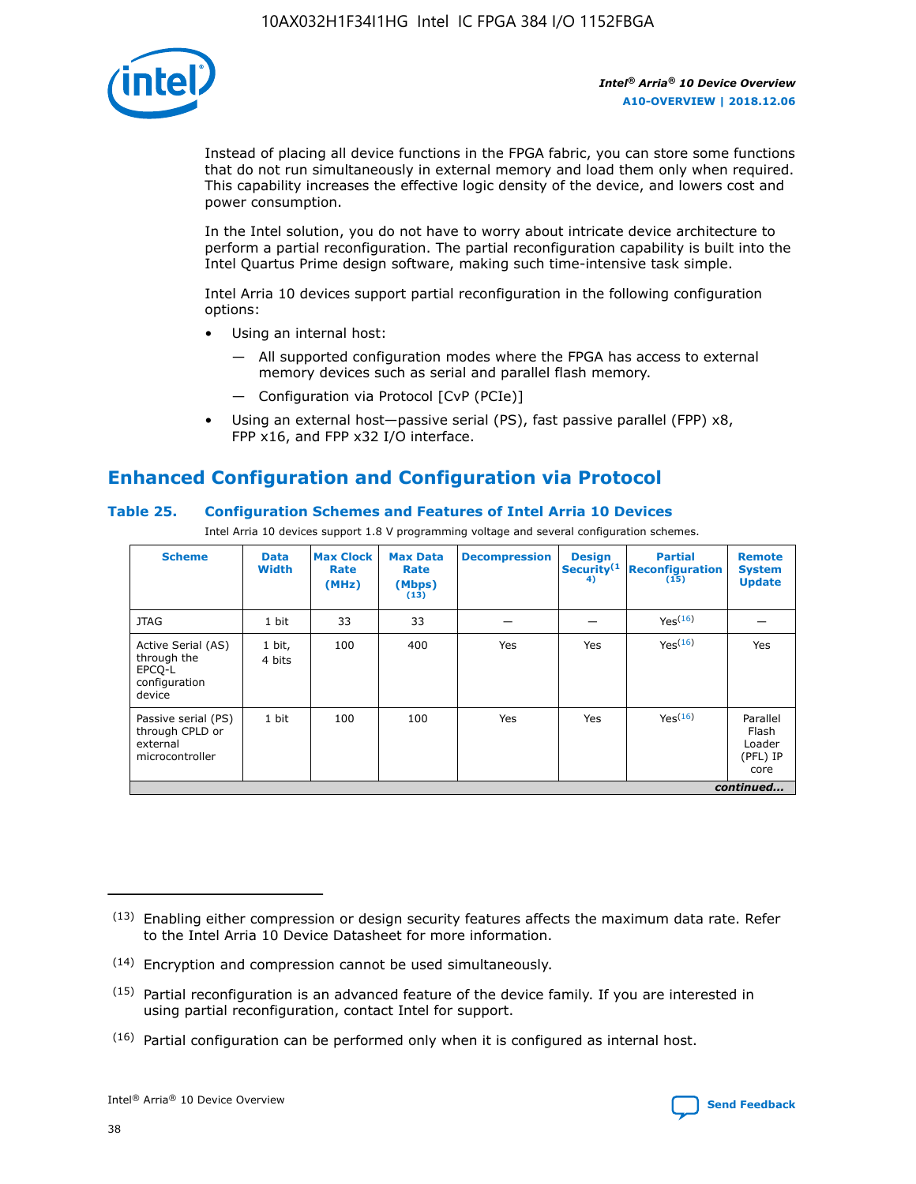Instead of placing all device functions in the FPGA fabric, you can store some functions that do not run simultaneously in external memory and load them only when required. This capability increases the effective logic density of the device, and lowers cost and power consumption.

In the Intel solution, you do not have to worry about intricate device architecture to perform a partial reconfiguration. The partial reconfiguration capability is built into the Intel Quartus Prime design software, making such time-intensive task simple.

Intel Arria 10 devices support partial reconfiguration in the following configuration options:

- Using an internal host:
  - — All supported configuration modes where the FPGA has access to external memory devices such as serial and parallel flash memory.
  - — Configuration via Protocol [CvP (PCIe)]
- Using an external host—passive serial (PS), fast passive parallel (FPP) x8, FPP x16, and FPP x32 I/O interface.

## Enhanced Configuration and Configuration via Protocol

**Table 25. Configuration Schemes and Features of Intel Arria 10 Devices**

Intel Arria 10 devices support 1.8 V programming voltage and several configuration schemes.

| Scheme | Data Width | Max Clock Rate (MHz) | Max Data Rate (Mbps) (13) | Decompression | Design Security(14) | Partial Reconfiguration (15) | Remote System Update |
|---|---|---|---|---|---|---|---|
| JTAG | 1 bit | 33 | 33 | — | — | Yes(16) | — |
| Active Serial (AS) through the EPCQ-L configuration device | 1 bit, 4 bits | 100 | 400 | Yes | Yes | Yes(16) | Yes |
| Passive serial (PS) through CPLD or external microcontroller | 1 bit | 100 | 100 | Yes | Yes | Yes(16) | Parallel Flash Loader (PFL) IP core |

*continued...*

(13) Enabling either compression or design security features affects the maximum data rate. Refer to the Intel Arria 10 Device Datasheet for more information.

(14) Encryption and compression cannot be used simultaneously.

(15) Partial reconfiguration is an advanced feature of the device family. If you are interested in using partial reconfiguration, contact Intel for support.

(16) Partial configuration can be performed only when it is configured as internal host.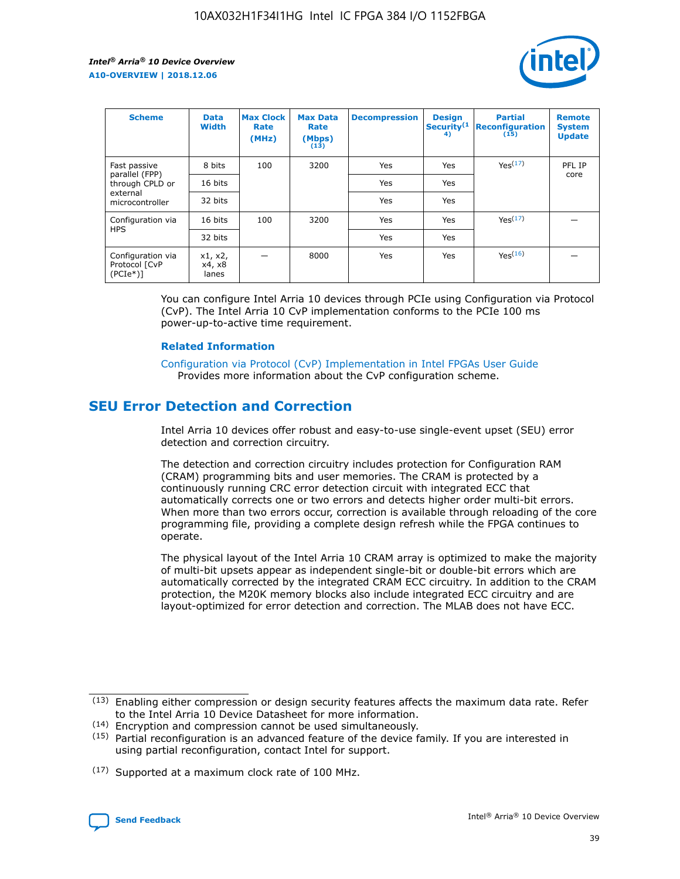| Scheme | Data Width | Max Clock Rate (MHz) | Max Data Rate (Mbps) (13) | Decompression | Design Security (14) | Partial Reconfiguration (15) | Remote System Update |
|---|---|---|---|---|---|---|---|
| Fast passive parallel (FPP) through CPLD or external microcontroller | 8 bits | 100 | 3200 | Yes | Yes | Yes (17) | PFL IP core |
| | 16 bits | | | Yes | Yes | | |
| | 32 bits | | | Yes | Yes | | |
| Configuration via HPS | 16 bits | 100 | 3200 | Yes | Yes | Yes (17) | — |
| | 32 bits | | | Yes | Yes | | |
| Configuration via Protocol [CvP (PCIe*)] | x1, x2, x4, x8 lanes | — | 8000 | Yes | Yes | Yes (16) | — |

You can configure Intel Arria 10 devices through PCIe using Configuration via Protocol (CvP). The Intel Arria 10 CvP implementation conforms to the PCIe 100 ms power-up-to-active time requirement.

### Related Information

Configuration via Protocol (CvP) Implementation in Intel FPGAs User Guide
Provides more information about the CvP configuration scheme.

## SEU Error Detection and Correction

Intel Arria 10 devices offer robust and easy-to-use single-event upset (SEU) error detection and correction circuitry.

The detection and correction circuitry includes protection for Configuration RAM (CRAM) programming bits and user memories. The CRAM is protected by a continuously running CRC error detection circuit with integrated ECC that automatically corrects one or two errors and detects higher order multi-bit errors. When more than two errors occur, correction is available through reloading of the core programming file, providing a complete design refresh while the FPGA continues to operate.

The physical layout of the Intel Arria 10 CRAM array is optimized to make the majority of multi-bit upsets appear as independent single-bit or double-bit errors which are automatically corrected by the integrated CRAM ECC circuitry. In addition to the CRAM protection, the M20K memory blocks also include integrated ECC circuitry and are layout-optimized for error detection and correction. The MLAB does not have ECC.

(13) Enabling either compression or design security features affects the maximum data rate. Refer to the Intel Arria 10 Device Datasheet for more information.

(14) Encryption and compression cannot be used simultaneously.

(15) Partial reconfiguration is an advanced feature of the device family. If you are interested in using partial reconfiguration, contact Intel for support.

(17) Supported at a maximum clock rate of 100 MHz.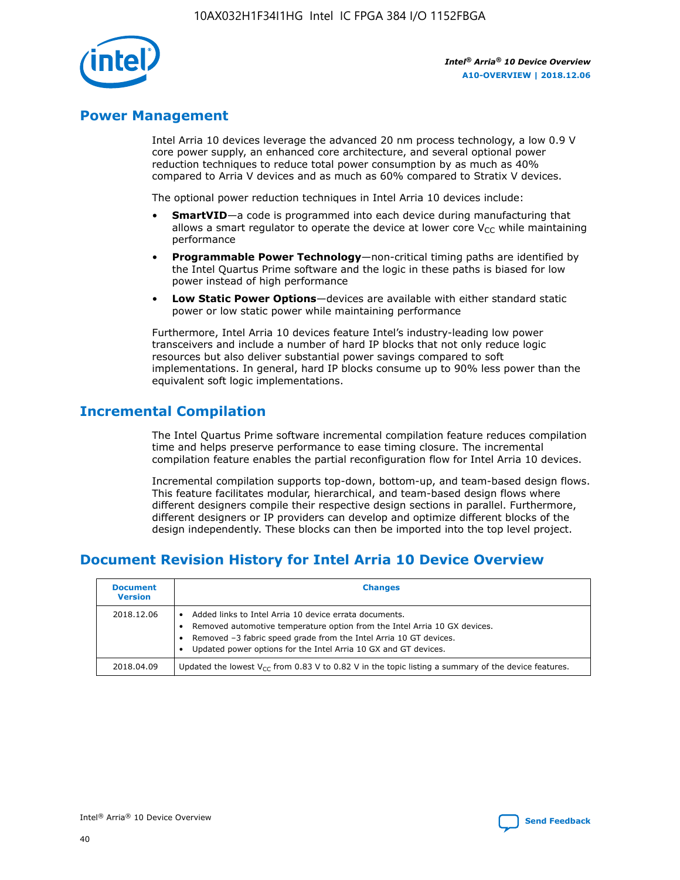## Power Management

Intel Arria 10 devices leverage the advanced 20 nm process technology, a low 0.9 V core power supply, an enhanced core architecture, and several optional power reduction techniques to reduce total power consumption by as much as 40% compared to Arria V devices and as much as 60% compared to Stratix V devices.

The optional power reduction techniques in Intel Arria 10 devices include:

- **SmartVID**—a code is programmed into each device during manufacturing that allows a smart regulator to operate the device at lower core $V_{CC}$ while maintaining performance
- **Programmable Power Technology**—non-critical timing paths are identified by the Intel Quartus Prime software and the logic in these paths is biased for low power instead of high performance
- **Low Static Power Options**—devices are available with either standard static power or low static power while maintaining performance

Furthermore, Intel Arria 10 devices feature Intel's industry-leading low power transceivers and include a number of hard IP blocks that not only reduce logic resources but also deliver substantial power savings compared to soft implementations. In general, hard IP blocks consume up to 90% less power than the equivalent soft logic implementations.

## Incremental Compilation

The Intel Quartus Prime software incremental compilation feature reduces compilation time and helps preserve performance to ease timing closure. The incremental compilation feature enables the partial reconfiguration flow for Intel Arria 10 devices.

Incremental compilation supports top-down, bottom-up, and team-based design flows. This feature facilitates modular, hierarchical, and team-based design flows where different designers compile their respective design sections in parallel. Furthermore, different designers or IP providers can develop and optimize different blocks of the design independently. These blocks can then be imported into the top level project.

## Document Revision History for Intel Arria 10 Device Overview

| Document Version | Changes |
|---|---|
| 2018.12.06 | • Added links to Intel Arria 10 device errata documents.<br>• Removed automotive temperature option from the Intel Arria 10 GX devices.<br>• Removed –3 fabric speed grade from the Intel Arria 10 GT devices.<br>• Updated power options for the Intel Arria 10 GX and GT devices. |
| 2018.04.09 | Updated the lowest $V_{CC}$ from 0.83 V to 0.82 V in the topic listing a summary of the device features. |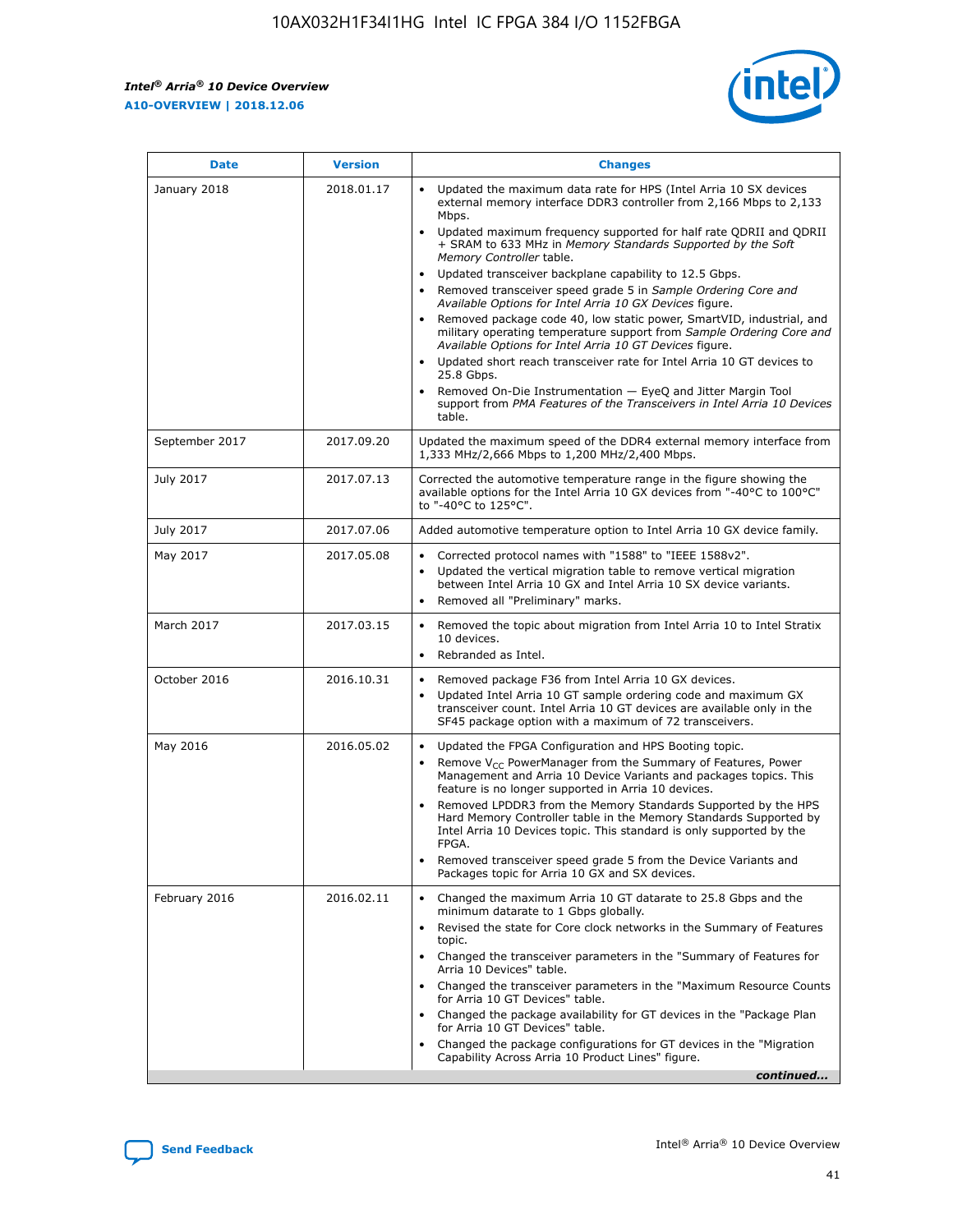| Date | Version | Changes |
| --- | --- | --- |
| January 2018 | 2018.01.17 | • Updated the maximum data rate for HPS (Intel Arria 10 SX devices external memory interface DDR3 controller from 2,166 Mbps to 2,133 Mbps.<br>• Updated maximum frequency supported for half rate QDRII and QDRII + SRAM to 633 MHz in *Memory Standards Supported by the Soft Memory Controller* table.<br>• Updated transceiver backplane capability to 12.5 Gbps.<br>• Removed transceiver speed grade 5 in *Sample Ordering Core and Available Options for Intel Arria 10 GX Devices* figure.<br>• Removed package code 40, low static power, SmartVID, industrial, and military operating temperature support from *Sample Ordering Core and Available Options for Intel Arria 10 GT Devices* figure.<br>• Updated short reach transceiver rate for Intel Arria 10 GT devices to 25.8 Gbps.<br>• Removed On-Die Instrumentation — EyeQ and Jitter Margin Tool support from *PMA Features of the Transceivers in Intel Arria 10 Devices* table. |
| September 2017 | 2017.09.20 | Updated the maximum speed of the DDR4 external memory interface from 1,333 MHz/2,666 Mbps to 1,200 MHz/2,400 Mbps. |
| July 2017 | 2017.07.13 | Corrected the automotive temperature range in the figure showing the available options for the Intel Arria 10 GX devices from "-40°C to 100°C" to "-40°C to 125°C". |
| July 2017 | 2017.07.06 | Added automotive temperature option to Intel Arria 10 GX device family. |
| May 2017 | 2017.05.08 | • Corrected protocol names with "1588" to "IEEE 1588v2".<br>• Updated the vertical migration table to remove vertical migration between Intel Arria 10 GX and Intel Arria 10 SX device variants.<br>• Removed all "Preliminary" marks. |
| March 2017 | 2017.03.15 | • Removed the topic about migration from Intel Arria 10 to Intel Stratix 10 devices.<br>• Rebranded as Intel. |
| October 2016 | 2016.10.31 | • Removed package F36 from Intel Arria 10 GX devices.<br>• Updated Intel Arria 10 GT sample ordering code and maximum GX transceiver count. Intel Arria 10 GT devices are available only in the SF45 package option with a maximum of 72 transceivers. |
| May 2016 | 2016.05.02 | • Updated the FPGA Configuration and HPS Booting topic.<br>• Remove $V_{CC}$ PowerManager from the Summary of Features, Power Management and Arria 10 Device Variants and packages topics. This feature is no longer supported in Arria 10 devices.<br>• Removed LPDDR3 from the Memory Standards Supported by the HPS Hard Memory Controller table in the Memory Standards Supported by Intel Arria 10 Devices topic. This standard is only supported by the FPGA.<br>• Removed transceiver speed grade 5 from the Device Variants and Packages topic for Arria 10 GX and SX devices. |
| February 2016 | 2016.02.11 | • Changed the maximum Arria 10 GT datarate to 25.8 Gbps and the minimum datarate to 1 Gbps globally.<br>• Revised the state for Core clock networks in the Summary of Features topic.<br>• Changed the transceiver parameters in the "Summary of Features for Arria 10 Devices" table.<br>• Changed the transceiver parameters in the "Maximum Resource Counts for Arria 10 GT Devices" table.<br>• Changed the package availability for GT devices in the "Package Plan for Arria 10 GT Devices" table.<br>• Changed the package configurations for GT devices in the "Migration Capability Across Arria 10 Product Lines" figure. |

*continued...*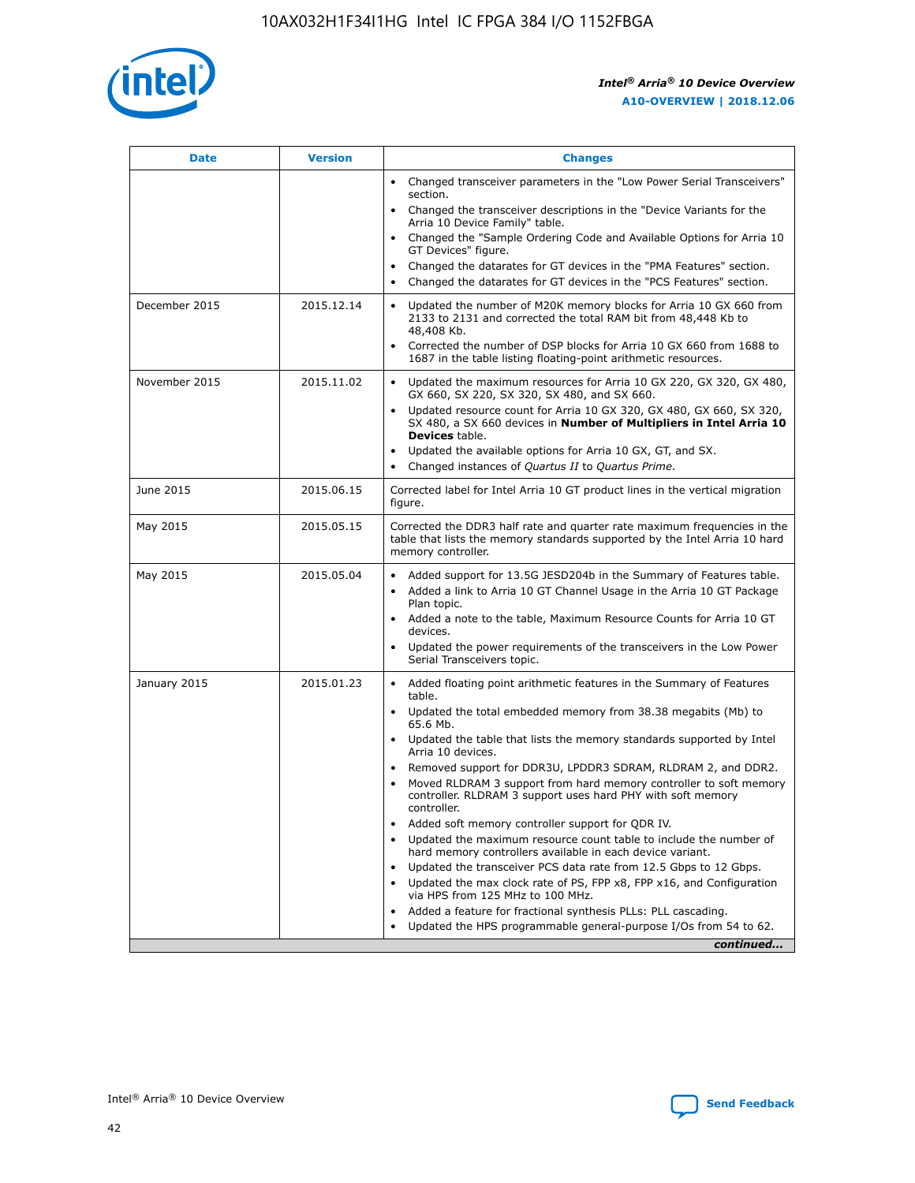| Date | Version | Changes |
| --- | --- | --- |
| | | • Changed transceiver parameters in the "Low Power Serial Transceivers" section.<br>• Changed the transceiver descriptions in the "Device Variants for the Arria 10 Device Family" table.<br>• Changed the "Sample Ordering Code and Available Options for Arria 10 GT Devices" figure.<br>• Changed the datarates for GT devices in the "PMA Features" section.<br>• Changed the datarates for GT devices in the "PCS Features" section. |
| December 2015 | 2015.12.14 | • Updated the number of M20K memory blocks for Arria 10 GX 660 from 2133 to 2131 and corrected the total RAM bit from 48,448 Kb to 48,408 Kb.<br>• Corrected the number of DSP blocks for Arria 10 GX 660 from 1688 to 1687 in the table listing floating-point arithmetic resources. |
| November 2015 | 2015.11.02 | • Updated the maximum resources for Arria 10 GX 220, GX 320, GX 480, GX 660, SX 220, SX 320, SX 480, and SX 660.<br>• Updated resource count for Arria 10 GX 320, GX 480, GX 660, SX 320, SX 480, a SX 660 devices in **Number of Multipliers in Intel Arria 10 Devices** table.<br>• Updated the available options for Arria 10 GX, GT, and SX.<br>• Changed instances of *Quartus II* to *Quartus Prime*. |
| June 2015 | 2015.06.15 | Corrected label for Intel Arria 10 GT product lines in the vertical migration figure. |
| May 2015 | 2015.05.15 | Corrected the DDR3 half rate and quarter rate maximum frequencies in the table that lists the memory standards supported by the Intel Arria 10 hard memory controller. |
| May 2015 | 2015.05.04 | • Added support for 13.5G JESD204b in the Summary of Features table.<br>• Added a link to Arria 10 GT Channel Usage in the Arria 10 GT Package Plan topic.<br>• Added a note to the table, Maximum Resource Counts for Arria 10 GT devices.<br>• Updated the power requirements of the transceivers in the Low Power Serial Transceivers topic. |
| January 2015 | 2015.01.23 | • Added floating point arithmetic features in the Summary of Features table.<br>• Updated the total embedded memory from 38.38 megabits (Mb) to 65.6 Mb.<br>• Updated the table that lists the memory standards supported by Intel Arria 10 devices.<br>• Removed support for DDR3U, LPDDR3 SDRAM, RLDRAM 2, and DDR2.<br>• Moved RLDRAM 3 support from hard memory controller to soft memory controller. RLDRAM 3 support uses hard PHY with soft memory controller.<br>• Added soft memory controller support for QDR IV.<br>• Updated the maximum resource count table to include the number of hard memory controllers available in each device variant.<br>• Updated the transceiver PCS data rate from 12.5 Gbps to 12 Gbps.<br>• Updated the max clock rate of PS, FPP x8, FPP x16, and Configuration via HPS from 125 MHz to 100 MHz.<br>• Added a feature for fractional synthesis PLLs: PLL cascading.<br>• Updated the HPS programmable general-purpose I/Os from 54 to 62. |

*continued...*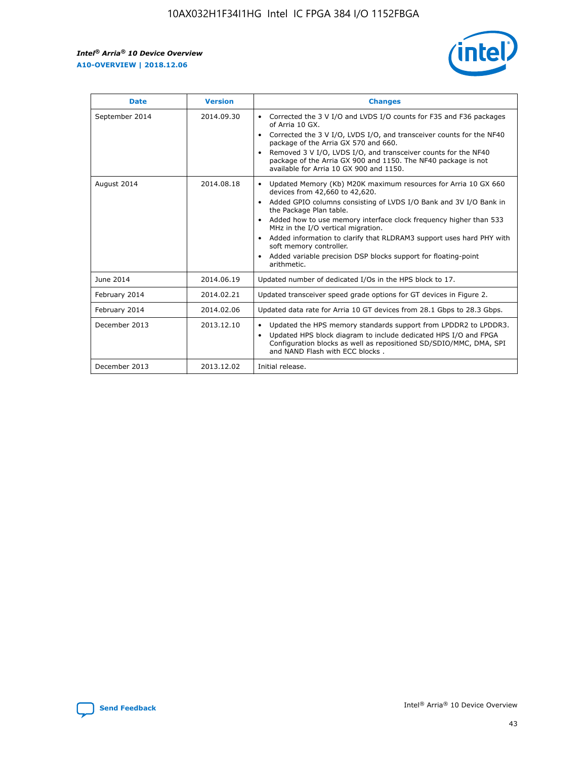| Date | Version | Changes |
| --- | --- | --- |
| September 2014 | 2014.09.30 | • Corrected the 3 V I/O and LVDS I/O counts for F35 and F36 packages of Arria 10 GX.<br>• Corrected the 3 V I/O, LVDS I/O, and transceiver counts for the NF40 package of the Arria GX 570 and 660.<br>• Removed 3 V I/O, LVDS I/O, and transceiver counts for the NF40 package of the Arria GX 900 and 1150. The NF40 package is not available for Arria 10 GX 900 and 1150. |
| August 2014 | 2014.08.18 | • Updated Memory (Kb) M20K maximum resources for Arria 10 GX 660 devices from 42,660 to 42,620.<br>• Added GPIO columns consisting of LVDS I/O Bank and 3V I/O Bank in the Package Plan table.<br>• Added how to use memory interface clock frequency higher than 533 MHz in the I/O vertical migration.<br>• Added information to clarify that RLDRAM3 support uses hard PHY with soft memory controller.<br>• Added variable precision DSP blocks support for floating-point arithmetic. |
| June 2014 | 2014.06.19 | Updated number of dedicated I/Os in the HPS block to 17. |
| February 2014 | 2014.02.21 | Updated transceiver speed grade options for GT devices in Figure 2. |
| February 2014 | 2014.02.06 | Updated data rate for Arria 10 GT devices from 28.1 Gbps to 28.3 Gbps. |
| December 2013 | 2013.12.10 | • Updated the HPS memory standards support from LPDDR2 to LPDDR3.<br>• Updated HPS block diagram to include dedicated HPS I/O and FPGA Configuration blocks as well as repositioned SD/SDIO/MMC, DMA, SPI and NAND Flash with ECC blocks . |
| December 2013 | 2013.12.02 | Initial release. |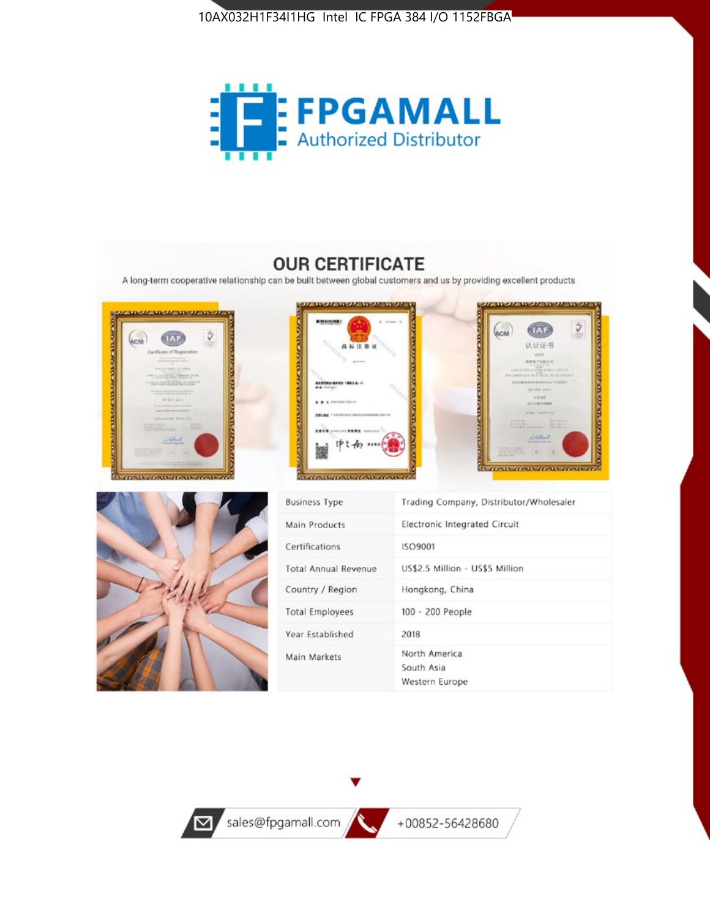FPGAMALL
Authorized Distributor

## OUR CERTIFICATE

A long-term cooperative relationship can be built between global customers and us by providing excellent products

| | |
|---|---|
| Business Type | Trading Company, Distributor/Wholesaler |
| Main Products | Electronic Integrated Circuit |
| Certifications | ISO9001 |
| Total Annual Revenue | US$2.5 Million - US$5 Million |
| Country / Region | Hongkong, China |
| Total Employees | 100 - 200 People |
| Year Established | 2018 |
| Main Markets | North America<br>South Asia<br>Western Europe |

sales@fpgamall.com

+00852-56428680